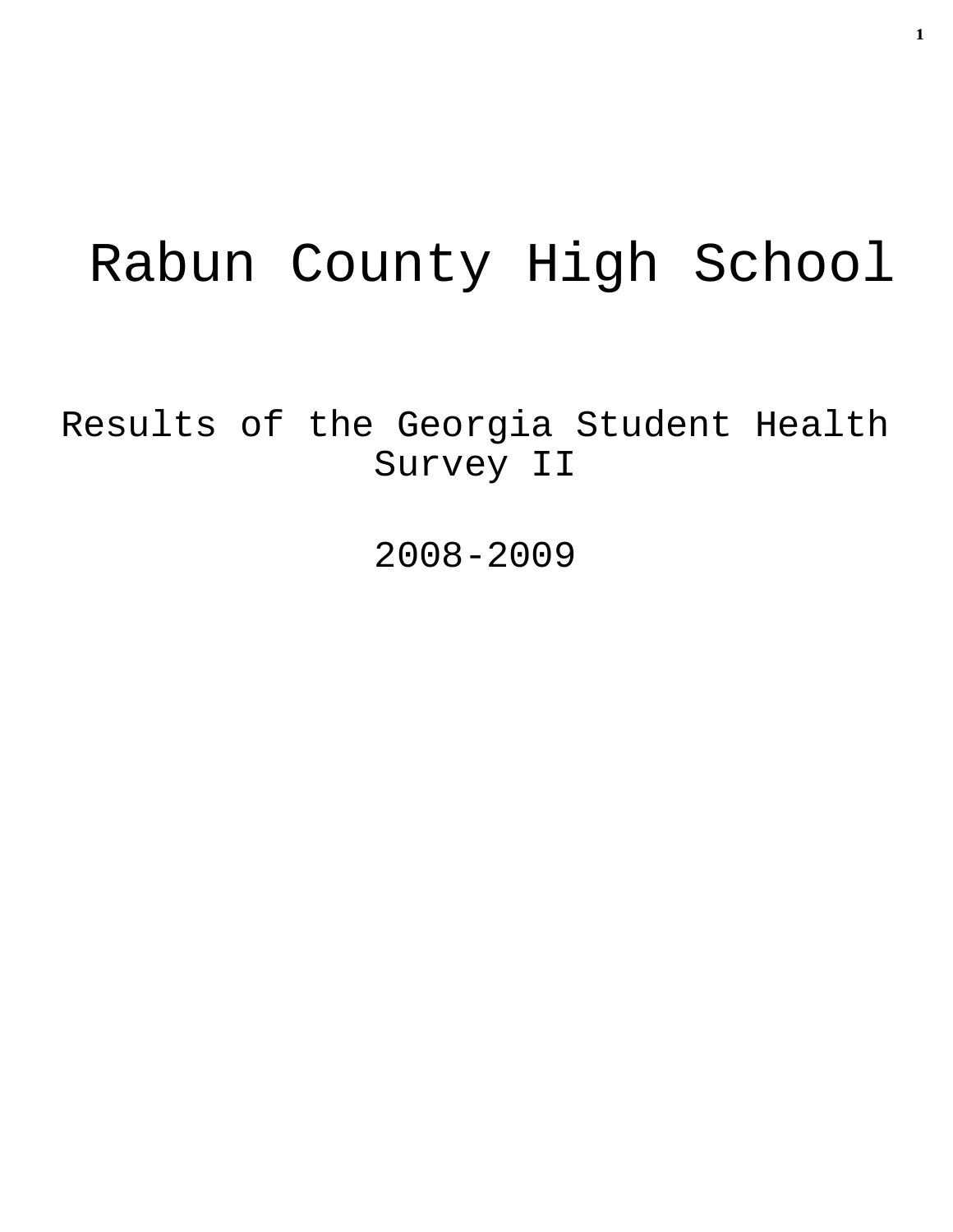# Rabun County High School

## Results of the Georgia Student Health Survey II

## 2008-2009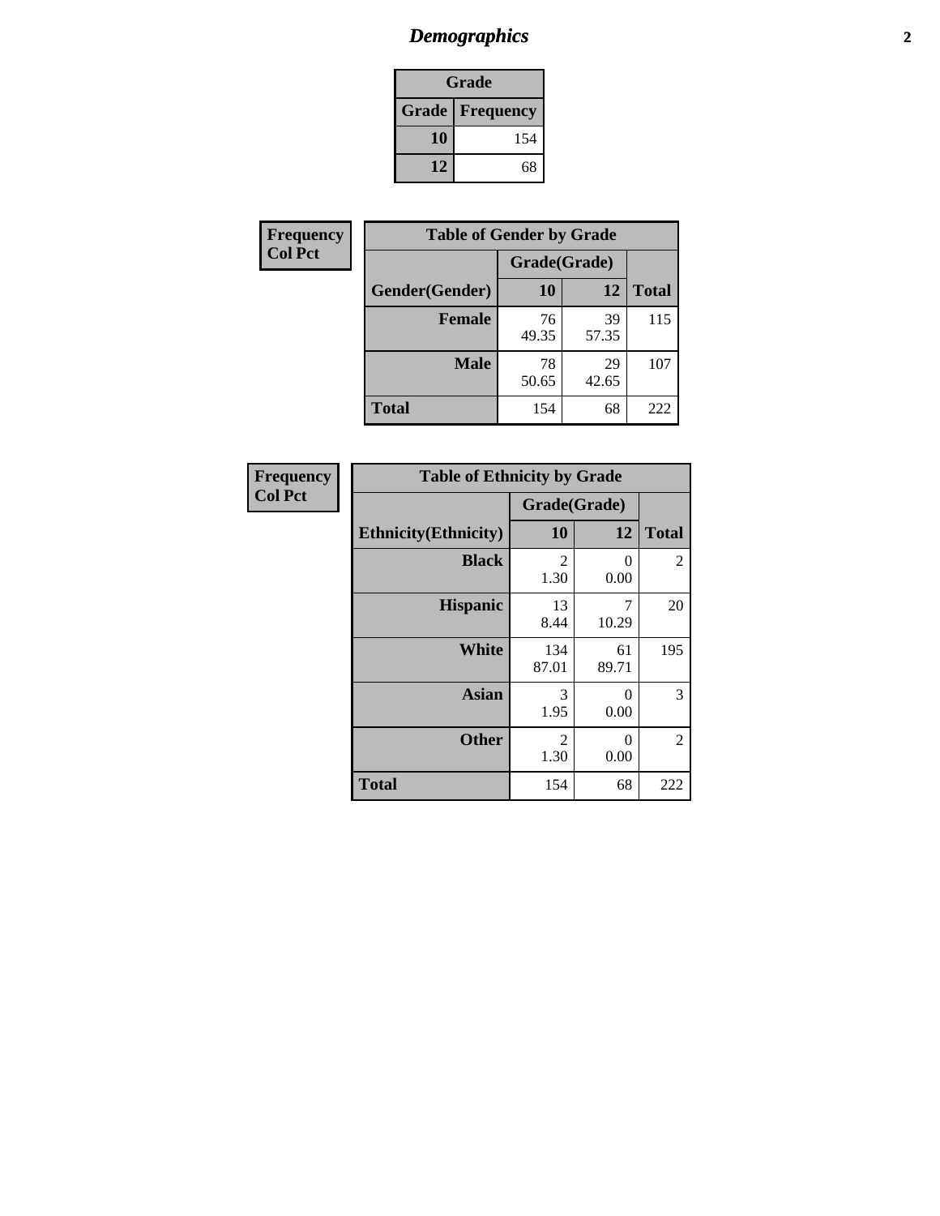# *Demographics*

| Grade | |
|---|---|
| **Grade** | **Frequency** |
| **10** | 154 |
| **12** | 68 |

**Frequency**
**Col Pct**

| Table of Gender by Grade | | | |
|---|---|---|---|
| | Grade(Grade) | | |
| **Gender(Gender)** | **10** | **12** | **Total** |
| **Female** | 76<br>49.35 | 39<br>57.35 | 115 |
| **Male** | 78<br>50.65 | 29<br>42.65 | 107 |
| **Total** | 154 | 68 | 222 |

**Frequency**
**Col Pct**

| Table of Ethnicity by Grade | | | |
|---|---|---|---|
| | Grade(Grade) | | |
| **Ethnicity(Ethnicity)** | **10** | **12** | **Total** |
| **Black** | 2<br>1.30 | 0<br>0.00 | 2 |
| **Hispanic** | 13<br>8.44 | 7<br>10.29 | 20 |
| **White** | 134<br>87.01 | 61<br>89.71 | 195 |
| **Asian** | 3<br>1.95 | 0<br>0.00 | 3 |
| **Other** | 2<br>1.30 | 0<br>0.00 | 2 |
| **Total** | 154 | 68 | 222 |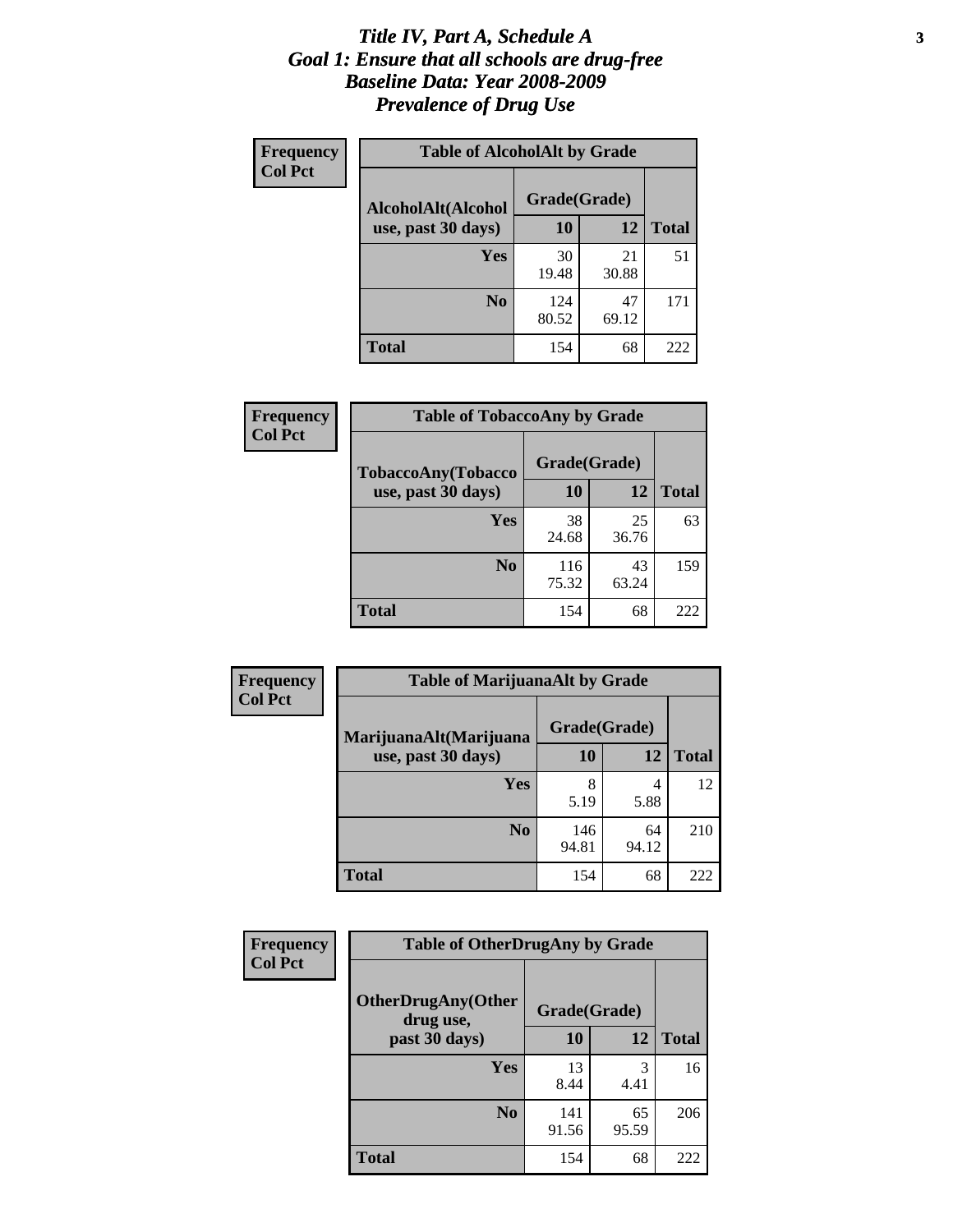# *Title IV, Part A, Schedule A*
## *Goal 1: Ensure that all schools are drug-free*
## *Baseline Data: Year 2008-2009*
## *Prevalence of Drug Use*

**Frequency**
**Col Pct**

**Table of AlcoholAlt by Grade**

| AlcoholAlt(Alcohol use, past 30 days) | Grade(Grade) 10 | 12 | Total |
|---|---|---|---|
| **Yes** | 30<br>19.48 | 21<br>30.88 | 51 |
| **No** | 124<br>80.52 | 47<br>69.12 | 171 |
| **Total** | 154 | 68 | 222 |

**Frequency**
**Col Pct**

**Table of TobaccoAny by Grade**

| TobaccoAny(Tobacco use, past 30 days) | Grade(Grade) 10 | 12 | Total |
|---|---|---|---|
| **Yes** | 38<br>24.68 | 25<br>36.76 | 63 |
| **No** | 116<br>75.32 | 43<br>63.24 | 159 |
| **Total** | 154 | 68 | 222 |

**Frequency**
**Col Pct**

**Table of MarijuanaAlt by Grade**

| MarijuanaAlt(Marijuana use, past 30 days) | Grade(Grade) 10 | 12 | Total |
|---|---|---|---|
| **Yes** | 8<br>5.19 | 4<br>5.88 | 12 |
| **No** | 146<br>94.81 | 64<br>94.12 | 210 |
| **Total** | 154 | 68 | 222 |

**Frequency**
**Col Pct**

**Table of OtherDrugAny by Grade**

| OtherDrugAny(Other drug use, past 30 days) | Grade(Grade) 10 | 12 | Total |
|---|---|---|---|
| **Yes** | 13<br>8.44 | 3<br>4.41 | 16 |
| **No** | 141<br>91.56 | 65<br>95.59 | 206 |
| **Total** | 154 | 68 | 222 |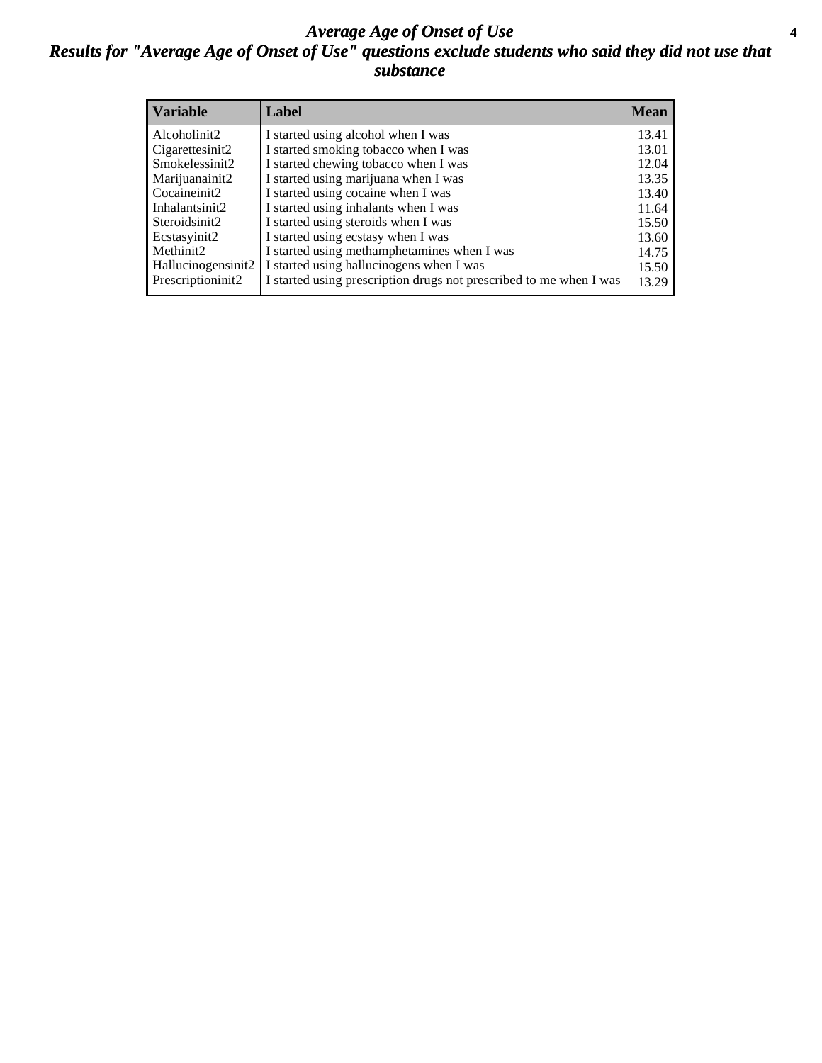# *Average Age of Onset of Use*

## *Results for "Average Age of Onset of Use" questions exclude students who said they did not use that substance*

| Variable | Label | Mean |
|---|---|---|
| Alcoholinit2 | I started using alcohol when I was | 13.41 |
| Cigarettesinit2 | I started smoking tobacco when I was | 13.01 |
| Smokelessinit2 | I started chewing tobacco when I was | 12.04 |
| Marijuanainit2 | I started using marijuana when I was | 13.35 |
| Cocaineinit2 | I started using cocaine when I was | 13.40 |
| Inhalantsinit2 | I started using inhalants when I was | 11.64 |
| Steroidsinit2 | I started using steroids when I was | 15.50 |
| Ecstasyinit2 | I started using ecstasy when I was | 13.60 |
| Methinit2 | I started using methamphetamines when I was | 14.75 |
| Hallucinogensinit2 | I started using hallucinogens when I was | 15.50 |
| Prescriptioninit2 | I started using prescription drugs not prescribed to me when I was | 13.29 |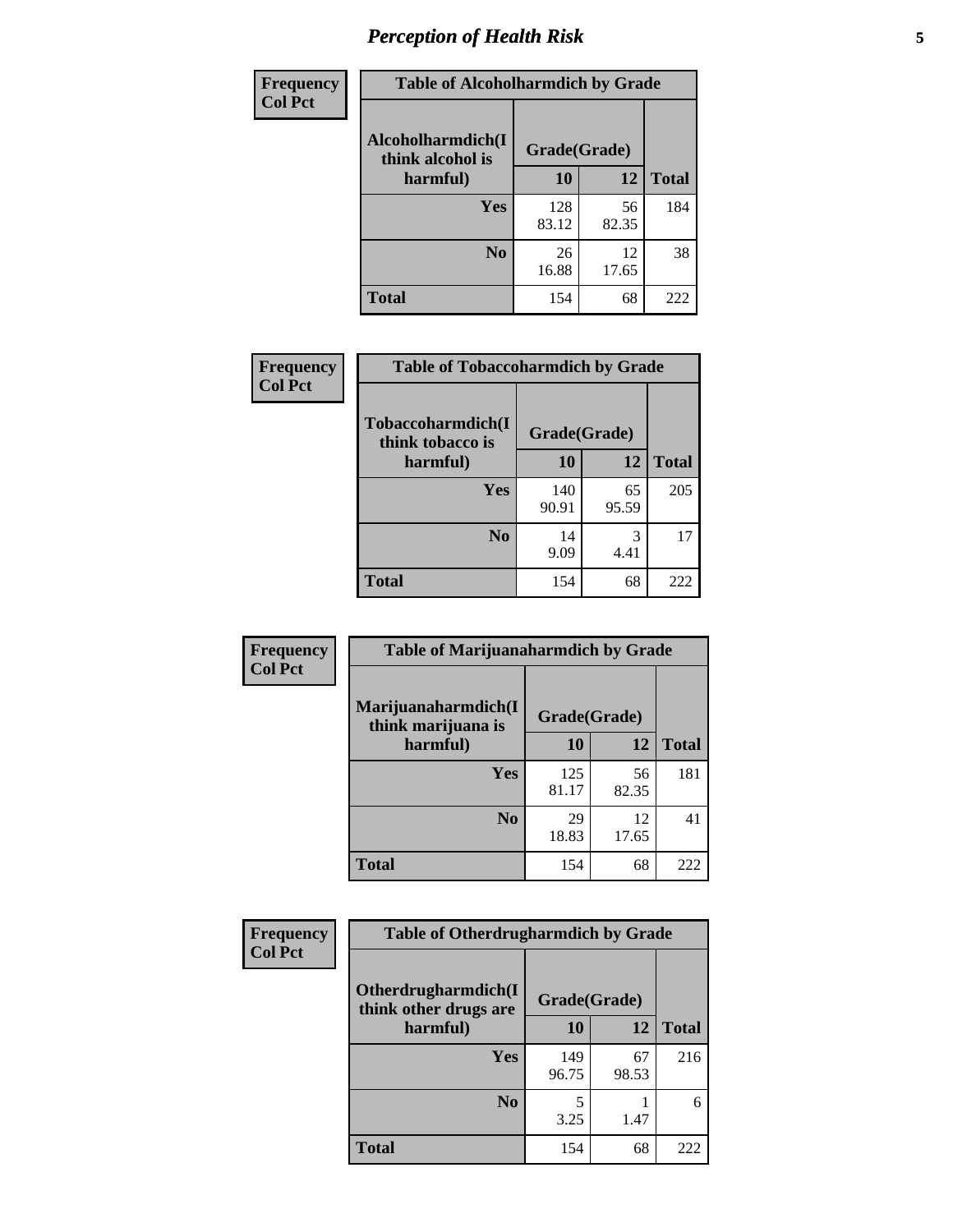# *Perception of Health Risk*

| Frequency<br>Col Pct | Table of Alcoholharmdich by Grade | | |
|---|---|---|---|
| Alcoholharmdich(I think alcohol is harmful) | Grade(Grade) | | |
| | 10 | 12 | Total |
| Yes | 128<br>83.12 | 56<br>82.35 | 184 |
| No | 26<br>16.88 | 12<br>17.65 | 38 |
| Total | 154 | 68 | 222 |

| Frequency<br>Col Pct | Table of Tobaccoharmdich by Grade | | |
|---|---|---|---|
| Tobaccoharmdich(I think tobacco is harmful) | Grade(Grade) | | |
| | 10 | 12 | Total |
| Yes | 140<br>90.91 | 65<br>95.59 | 205 |
| No | 14<br>9.09 | 3<br>4.41 | 17 |
| Total | 154 | 68 | 222 |

| Frequency<br>Col Pct | Table of Marijuanaharmdich by Grade | | |
|---|---|---|---|
| Marijuanaharmdich(I think marijuana is harmful) | Grade(Grade) | | |
| | 10 | 12 | Total |
| Yes | 125<br>81.17 | 56<br>82.35 | 181 |
| No | 29<br>18.83 | 12<br>17.65 | 41 |
| Total | 154 | 68 | 222 |

| Frequency<br>Col Pct | Table of Otherdrugharmdich by Grade | | |
|---|---|---|---|
| Otherdrugharmdich(I think other drugs are harmful) | Grade(Grade) | | |
| | 10 | 12 | Total |
| Yes | 149<br>96.75 | 67<br>98.53 | 216 |
| No | 5<br>3.25 | 1<br>1.47 | 6 |
| Total | 154 | 68 | 222 |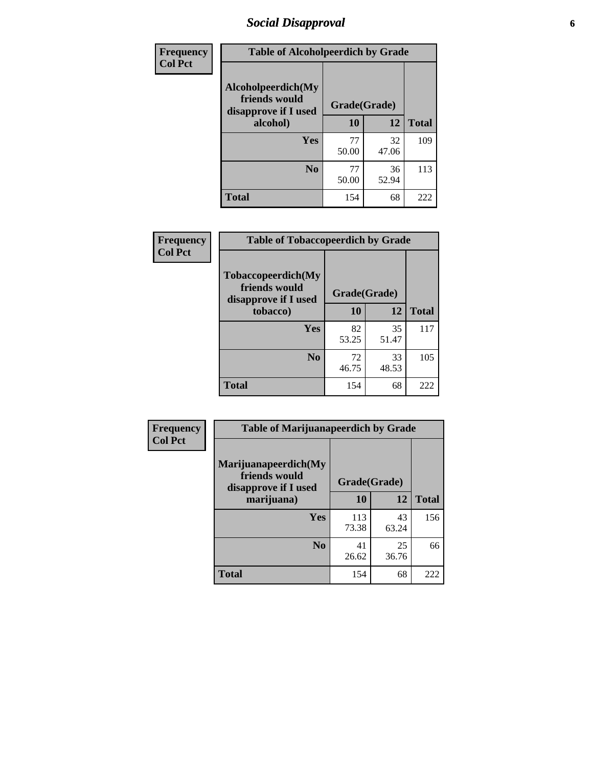# *Social Disapproval*

**Frequency**
**Col Pct**

**Table of Alcoholpeerdich by Grade**

| Alcoholpeerdich(My friends would disapprove if I used alcohol) | Grade(Grade) | | |
|---|---|---|---|
| | **10** | **12** | **Total** |
| **Yes** | 77<br>50.00 | 32<br>47.06 | 109 |
| **No** | 77<br>50.00 | 36<br>52.94 | 113 |
| **Total** | 154 | 68 | 222 |

**Frequency**
**Col Pct**

**Table of Tobaccopeerdich by Grade**

| Tobaccopeerdich(My friends would disapprove if I used tobacco) | Grade(Grade) | | |
|---|---|---|---|
| | **10** | **12** | **Total** |
| **Yes** | 82<br>53.25 | 35<br>51.47 | 117 |
| **No** | 72<br>46.75 | 33<br>48.53 | 105 |
| **Total** | 154 | 68 | 222 |

**Frequency**
**Col Pct**

**Table of Marijuanapeerdich by Grade**

| Marijuanapeerdich(My friends would disapprove if I used marijuana) | Grade(Grade) | | |
|---|---|---|---|
| | **10** | **12** | **Total** |
| **Yes** | 113<br>73.38 | 43<br>63.24 | 156 |
| **No** | 41<br>26.62 | 25<br>36.76 | 66 |
| **Total** | 154 | 68 | 222 |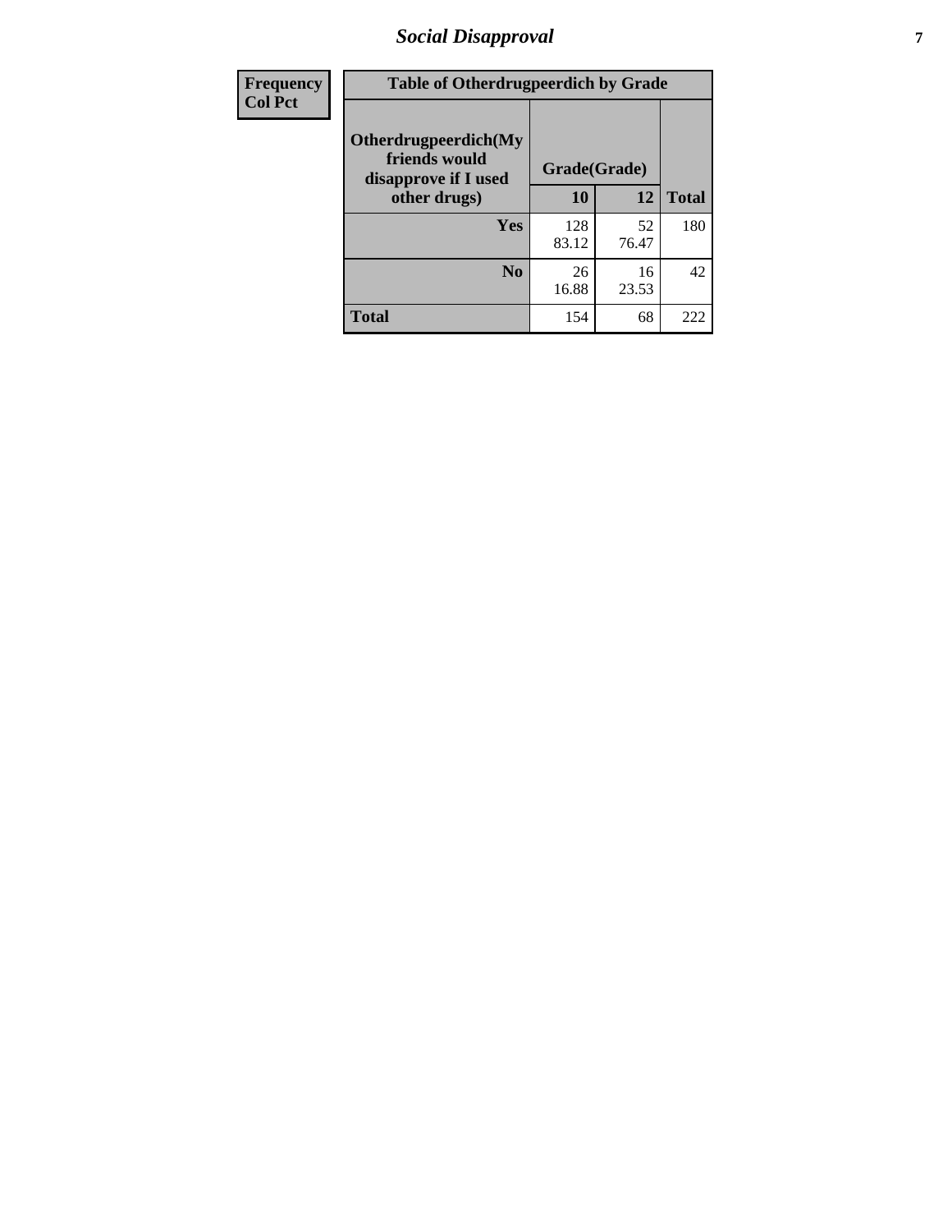# *Social Disapproval*

| Frequency<br>Col Pct | Table of Otherdrugpeerdich by Grade | | |
|---|---|---|---|
| **Otherdrugpeerdich(My friends would disapprove if I used other drugs)** | **Grade(Grade)** | | |
| | **10** | **12** | **Total** |
| **Yes** | 128<br>83.12 | 52<br>76.47 | 180 |
| **No** | 26<br>16.88 | 16<br>23.53 | 42 |
| **Total** | 154 | 68 | 222 |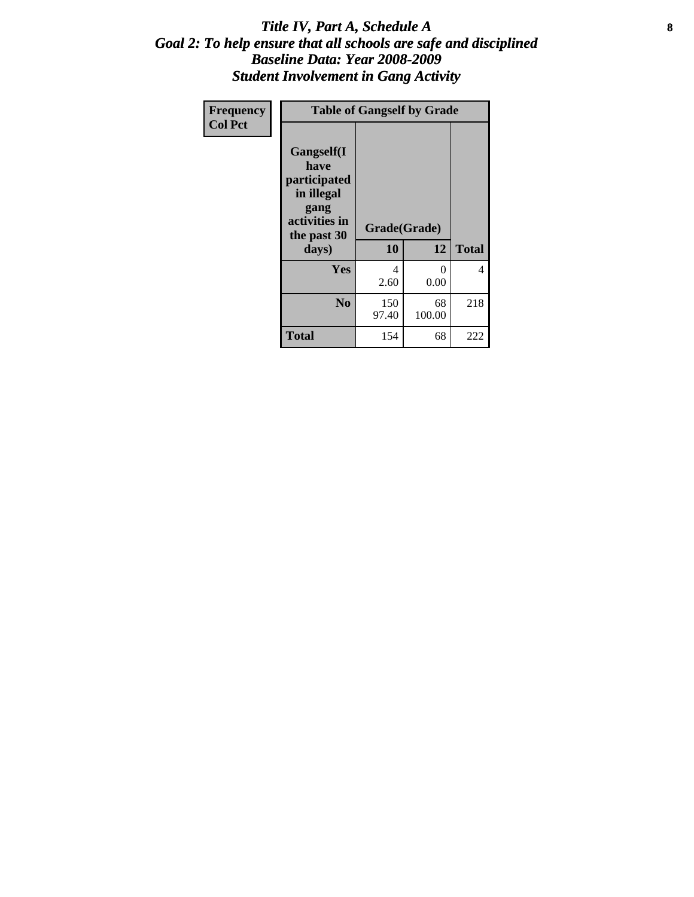# *Title IV, Part A, Schedule A*
## *Goal 2: To help ensure that all schools are safe and disciplined*
## *Baseline Data: Year 2008-2009*
## *Student Involvement in Gang Activity*

| Frequency<br>Col Pct | Table of Gangself by Grade | | |
|---|---|---|---|
| Gangself(I have participated in illegal gang activities in the past 30 days) | Grade(Grade) | | |
| | 10 | 12 | Total |
| Yes | 4<br>2.60 | 0<br>0.00 | 4 |
| No | 150<br>97.40 | 68<br>100.00 | 218 |
| Total | 154 | 68 | 222 |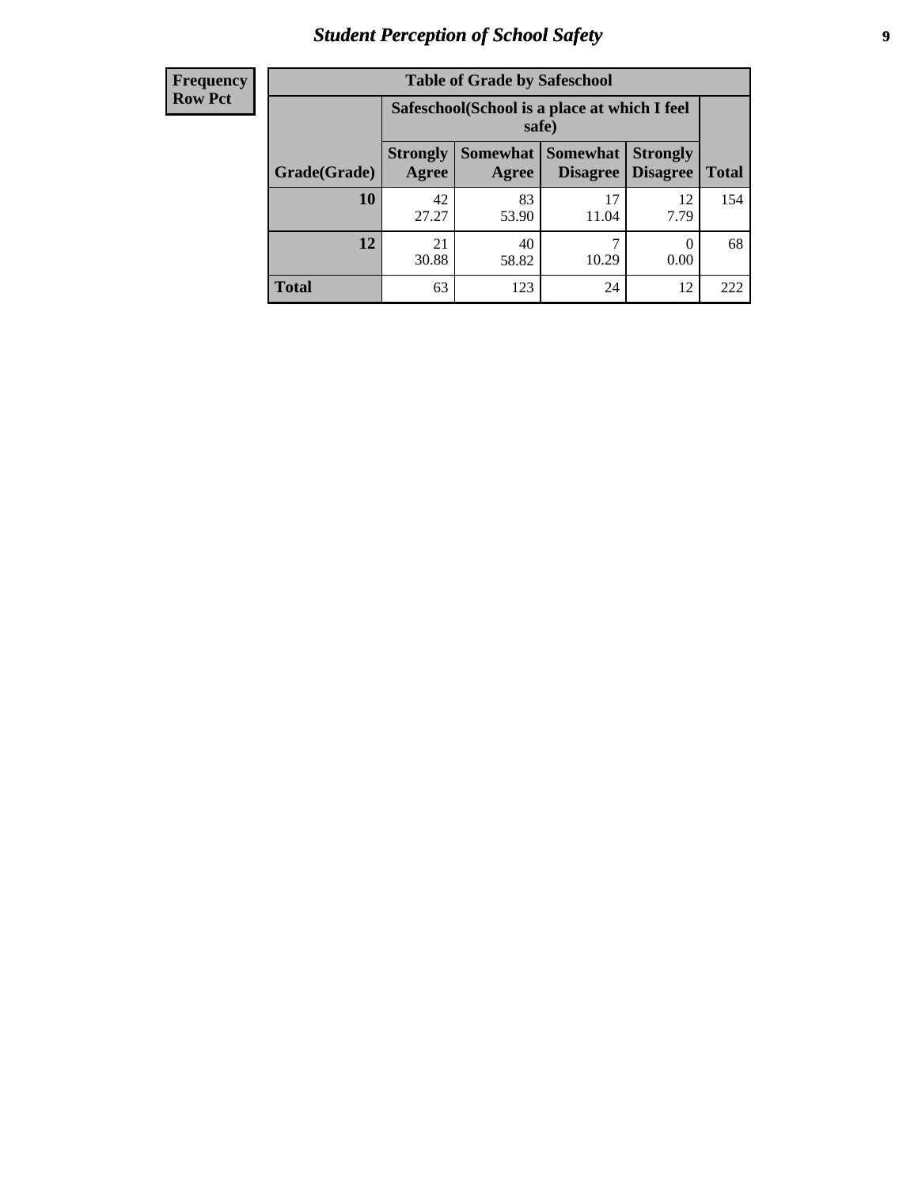| Frequency Row Pct |
| --- |

**Table of Grade by Safeschool**

| Grade(Grade) | Safeschool(School is a place at which I feel safe) | | | | Total |
| --- | --- | --- | --- | --- | --- |
| | Strongly Agree | Somewhat Agree | Somewhat Disagree | Strongly Disagree | |
| **10** | 42<br>27.27 | 83<br>53.90 | 17<br>11.04 | 12<br>7.79 | 154 |
| **12** | 21<br>30.88 | 40<br>58.82 | 7<br>10.29 | 0<br>0.00 | 68 |
| **Total** | 63 | 123 | 24 | 12 | 222 |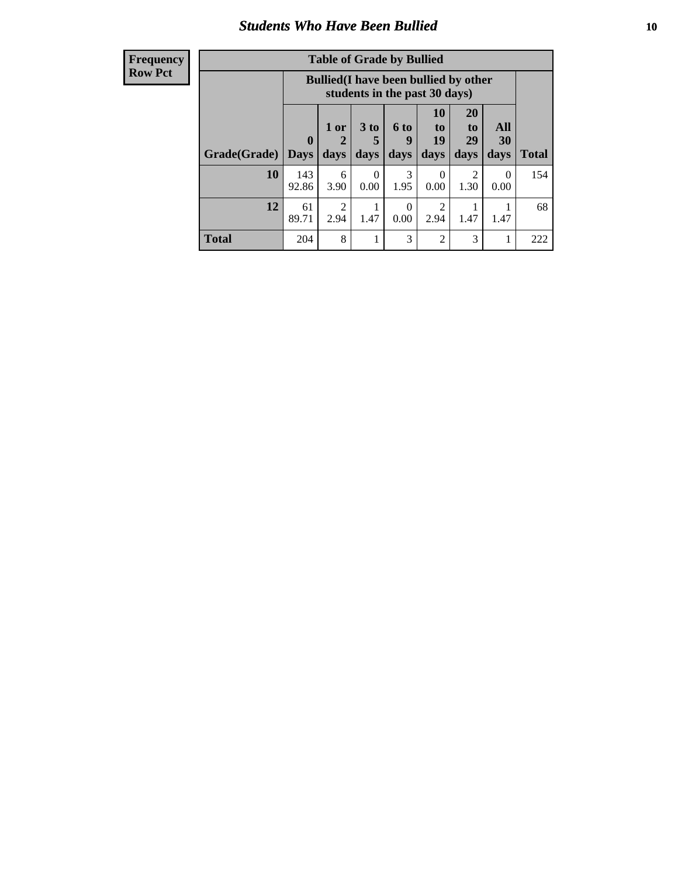## Students Who Have Been Bullied

**Frequency**
**Row Pct**

**Table of Grade by Bullied**

| Grade(Grade) | Bullied(I have been bullied by other students in the past 30 days) | | | | | | | Total |
|---|---|---|---|---|---|---|---|---|
| | 0 Days | 1 or 2 days | 3 to 5 days | 6 to 9 days | 10 to 19 days | 20 to 29 days | All 30 days | |
| **10** | 143<br>92.86 | 6<br>3.90 | 0<br>0.00 | 3<br>1.95 | 0<br>0.00 | 2<br>1.30 | 0<br>0.00 | 154 |
| **12** | 61<br>89.71 | 2<br>2.94 | 1<br>1.47 | 0<br>0.00 | 2<br>2.94 | 1<br>1.47 | 1<br>1.47 | 68 |
| **Total** | 204 | 8 | 1 | 3 | 2 | 3 | 1 | 222 |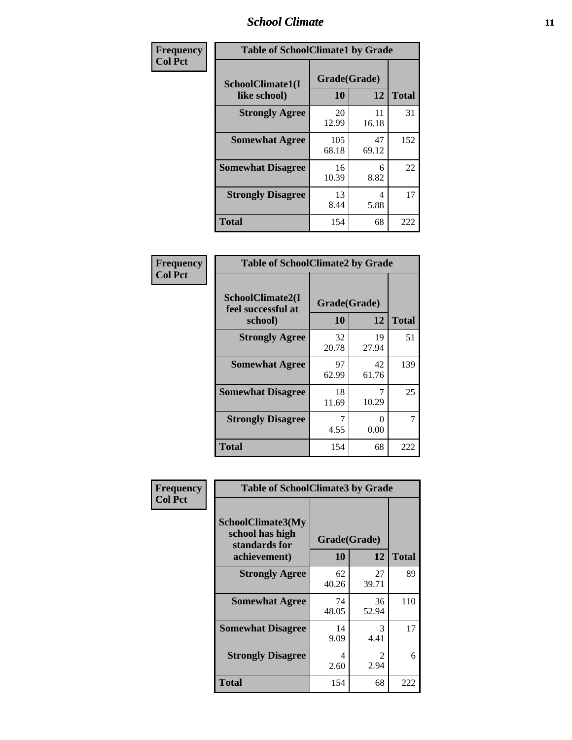## School Climate

**Frequency**
**Col Pct**

| Table of SchoolClimate1 by Grade | | | |
|---|---|---|---|
| SchoolClimate1(I like school) | Grade(Grade) | | |
| | 10 | 12 | Total |
| Strongly Agree | 20<br>12.99 | 11<br>16.18 | 31 |
| Somewhat Agree | 105<br>68.18 | 47<br>69.12 | 152 |
| Somewhat Disagree | 16<br>10.39 | 6<br>8.82 | 22 |
| Strongly Disagree | 13<br>8.44 | 4<br>5.88 | 17 |
| Total | 154 | 68 | 222 |

**Frequency**
**Col Pct**

| Table of SchoolClimate2 by Grade | | | |
|---|---|---|---|
| SchoolClimate2(I feel successful at school) | Grade(Grade) | | |
| | 10 | 12 | Total |
| Strongly Agree | 32<br>20.78 | 19<br>27.94 | 51 |
| Somewhat Agree | 97<br>62.99 | 42<br>61.76 | 139 |
| Somewhat Disagree | 18<br>11.69 | 7<br>10.29 | 25 |
| Strongly Disagree | 7<br>4.55 | 0<br>0.00 | 7 |
| Total | 154 | 68 | 222 |

**Frequency**
**Col Pct**

| Table of SchoolClimate3 by Grade | | | |
|---|---|---|---|
| SchoolClimate3(My school has high standards for achievement) | Grade(Grade) | | |
| | 10 | 12 | Total |
| Strongly Agree | 62<br>40.26 | 27<br>39.71 | 89 |
| Somewhat Agree | 74<br>48.05 | 36<br>52.94 | 110 |
| Somewhat Disagree | 14<br>9.09 | 3<br>4.41 | 17 |
| Strongly Disagree | 4<br>2.60 | 2<br>2.94 | 6 |
| Total | 154 | 68 | 222 |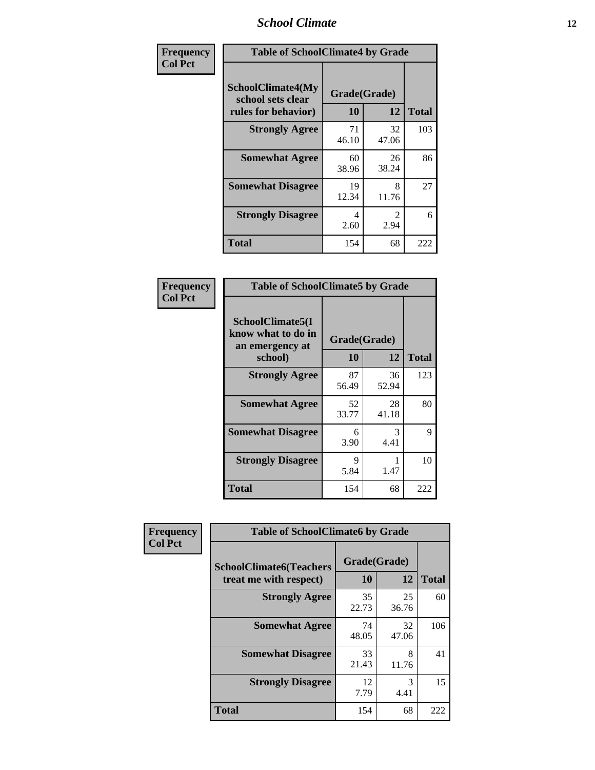**Frequency**
**Col Pct**

| Table of SchoolClimate4 by Grade | | | |
|---|---|---|---|
| SchoolClimate4(My school sets clear rules for behavior) | Grade(Grade) | | |
| | 10 | 12 | Total |
| **Strongly Agree** | 71<br>46.10 | 32<br>47.06 | 103 |
| **Somewhat Agree** | 60<br>38.96 | 26<br>38.24 | 86 |
| **Somewhat Disagree** | 19<br>12.34 | 8<br>11.76 | 27 |
| **Strongly Disagree** | 4<br>2.60 | 2<br>2.94 | 6 |
| **Total** | 154 | 68 | 222 |

**Frequency**
**Col Pct**

| Table of SchoolClimate5 by Grade | | | |
|---|---|---|---|
| SchoolClimate5(I know what to do in an emergency at school) | Grade(Grade) | | |
| | 10 | 12 | Total |
| **Strongly Agree** | 87<br>56.49 | 36<br>52.94 | 123 |
| **Somewhat Agree** | 52<br>33.77 | 28<br>41.18 | 80 |
| **Somewhat Disagree** | 6<br>3.90 | 3<br>4.41 | 9 |
| **Strongly Disagree** | 9<br>5.84 | 1<br>1.47 | 10 |
| **Total** | 154 | 68 | 222 |

**Frequency**
**Col Pct**

| Table of SchoolClimate6 by Grade | | | |
|---|---|---|---|
| SchoolClimate6(Teachers treat me with respect) | Grade(Grade) | | |
| | 10 | 12 | Total |
| **Strongly Agree** | 35<br>22.73 | 25<br>36.76 | 60 |
| **Somewhat Agree** | 74<br>48.05 | 32<br>47.06 | 106 |
| **Somewhat Disagree** | 33<br>21.43 | 8<br>11.76 | 41 |
| **Strongly Disagree** | 12<br>7.79 | 3<br>4.41 | 15 |
| **Total** | 154 | 68 | 222 |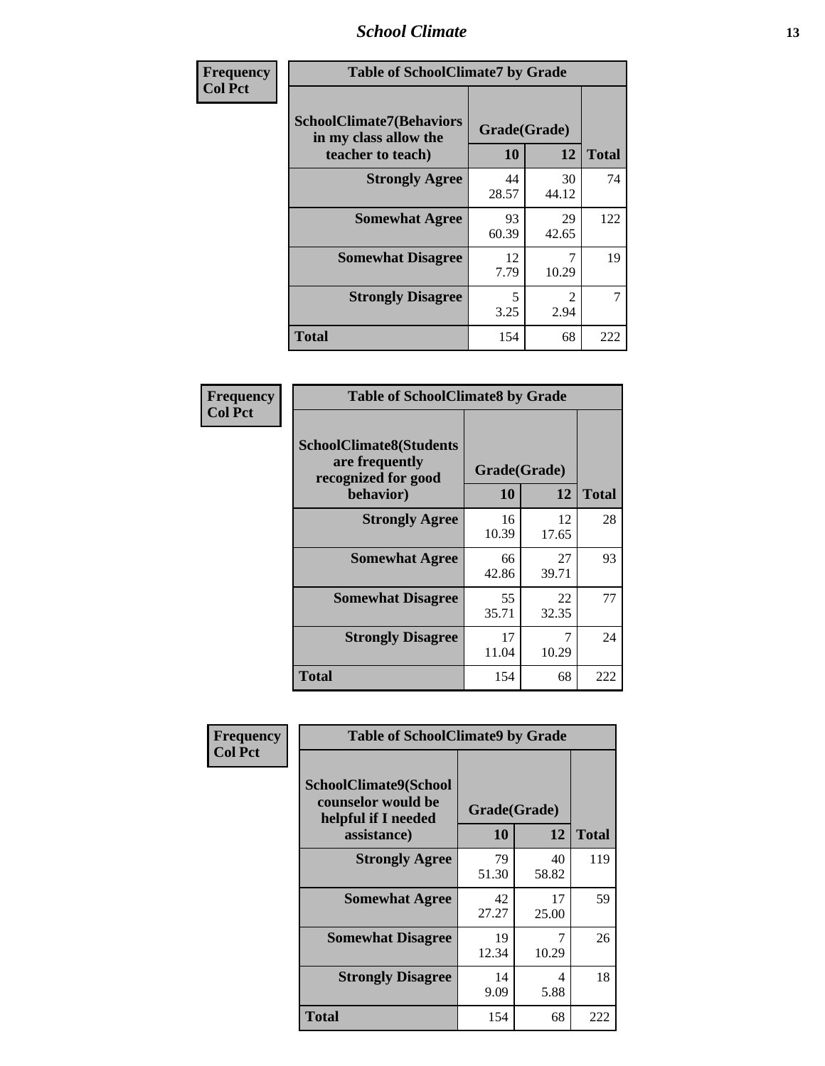| Frequency<br>Col Pct | Table of SchoolClimate7 by Grade | | |
|---|---|---|---|
| SchoolClimate7(Behaviors in my class allow the teacher to teach) | Grade(Grade) | | Total |
| | 10 | 12 | |
| Strongly Agree | 44<br>28.57 | 30<br>44.12 | 74 |
| Somewhat Agree | 93<br>60.39 | 29<br>42.65 | 122 |
| Somewhat Disagree | 12<br>7.79 | 7<br>10.29 | 19 |
| Strongly Disagree | 5<br>3.25 | 2<br>2.94 | 7 |
| Total | 154 | 68 | 222 |

| Frequency<br>Col Pct | Table of SchoolClimate8 by Grade | | |
|---|---|---|---|
| SchoolClimate8(Students are frequently recognized for good behavior) | Grade(Grade) | | Total |
| | 10 | 12 | |
| Strongly Agree | 16<br>10.39 | 12<br>17.65 | 28 |
| Somewhat Agree | 66<br>42.86 | 27<br>39.71 | 93 |
| Somewhat Disagree | 55<br>35.71 | 22<br>32.35 | 77 |
| Strongly Disagree | 17<br>11.04 | 7<br>10.29 | 24 |
| Total | 154 | 68 | 222 |

| Frequency<br>Col Pct | Table of SchoolClimate9 by Grade | | |
|---|---|---|---|
| SchoolClimate9(School counselor would be helpful if I needed assistance) | Grade(Grade) | | Total |
| | 10 | 12 | |
| Strongly Agree | 79<br>51.30 | 40<br>58.82 | 119 |
| Somewhat Agree | 42<br>27.27 | 17<br>25.00 | 59 |
| Somewhat Disagree | 19<br>12.34 | 7<br>10.29 | 26 |
| Strongly Disagree | 14<br>9.09 | 4<br>5.88 | 18 |
| Total | 154 | 68 | 222 |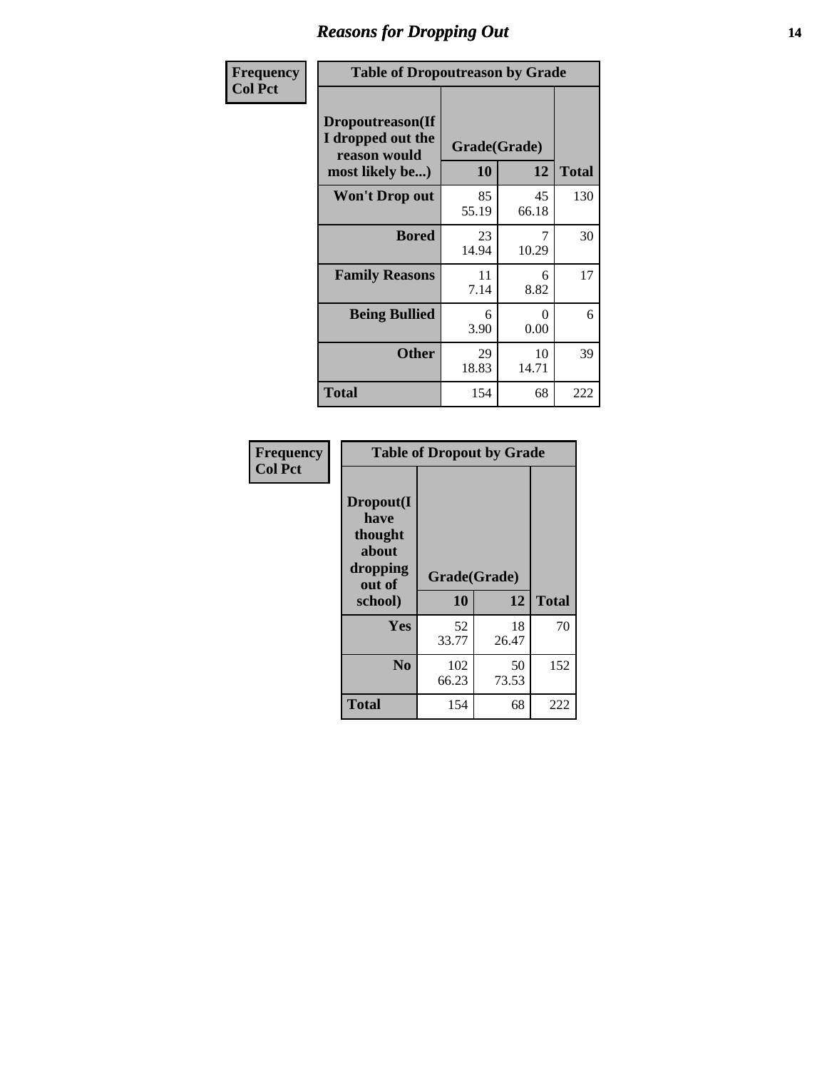# Reasons for Dropping Out

**Frequency**
**Col Pct**

| Table of Dropoutreason by Grade | | | |
|---|---|---|---|
| **Dropoutreason(If I dropped out the reason would most likely be...)** | **Grade(Grade)** | | |
| | **10** | **12** | **Total** |
| **Won't Drop out** | 85<br>55.19 | 45<br>66.18 | 130 |
| **Bored** | 23<br>14.94 | 7<br>10.29 | 30 |
| **Family Reasons** | 11<br>7.14 | 6<br>8.82 | 17 |
| **Being Bullied** | 6<br>3.90 | 0<br>0.00 | 6 |
| **Other** | 29<br>18.83 | 10<br>14.71 | 39 |
| **Total** | 154 | 68 | 222 |

**Frequency**
**Col Pct**

| Table of Dropout by Grade | | | |
|---|---|---|---|
| **Dropout(I have thought about dropping out of school)** | **Grade(Grade)** | | |
| | **10** | **12** | **Total** |
| **Yes** | 52<br>33.77 | 18<br>26.47 | 70 |
| **No** | 102<br>66.23 | 50<br>73.53 | 152 |
| **Total** | 154 | 68 | 222 |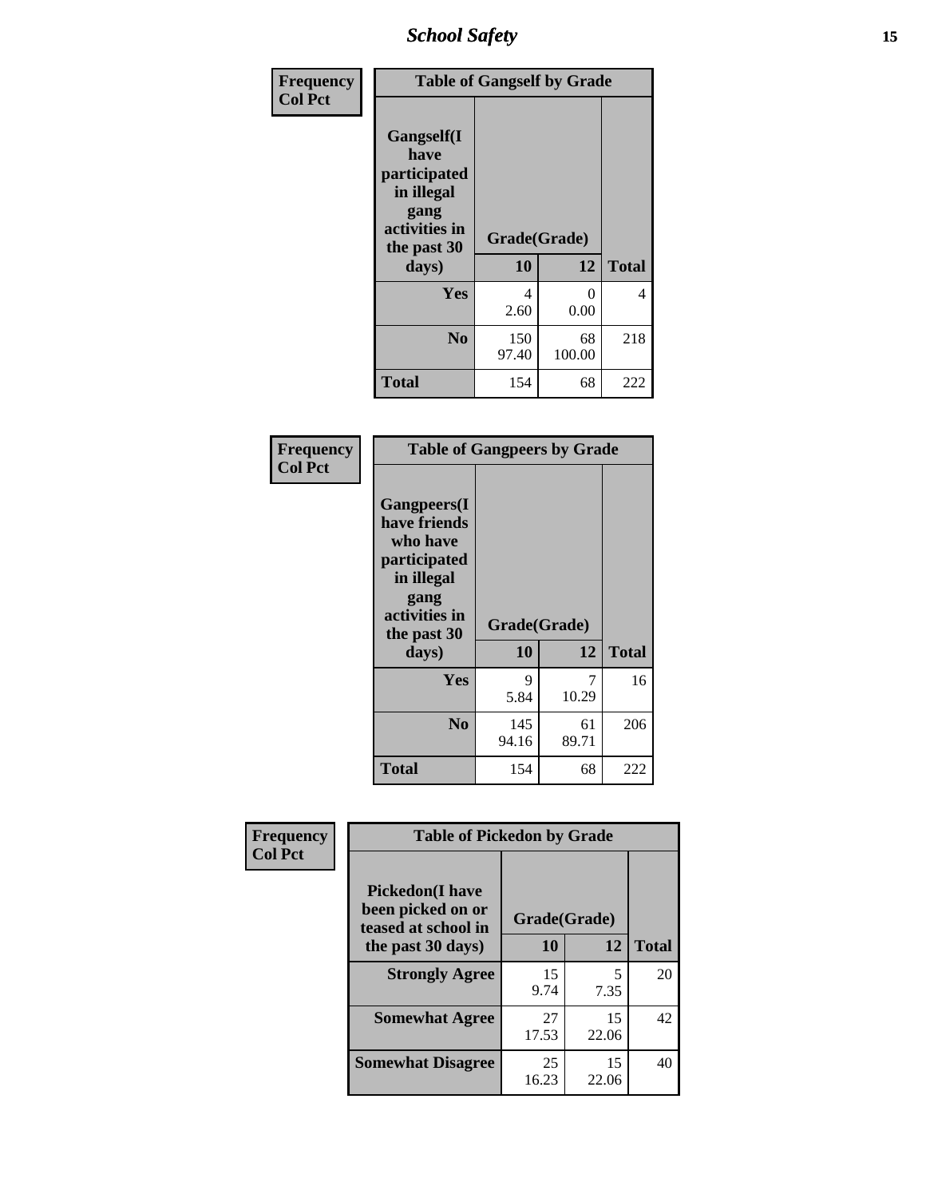| Frequency<br>Col Pct | Table of Gangself by Grade | | |
|---|---|---|---|
| Gangself(I have participated in illegal gang activities in the past 30 days) | Grade(Grade) | | |
| | 10 | 12 | Total |
| Yes | 4<br>2.60 | 0<br>0.00 | 4 |
| No | 150<br>97.40 | 68<br>100.00 | 218 |
| Total | 154 | 68 | 222 |

| Frequency<br>Col Pct | Table of Gangpeers by Grade | | |
|---|---|---|---|
| Gangpeers(I have friends who have participated in illegal gang activities in the past 30 days) | Grade(Grade) | | |
| | 10 | 12 | Total |
| Yes | 9<br>5.84 | 7<br>10.29 | 16 |
| No | 145<br>94.16 | 61<br>89.71 | 206 |
| Total | 154 | 68 | 222 |

| Frequency<br>Col Pct | Table of Pickedon by Grade | | |
|---|---|---|---|
| Pickedon(I have been picked on or teased at school in the past 30 days) | Grade(Grade) | | |
| | 10 | 12 | Total |
| Strongly Agree | 15<br>9.74 | 5<br>7.35 | 20 |
| Somewhat Agree | 27<br>17.53 | 15<br>22.06 | 42 |
| Somewhat Disagree | 25<br>16.23 | 15<br>22.06 | 40 |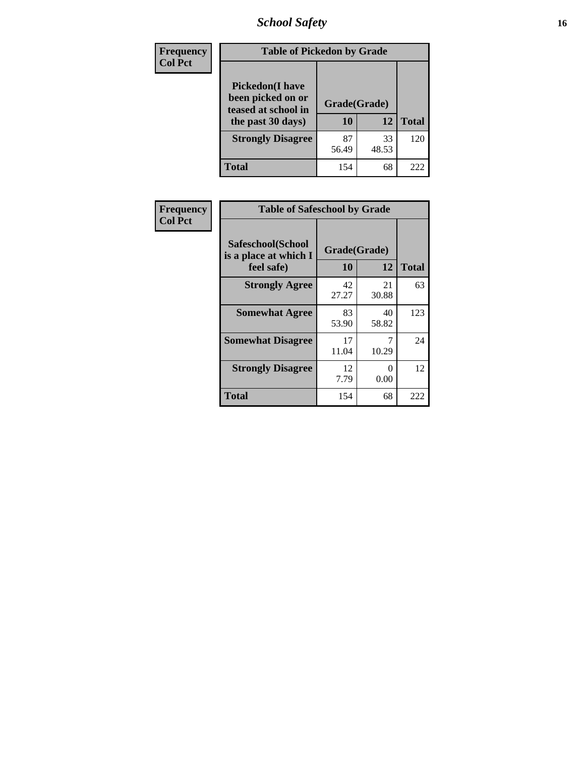# School Safety

| Frequency<br>Col Pct | Table of Pickedon by Grade | | |
|---|---|---|---|
| **Pickedon(I have been picked on or teased at school in the past 30 days)** | **Grade(Grade)** | | |
| | **10** | **12** | **Total** |
| **Strongly Disagree** | 87<br>56.49 | 33<br>48.53 | 120 |
| **Total** | 154 | 68 | 222 |

| Frequency<br>Col Pct | Table of Safeschool by Grade | | |
|---|---|---|---|
| **Safeschool(School is a place at which I feel safe)** | **Grade(Grade)** | | |
| | **10** | **12** | **Total** |
| **Strongly Agree** | 42<br>27.27 | 21<br>30.88 | 63 |
| **Somewhat Agree** | 83<br>53.90 | 40<br>58.82 | 123 |
| **Somewhat Disagree** | 17<br>11.04 | 7<br>10.29 | 24 |
| **Strongly Disagree** | 12<br>7.79 | 0<br>0.00 | 12 |
| **Total** | 154 | 68 | 222 |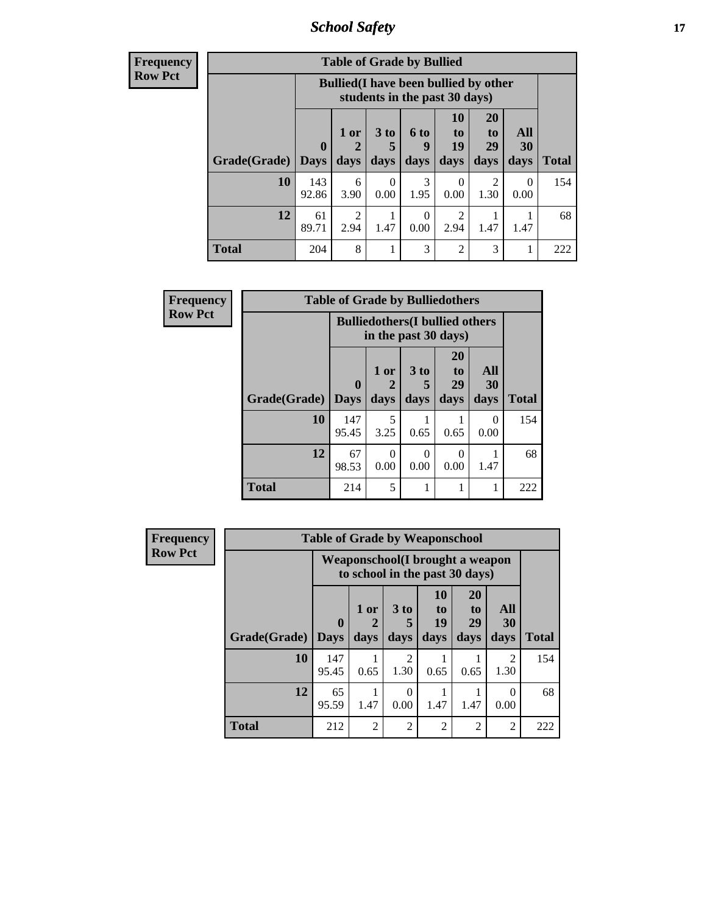## School Safety

**Frequency**
**Row Pct**

| Table of Grade by Bullied | | | | | | | | |
|---|---|---|---|---|---|---|---|---|
| | Bullied(I have been bullied by other students in the past 30 days) | | | | | | | |
| Grade(Grade) | 0 Days | 1 or 2 days | 3 to 5 days | 6 to 9 days | 10 to 19 days | 20 to 29 days | All 30 days | Total |
| **10** | 143<br>92.86 | 6<br>3.90 | 0<br>0.00 | 3<br>1.95 | 0<br>0.00 | 2<br>1.30 | 0<br>0.00 | 154 |
| **12** | 61<br>89.71 | 2<br>2.94 | 1<br>1.47 | 0<br>0.00 | 2<br>2.94 | 1<br>1.47 | 1<br>1.47 | 68 |
| **Total** | 204 | 8 | 1 | 3 | 2 | 3 | 1 | 222 |

**Frequency**
**Row Pct**

| Table of Grade by Bulliedothers | | | | | | |
|---|---|---|---|---|---|---|
| | Bulliedothers(I bullied others in the past 30 days) | | | | | |
| Grade(Grade) | 0 Days | 1 or 2 days | 3 to 5 days | 20 to 29 days | All 30 days | Total |
| **10** | 147<br>95.45 | 5<br>3.25 | 1<br>0.65 | 1<br>0.65 | 0<br>0.00 | 154 |
| **12** | 67<br>98.53 | 0<br>0.00 | 0<br>0.00 | 0<br>0.00 | 1<br>1.47 | 68 |
| **Total** | 214 | 5 | 1 | 1 | 1 | 222 |

**Frequency**
**Row Pct**

| Table of Grade by Weaponschool | | | | | | | |
|---|---|---|---|---|---|---|---|
| | Weaponschool(I brought a weapon to school in the past 30 days) | | | | | | |
| Grade(Grade) | 0 Days | 1 or 2 days | 3 to 5 days | 10 to 19 days | 20 to 29 days | All 30 days | Total |
| **10** | 147<br>95.45 | 1<br>0.65 | 2<br>1.30 | 1<br>0.65 | 1<br>0.65 | 2<br>1.30 | 154 |
| **12** | 65<br>95.59 | 1<br>1.47 | 0<br>0.00 | 1<br>1.47 | 1<br>1.47 | 0<br>0.00 | 68 |
| **Total** | 212 | 2 | 2 | 2 | 2 | 2 | 222 |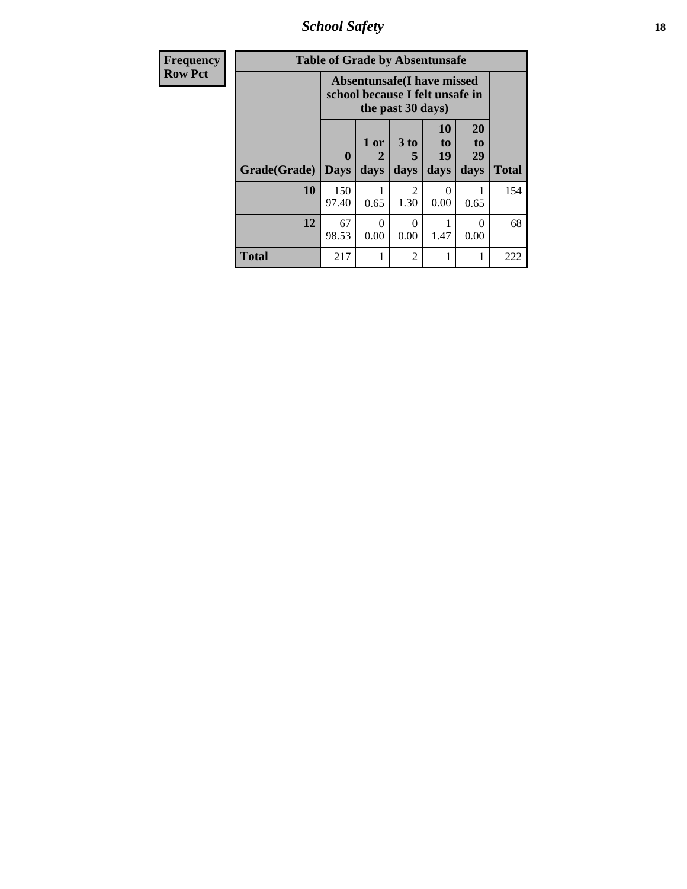| Frequency<br>Row Pct | Table of Grade by Absentunsafe | | | | | |
|---|---|---|---|---|---|---|
| | Absentunsafe(I have missed school because I felt unsafe in the past 30 days) | | | | | |
| Grade(Grade) | 0 Days | 1 or 2 days | 3 to 5 days | 10 to 19 days | 20 to 29 days | Total |
| 10 | 150<br>97.40 | 1<br>0.65 | 2<br>1.30 | 0<br>0.00 | 1<br>0.65 | 154 |
| 12 | 67<br>98.53 | 0<br>0.00 | 0<br>0.00 | 1<br>1.47 | 0<br>0.00 | 68 |
| Total | 217 | 1 | 2 | 1 | 1 | 222 |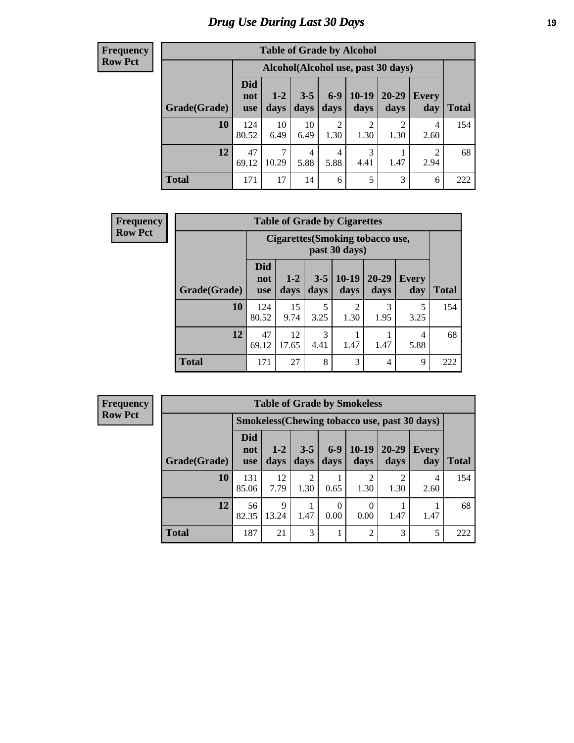# Drug Use During Last 30 Days

**Frequency**
**Row Pct**

| Table of Grade by Alcohol | | | | | | | | |
|---|---|---|---|---|---|---|---|---|
| | Alcohol(Alcohol use, past 30 days) | | | | | | | |
| Grade(Grade) | Did not use | 1-2 days | 3-5 days | 6-9 days | 10-19 days | 20-29 days | Every day | Total |
| **10** | 124<br>80.52 | 10<br>6.49 | 10<br>6.49 | 2<br>1.30 | 2<br>1.30 | 2<br>1.30 | 4<br>2.60 | 154 |
| **12** | 47<br>69.12 | 7<br>10.29 | 4<br>5.88 | 4<br>5.88 | 3<br>4.41 | 1<br>1.47 | 2<br>2.94 | 68 |
| **Total** | 171 | 17 | 14 | 6 | 5 | 3 | 6 | 222 |

**Frequency**
**Row Pct**

| Table of Grade by Cigarettes | | | | | | | |
|---|---|---|---|---|---|---|---|
| | Cigarettes(Smoking tobacco use, past 30 days) | | | | | | |
| Grade(Grade) | Did not use | 1-2 days | 3-5 days | 10-19 days | 20-29 days | Every day | Total |
| **10** | 124<br>80.52 | 15<br>9.74 | 5<br>3.25 | 2<br>1.30 | 3<br>1.95 | 5<br>3.25 | 154 |
| **12** | 47<br>69.12 | 12<br>17.65 | 3<br>4.41 | 1<br>1.47 | 1<br>1.47 | 4<br>5.88 | 68 |
| **Total** | 171 | 27 | 8 | 3 | 4 | 9 | 222 |

**Frequency**
**Row Pct**

| Table of Grade by Smokeless | | | | | | | | |
|---|---|---|---|---|---|---|---|---|
| | Smokeless(Chewing tobacco use, past 30 days) | | | | | | | |
| Grade(Grade) | Did not use | 1-2 days | 3-5 days | 6-9 days | 10-19 days | 20-29 days | Every day | Total |
| **10** | 131<br>85.06 | 12<br>7.79 | 2<br>1.30 | 1<br>0.65 | 2<br>1.30 | 2<br>1.30 | 4<br>2.60 | 154 |
| **12** | 56<br>82.35 | 9<br>13.24 | 1<br>1.47 | 0<br>0.00 | 0<br>0.00 | 1<br>1.47 | 1<br>1.47 | 68 |
| **Total** | 187 | 21 | 3 | 1 | 2 | 3 | 5 | 222 |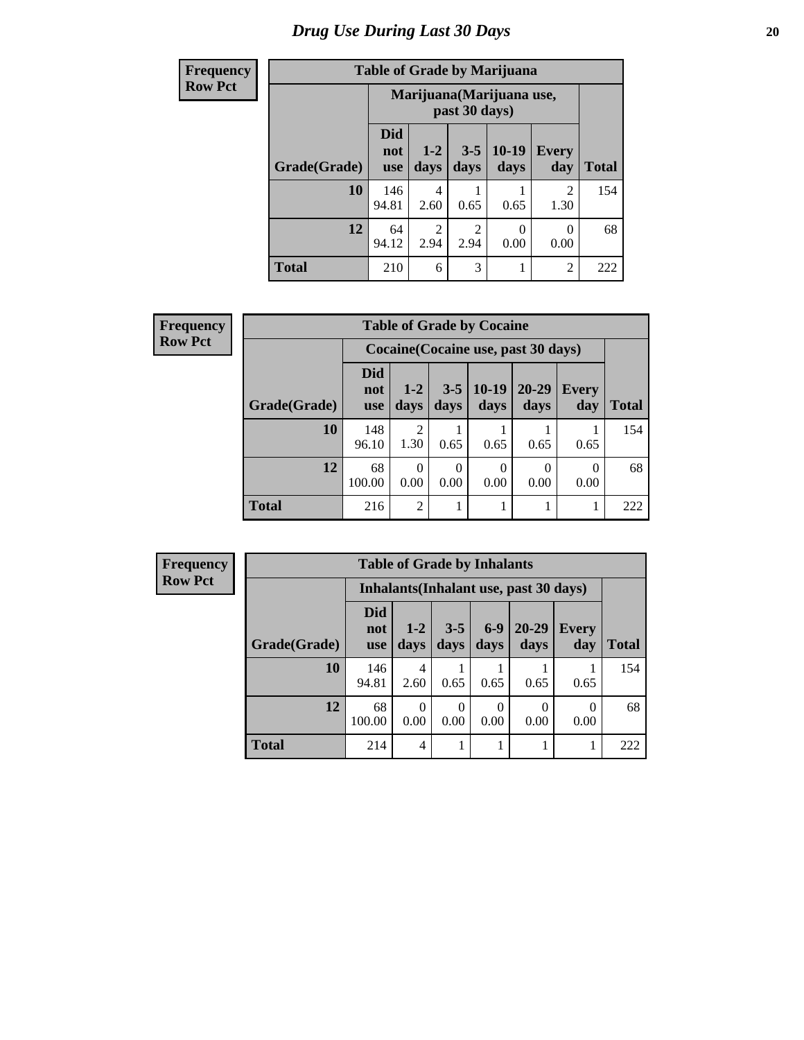# Drug Use During Last 30 Days

| Frequency<br>Row Pct |
|---|

**Table of Grade by Marijuana**

| Grade(Grade) | Marijuana(Marijuana use, past 30 days) | | | | | Total |
|---|---|---|---|---|---|---|
| | Did not use | 1-2 days | 3-5 days | 10-19 days | Every day | |
| **10** | 146<br>94.81 | 4<br>2.60 | 1<br>0.65 | 1<br>0.65 | 2<br>1.30 | 154 |
| **12** | 64<br>94.12 | 2<br>2.94 | 2<br>2.94 | 0<br>0.00 | 0<br>0.00 | 68 |
| **Total** | 210 | 6 | 3 | 1 | 2 | 222 |

| Frequency<br>Row Pct |
|---|

**Table of Grade by Cocaine**

| Grade(Grade) | Cocaine(Cocaine use, past 30 days) | | | | | | Total |
|---|---|---|---|---|---|---|---|
| | Did not use | 1-2 days | 3-5 days | 10-19 days | 20-29 days | Every day | |
| **10** | 148<br>96.10 | 2<br>1.30 | 1<br>0.65 | 1<br>0.65 | 1<br>0.65 | 1<br>0.65 | 154 |
| **12** | 68<br>100.00 | 0<br>0.00 | 0<br>0.00 | 0<br>0.00 | 0<br>0.00 | 0<br>0.00 | 68 |
| **Total** | 216 | 2 | 1 | 1 | 1 | 1 | 222 |

| Frequency<br>Row Pct |
|---|

**Table of Grade by Inhalants**

| Grade(Grade) | Inhalants(Inhalant use, past 30 days) | | | | | | Total |
|---|---|---|---|---|---|---|---|
| | Did not use | 1-2 days | 3-5 days | 6-9 days | 20-29 days | Every day | |
| **10** | 146<br>94.81 | 4<br>2.60 | 1<br>0.65 | 1<br>0.65 | 1<br>0.65 | 1<br>0.65 | 154 |
| **12** | 68<br>100.00 | 0<br>0.00 | 0<br>0.00 | 0<br>0.00 | 0<br>0.00 | 0<br>0.00 | 68 |
| **Total** | 214 | 4 | 1 | 1 | 1 | 1 | 222 |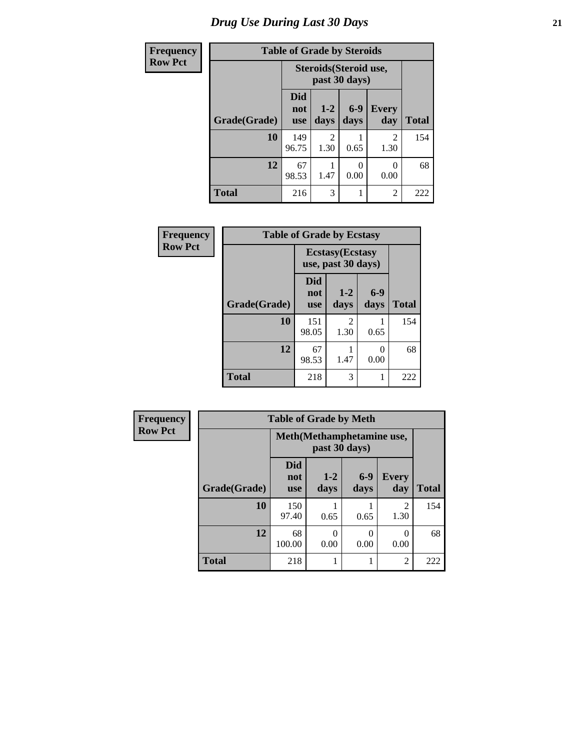# Drug Use During Last 30 Days

**Frequency**
**Row Pct**

**Table of Grade by Steroids**

| | Steroids(Steroid use, past 30 days) | | | | |
|---|---|---|---|---|---|
| Grade(Grade) | Did not use | 1-2 days | 6-9 days | Every day | Total |
| **10** | 149<br>96.75 | 2<br>1.30 | 1<br>0.65 | 2<br>1.30 | 154 |
| **12** | 67<br>98.53 | 1<br>1.47 | 0<br>0.00 | 0<br>0.00 | 68 |
| **Total** | 216 | 3 | 1 | 2 | 222 |

**Frequency**
**Row Pct**

**Table of Grade by Ecstasy**

| | Ecstasy(Ecstasy use, past 30 days) | | | |
|---|---|---|---|---|
| Grade(Grade) | Did not use | 1-2 days | 6-9 days | Total |
| **10** | 151<br>98.05 | 2<br>1.30 | 1<br>0.65 | 154 |
| **12** | 67<br>98.53 | 1<br>1.47 | 0<br>0.00 | 68 |
| **Total** | 218 | 3 | 1 | 222 |

**Frequency**
**Row Pct**

**Table of Grade by Meth**

| | Meth(Methamphetamine use, past 30 days) | | | | |
|---|---|---|---|---|---|
| Grade(Grade) | Did not use | 1-2 days | 6-9 days | Every day | Total |
| **10** | 150<br>97.40 | 1<br>0.65 | 1<br>0.65 | 2<br>1.30 | 154 |
| **12** | 68<br>100.00 | 0<br>0.00 | 0<br>0.00 | 0<br>0.00 | 68 |
| **Total** | 218 | 1 | 1 | 2 | 222 |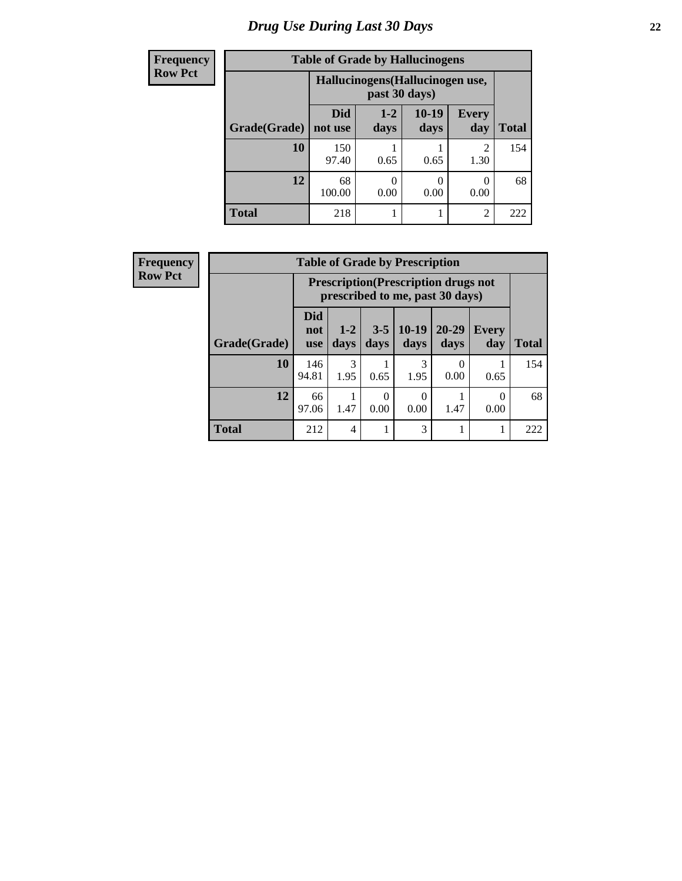# Drug Use During Last 30 Days

| Frequency Row Pct |
|---|

**Table of Grade by Hallucinogens**

| | Hallucinogens(Hallucinogen use, past 30 days) | | | | |
|---|---|---|---|---|---|
| Grade(Grade) | Did not use | 1-2 days | 10-19 days | Every day | Total |
| 10 | 150<br>97.40 | 1<br>0.65 | 1<br>0.65 | 2<br>1.30 | 154 |
| 12 | 68<br>100.00 | 0<br>0.00 | 0<br>0.00 | 0<br>0.00 | 68 |
| Total | 218 | 1 | 1 | 2 | 222 |

| Frequency Row Pct |
|---|

**Table of Grade by Prescription**

| | Prescription(Prescription drugs not prescribed to me, past 30 days) | | | | | | |
|---|---|---|---|---|---|---|---|
| Grade(Grade) | Did not use | 1-2 days | 3-5 days | 10-19 days | 20-29 days | Every day | Total |
| 10 | 146<br>94.81 | 3<br>1.95 | 1<br>0.65 | 3<br>1.95 | 0<br>0.00 | 1<br>0.65 | 154 |
| 12 | 66<br>97.06 | 1<br>1.47 | 0<br>0.00 | 0<br>0.00 | 1<br>1.47 | 0<br>0.00 | 68 |
| Total | 212 | 4 | 1 | 3 | 1 | 1 | 222 |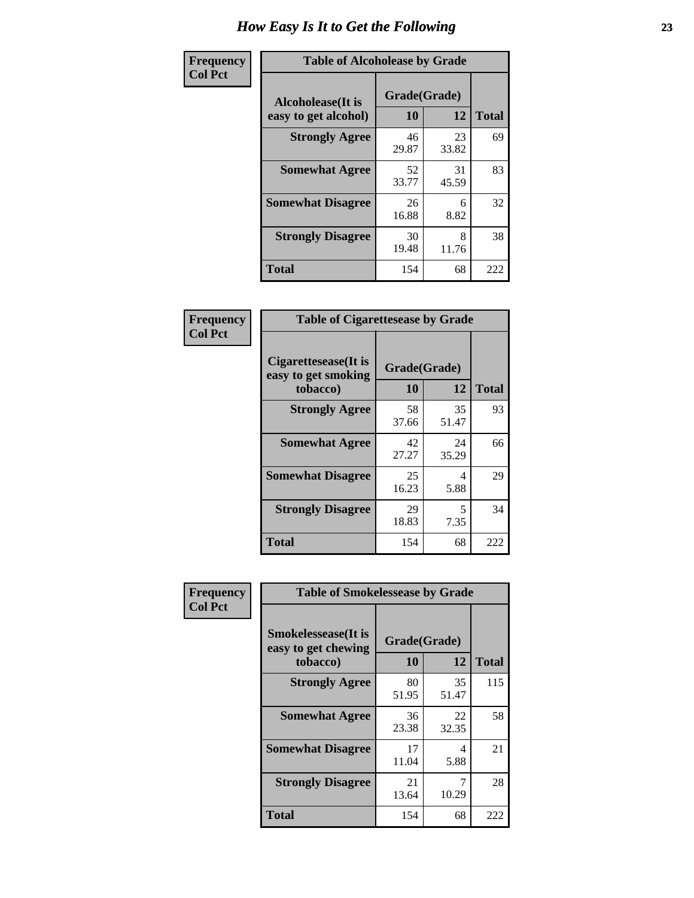# How Easy Is It to Get the Following

**Frequency**
**Col Pct**

**Table of Alcoholease by Grade**

| Alcoholease(It is easy to get alcohol) | Grade(Grade) | | Total |
|---|---|---|---|
| | 10 | 12 | |
| **Strongly Agree** | 46<br>29.87 | 23<br>33.82 | 69 |
| **Somewhat Agree** | 52<br>33.77 | 31<br>45.59 | 83 |
| **Somewhat Disagree** | 26<br>16.88 | 6<br>8.82 | 32 |
| **Strongly Disagree** | 30<br>19.48 | 8<br>11.76 | 38 |
| **Total** | 154 | 68 | 222 |

**Frequency**
**Col Pct**

**Table of Cigarettesease by Grade**

| Cigarettesease(It is easy to get smoking tobacco) | Grade(Grade) | | Total |
|---|---|---|---|
| | 10 | 12 | |
| **Strongly Agree** | 58<br>37.66 | 35<br>51.47 | 93 |
| **Somewhat Agree** | 42<br>27.27 | 24<br>35.29 | 66 |
| **Somewhat Disagree** | 25<br>16.23 | 4<br>5.88 | 29 |
| **Strongly Disagree** | 29<br>18.83 | 5<br>7.35 | 34 |
| **Total** | 154 | 68 | 222 |

**Frequency**
**Col Pct**

**Table of Smokelessease by Grade**

| Smokelessease(It is easy to get chewing tobacco) | Grade(Grade) | | Total |
|---|---|---|---|
| | 10 | 12 | |
| **Strongly Agree** | 80<br>51.95 | 35<br>51.47 | 115 |
| **Somewhat Agree** | 36<br>23.38 | 22<br>32.35 | 58 |
| **Somewhat Disagree** | 17<br>11.04 | 4<br>5.88 | 21 |
| **Strongly Disagree** | 21<br>13.64 | 7<br>10.29 | 28 |
| **Total** | 154 | 68 | 222 |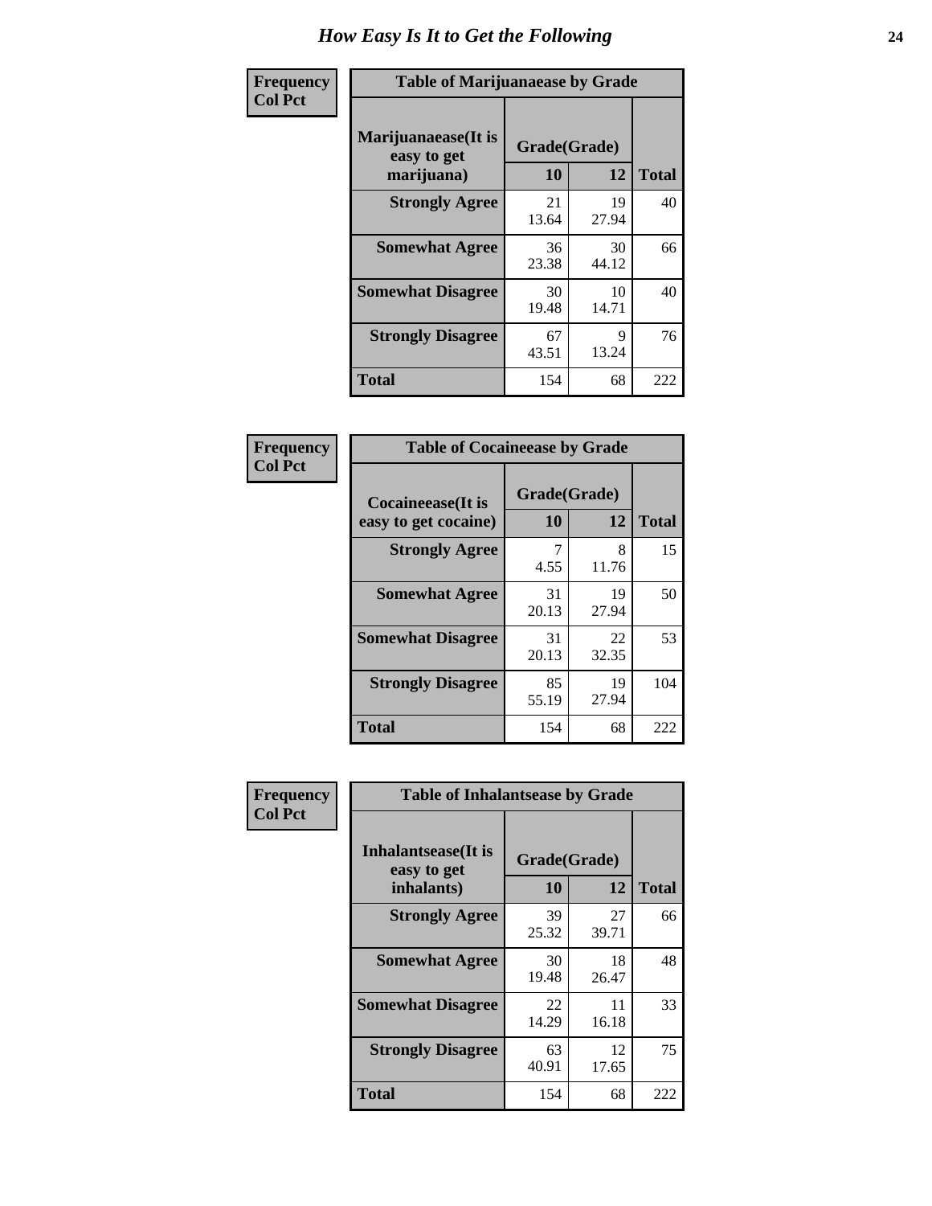# How Easy Is It to Get the Following

**Frequency**
**Col Pct**

| Table of Marijuanaease by Grade | | | |
|---|---|---|---|
| **Marijuanaease(It is easy to get marijuana)** | **Grade(Grade)** | | **Total** |
| | **10** | **12** | |
| **Strongly Agree** | 21<br>13.64 | 19<br>27.94 | 40 |
| **Somewhat Agree** | 36<br>23.38 | 30<br>44.12 | 66 |
| **Somewhat Disagree** | 30<br>19.48 | 10<br>14.71 | 40 |
| **Strongly Disagree** | 67<br>43.51 | 9<br>13.24 | 76 |
| **Total** | 154 | 68 | 222 |

**Frequency**
**Col Pct**

| Table of Cocaineease by Grade | | | |
|---|---|---|---|
| **Cocaineease(It is easy to get cocaine)** | **Grade(Grade)** | | **Total** |
| | **10** | **12** | |
| **Strongly Agree** | 7<br>4.55 | 8<br>11.76 | 15 |
| **Somewhat Agree** | 31<br>20.13 | 19<br>27.94 | 50 |
| **Somewhat Disagree** | 31<br>20.13 | 22<br>32.35 | 53 |
| **Strongly Disagree** | 85<br>55.19 | 19<br>27.94 | 104 |
| **Total** | 154 | 68 | 222 |

**Frequency**
**Col Pct**

| Table of Inhalantsease by Grade | | | |
|---|---|---|---|
| **Inhalantsease(It is easy to get inhalants)** | **Grade(Grade)** | | **Total** |
| | **10** | **12** | |
| **Strongly Agree** | 39<br>25.32 | 27<br>39.71 | 66 |
| **Somewhat Agree** | 30<br>19.48 | 18<br>26.47 | 48 |
| **Somewhat Disagree** | 22<br>14.29 | 11<br>16.18 | 33 |
| **Strongly Disagree** | 63<br>40.91 | 12<br>17.65 | 75 |
| **Total** | 154 | 68 | 222 |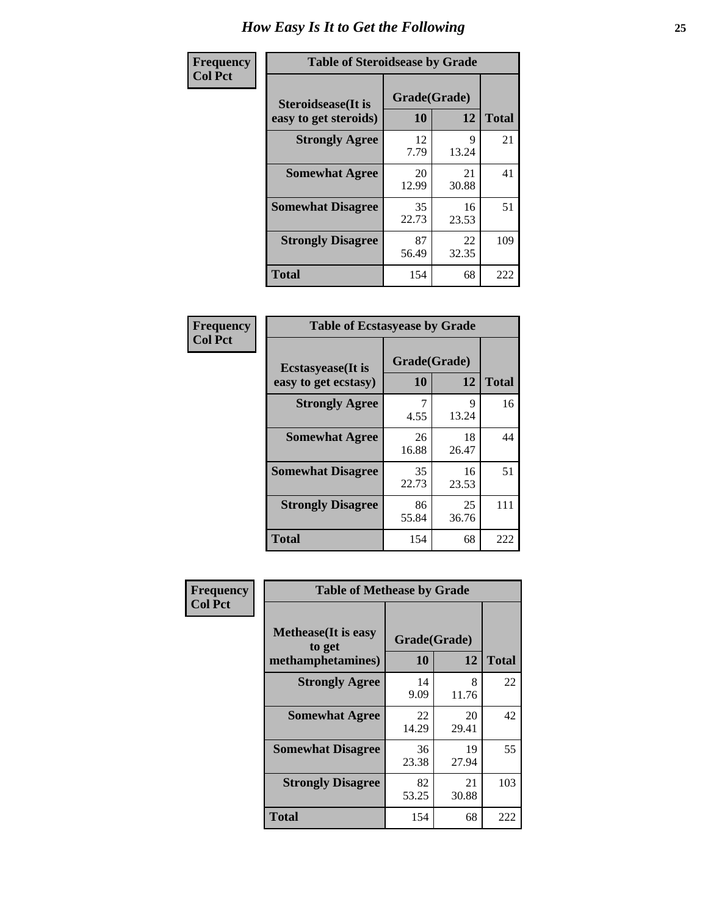# How Easy Is It to Get the Following

**Frequency**
**Col Pct**

**Table of Steroidsease by Grade**

| Steroidsease(It is easy to get steroids) | Grade(Grade) 10 | 12 | Total |
|---|---|---|---|
| **Strongly Agree** | 12<br>7.79 | 9<br>13.24 | 21 |
| **Somewhat Agree** | 20<br>12.99 | 21<br>30.88 | 41 |
| **Somewhat Disagree** | 35<br>22.73 | 16<br>23.53 | 51 |
| **Strongly Disagree** | 87<br>56.49 | 22<br>32.35 | 109 |
| **Total** | 154 | 68 | 222 |

**Frequency**
**Col Pct**

**Table of Ecstasyease by Grade**

| Ecstasyease(It is easy to get ecstasy) | Grade(Grade) 10 | 12 | Total |
|---|---|---|---|
| **Strongly Agree** | 7<br>4.55 | 9<br>13.24 | 16 |
| **Somewhat Agree** | 26<br>16.88 | 18<br>26.47 | 44 |
| **Somewhat Disagree** | 35<br>22.73 | 16<br>23.53 | 51 |
| **Strongly Disagree** | 86<br>55.84 | 25<br>36.76 | 111 |
| **Total** | 154 | 68 | 222 |

**Frequency**
**Col Pct**

**Table of Methease by Grade**

| Methease(It is easy to get methamphetamines) | Grade(Grade) 10 | 12 | Total |
|---|---|---|---|
| **Strongly Agree** | 14<br>9.09 | 8<br>11.76 | 22 |
| **Somewhat Agree** | 22<br>14.29 | 20<br>29.41 | 42 |
| **Somewhat Disagree** | 36<br>23.38 | 19<br>27.94 | 55 |
| **Strongly Disagree** | 82<br>53.25 | 21<br>30.88 | 103 |
| **Total** | 154 | 68 | 222 |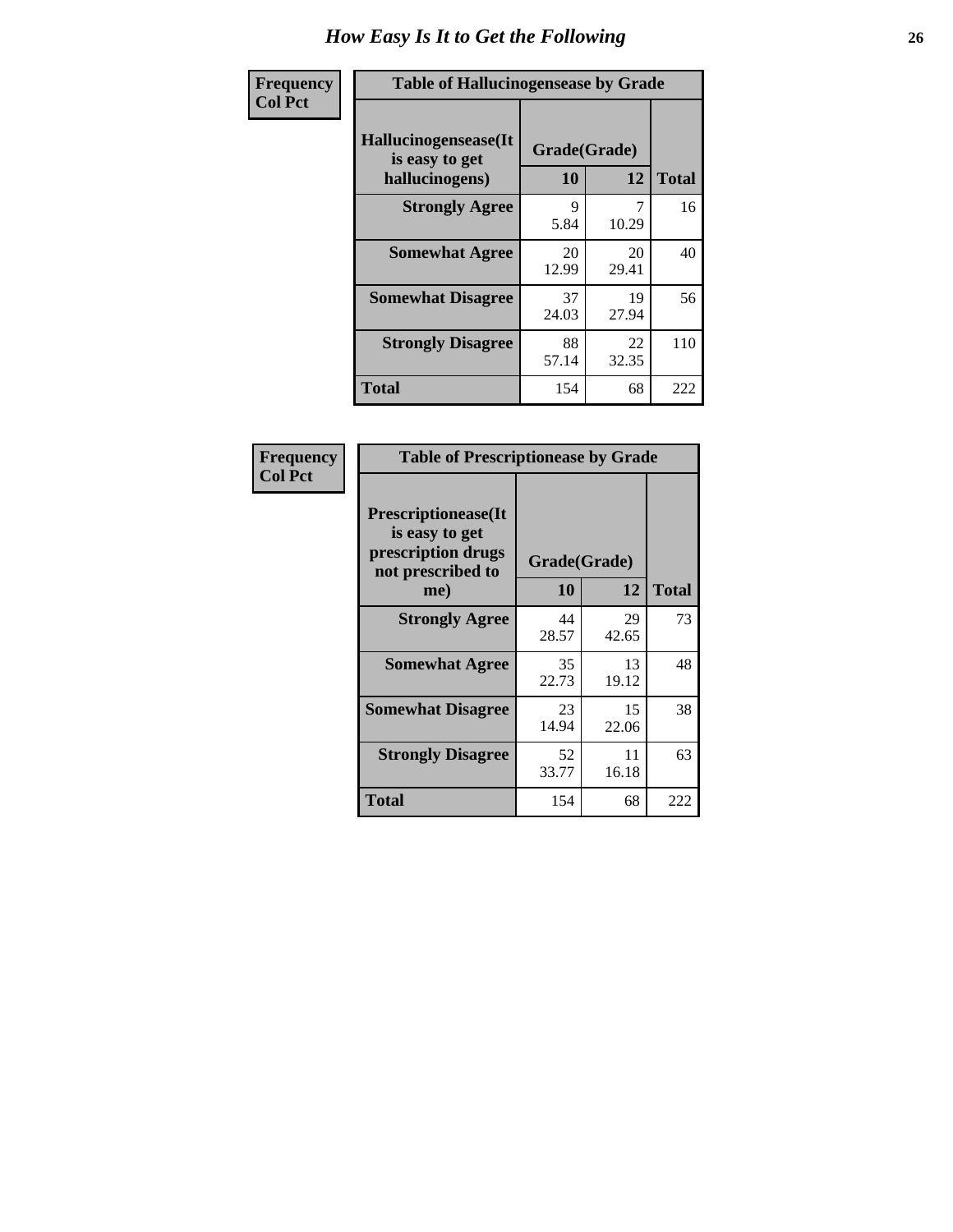# How Easy Is It to Get the Following

| Frequency<br>Col Pct | | | |
|---|---|---|---|

**Table of Hallucinogensease by Grade**

| Hallucinogensease(It is easy to get hallucinogens) | Grade(Grade) | | |
|---|---|---|---|
| | 10 | 12 | Total |
| Strongly Agree | 9<br>5.84 | 7<br>10.29 | 16 |
| Somewhat Agree | 20<br>12.99 | 20<br>29.41 | 40 |
| Somewhat Disagree | 37<br>24.03 | 19<br>27.94 | 56 |
| Strongly Disagree | 88<br>57.14 | 22<br>32.35 | 110 |
| Total | 154 | 68 | 222 |

| Frequency<br>Col Pct | | | |
|---|---|---|---|

**Table of Prescriptionease by Grade**

| Prescriptionease(It is easy to get prescription drugs not prescribed to me) | Grade(Grade) | | |
|---|---|---|---|
| | 10 | 12 | Total |
| Strongly Agree | 44<br>28.57 | 29<br>42.65 | 73 |
| Somewhat Agree | 35<br>22.73 | 13<br>19.12 | 48 |
| Somewhat Disagree | 23<br>14.94 | 15<br>22.06 | 38 |
| Strongly Disagree | 52<br>33.77 | 11<br>16.18 | 63 |
| Total | 154 | 68 | 222 |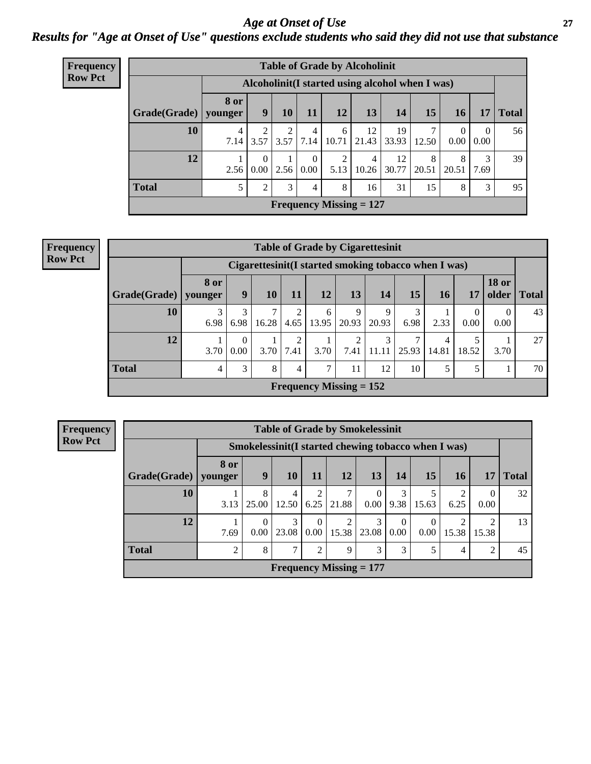# *Age at Onset of Use*

## *Results for "Age at Onset of Use" questions exclude students who said they did not use that substance*

**Frequency**
**Row Pct**

| Table of Grade by Alcoholinit | | | | | | | | | | | |
|---|---|---|---|---|---|---|---|---|---|---|---|
| | Alcoholinit(I started using alcohol when I was) | | | | | | | | | | |
| Grade(Grade) | 8 or younger | 9 | 10 | 11 | 12 | 13 | 14 | 15 | 16 | 17 | Total |
| **10** | 4<br>7.14 | 2<br>3.57 | 2<br>3.57 | 4<br>7.14 | 6<br>10.71 | 12<br>21.43 | 19<br>33.93 | 7<br>12.50 | 0<br>0.00 | 0<br>0.00 | 56 |
| **12** | 1<br>2.56 | 0<br>0.00 | 1<br>2.56 | 0<br>0.00 | 2<br>5.13 | 4<br>10.26 | 12<br>30.77 | 8<br>20.51 | 8<br>20.51 | 3<br>7.69 | 39 |
| **Total** | 5 | 2 | 3 | 4 | 8 | 16 | 31 | 15 | 8 | 3 | 95 |
| **Frequency Missing = 127** | | | | | | | | | | | |

**Frequency**
**Row Pct**

| Table of Grade by Cigarettesinit | | | | | | | | | | | | |
|---|---|---|---|---|---|---|---|---|---|---|---|---|
| | Cigarettesinit(I started smoking tobacco when I was) | | | | | | | | | | | |
| Grade(Grade) | 8 or younger | 9 | 10 | 11 | 12 | 13 | 14 | 15 | 16 | 17 | 18 or older | Total |
| **10** | 3<br>6.98 | 3<br>6.98 | 7<br>16.28 | 2<br>4.65 | 6<br>13.95 | 9<br>20.93 | 9<br>20.93 | 3<br>6.98 | 1<br>2.33 | 0<br>0.00 | 0<br>0.00 | 43 |
| **12** | 1<br>3.70 | 0<br>0.00 | 1<br>3.70 | 2<br>7.41 | 1<br>3.70 | 2<br>7.41 | 3<br>11.11 | 7<br>25.93 | 4<br>14.81 | 5<br>18.52 | 1<br>3.70 | 27 |
| **Total** | 4 | 3 | 8 | 4 | 7 | 11 | 12 | 10 | 5 | 5 | 1 | 70 |
| **Frequency Missing = 152** | | | | | | | | | | | | |

**Frequency**
**Row Pct**

| Table of Grade by Smokelessinit | | | | | | | | | | | |
|---|---|---|---|---|---|---|---|---|---|---|---|
| | Smokelessinit(I started chewing tobacco when I was) | | | | | | | | | | |
| Grade(Grade) | 8 or younger | 9 | 10 | 11 | 12 | 13 | 14 | 15 | 16 | 17 | Total |
| **10** | 1<br>3.13 | 8<br>25.00 | 4<br>12.50 | 2<br>6.25 | 7<br>21.88 | 0<br>0.00 | 3<br>9.38 | 5<br>15.63 | 2<br>6.25 | 0<br>0.00 | 32 |
| **12** | 1<br>7.69 | 0<br>0.00 | 3<br>23.08 | 0<br>0.00 | 2<br>15.38 | 3<br>23.08 | 0<br>0.00 | 0<br>0.00 | 2<br>15.38 | 2<br>15.38 | 13 |
| **Total** | 2 | 8 | 7 | 2 | 9 | 3 | 3 | 5 | 4 | 2 | 45 |
| **Frequency Missing = 177** | | | | | | | | | | | |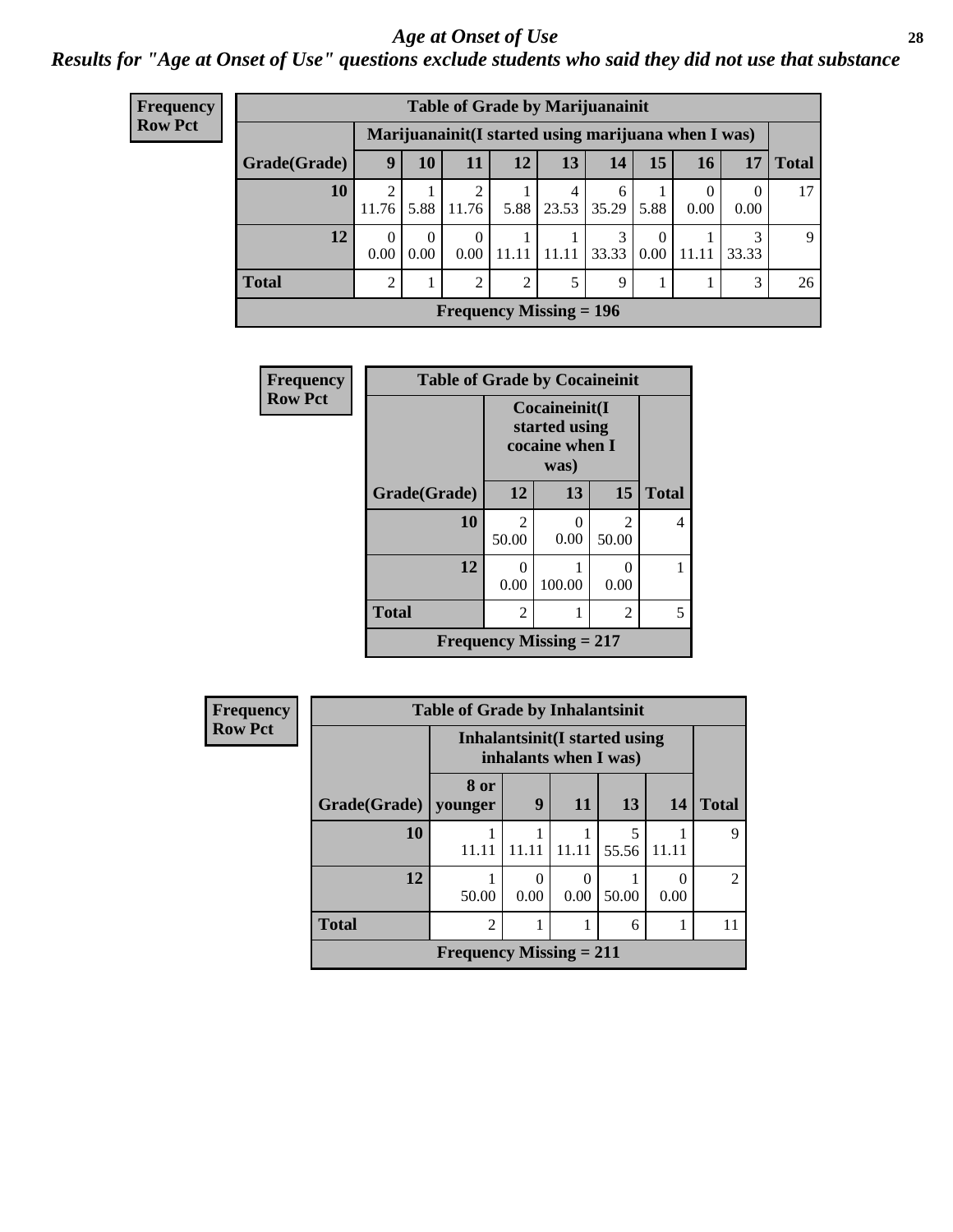# Age at Onset of Use

***Results for "Age at Onset of Use" questions exclude students who said they did not use that substance***

**Frequency**
**Row Pct**

**Table of Grade by Marijuanainit**

| | Marijuanainit(I started using marijuana when I was) | | | | | | | | | |
|---|---|---|---|---|---|---|---|---|---|---|
| **Grade(Grade)** | **9** | **10** | **11** | **12** | **13** | **14** | **15** | **16** | **17** | **Total** |
| **10** | 2<br>11.76 | 1<br>5.88 | 2<br>11.76 | 1<br>5.88 | 4<br>23.53 | 6<br>35.29 | 1<br>5.88 | 0<br>0.00 | 0<br>0.00 | 17 |
| **12** | 0<br>0.00 | 0<br>0.00 | 0<br>0.00 | 1<br>11.11 | 1<br>11.11 | 3<br>33.33 | 0<br>0.00 | 1<br>11.11 | 3<br>33.33 | 9 |
| **Total** | 2 | 1 | 2 | 2 | 5 | 9 | 1 | 1 | 3 | 26 |

**Frequency Missing = 196**

**Frequency**
**Row Pct**

**Table of Grade by Cocaineinit**

| | Cocaineinit(I started using cocaine when I was) | | | |
|---|---|---|---|---|
| **Grade(Grade)** | **12** | **13** | **15** | **Total** |
| **10** | 2<br>50.00 | 0<br>0.00 | 2<br>50.00 | 4 |
| **12** | 0<br>0.00 | 1<br>100.00 | 0<br>0.00 | 1 |
| **Total** | 2 | 1 | 2 | 5 |

**Frequency Missing = 217**

**Frequency**
**Row Pct**

**Table of Grade by Inhalantsinit**

| | Inhalantsinit(I started using inhalants when I was) | | | | | |
|---|---|---|---|---|---|---|
| **Grade(Grade)** | **8 or younger** | **9** | **11** | **13** | **14** | **Total** |
| **10** | 1<br>11.11 | 1<br>11.11 | 1<br>11.11 | 5<br>55.56 | 1<br>11.11 | 9 |
| **12** | 1<br>50.00 | 0<br>0.00 | 0<br>0.00 | 1<br>50.00 | 0<br>0.00 | 2 |
| **Total** | 2 | 1 | 1 | 6 | 1 | 11 |

**Frequency Missing = 211**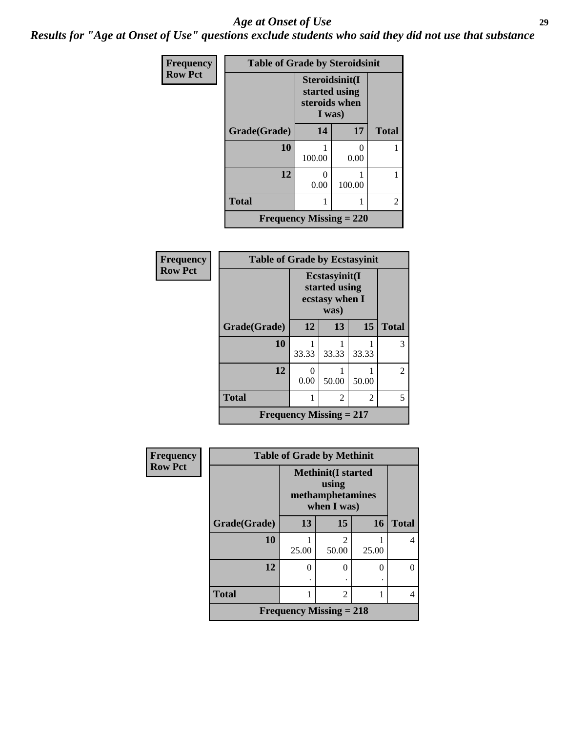# Age at Onset of Use

***Results for "Age at Onset of Use" questions exclude students who said they did not use that substance***

**Frequency**
**Row Pct**

**Table of Grade by Steroidsinit**

| Grade(Grade) | Steroidsinit(I started using steroids when I was) 14 | 17 | Total |
|---|---|---|---|
| 10 | 1<br>100.00 | 0<br>0.00 | 1 |
| 12 | 0<br>0.00 | 1<br>100.00 | 1 |
| Total | 1 | 1 | 2 |

**Frequency Missing = 220**

**Frequency**
**Row Pct**

**Table of Grade by Ecstasyinit**

| Grade(Grade) | Ecstasyinit(I started using ecstasy when I was) 12 | 13 | 15 | Total |
|---|---|---|---|---|
| 10 | 1<br>33.33 | 1<br>33.33 | 1<br>33.33 | 3 |
| 12 | 0<br>0.00 | 1<br>50.00 | 1<br>50.00 | 2 |
| Total | 1 | 2 | 2 | 5 |

**Frequency Missing = 217**

**Frequency**
**Row Pct**

**Table of Grade by Methinit**

| Grade(Grade) | Methinit(I started using methamphetamines when I was) 13 | 15 | 16 | Total |
|---|---|---|---|---|
| 10 | 1<br>25.00 | 2<br>50.00 | 1<br>25.00 | 4 |
| 12 | 0<br>. | 0<br>. | 0<br>. | 0 |
| Total | 1 | 2 | 1 | 4 |

**Frequency Missing = 218**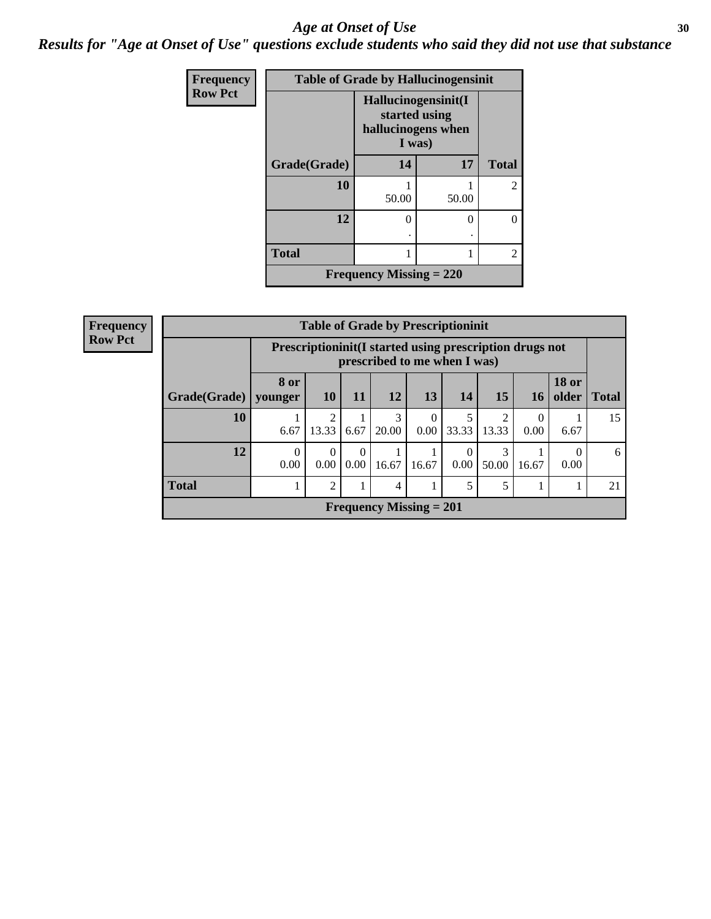# *Age at Onset of Use*

***Results for "Age at Onset of Use" questions exclude students who said they did not use that substance***

**Frequency**
**Row Pct**

| Table of Grade by Hallucinogensinit | | | |
|---|---|---|---|
| | Hallucinogensinit(I started using hallucinogens when I was) | | |
| Grade(Grade) | 14 | 17 | Total |
| 10 | 1<br>50.00 | 1<br>50.00 | 2 |
| 12 | 0<br>. | 0<br>. | 0 |
| Total | 1 | 1 | 2 |
| Frequency Missing = 220 | | | |

**Frequency**
**Row Pct**

| Table of Grade by Prescriptioninit | | | | | | | | | | |
|---|---|---|---|---|---|---|---|---|---|---|
| | Prescriptioninit(I started using prescription drugs not prescribed to me when I was) | | | | | | | | | |
| Grade(Grade) | 8 or younger | 10 | 11 | 12 | 13 | 14 | 15 | 16 | 18 or older | Total |
| 10 | 1<br>6.67 | 2<br>13.33 | 1<br>6.67 | 3<br>20.00 | 0<br>0.00 | 5<br>33.33 | 2<br>13.33 | 0<br>0.00 | 1<br>6.67 | 15 |
| 12 | 0<br>0.00 | 0<br>0.00 | 0<br>0.00 | 1<br>16.67 | 1<br>16.67 | 0<br>0.00 | 3<br>50.00 | 1<br>16.67 | 0<br>0.00 | 6 |
| Total | 1 | 2 | 1 | 4 | 1 | 5 | 5 | 1 | 1 | 21 |
| Frequency Missing = 201 | | | | | | | | | | |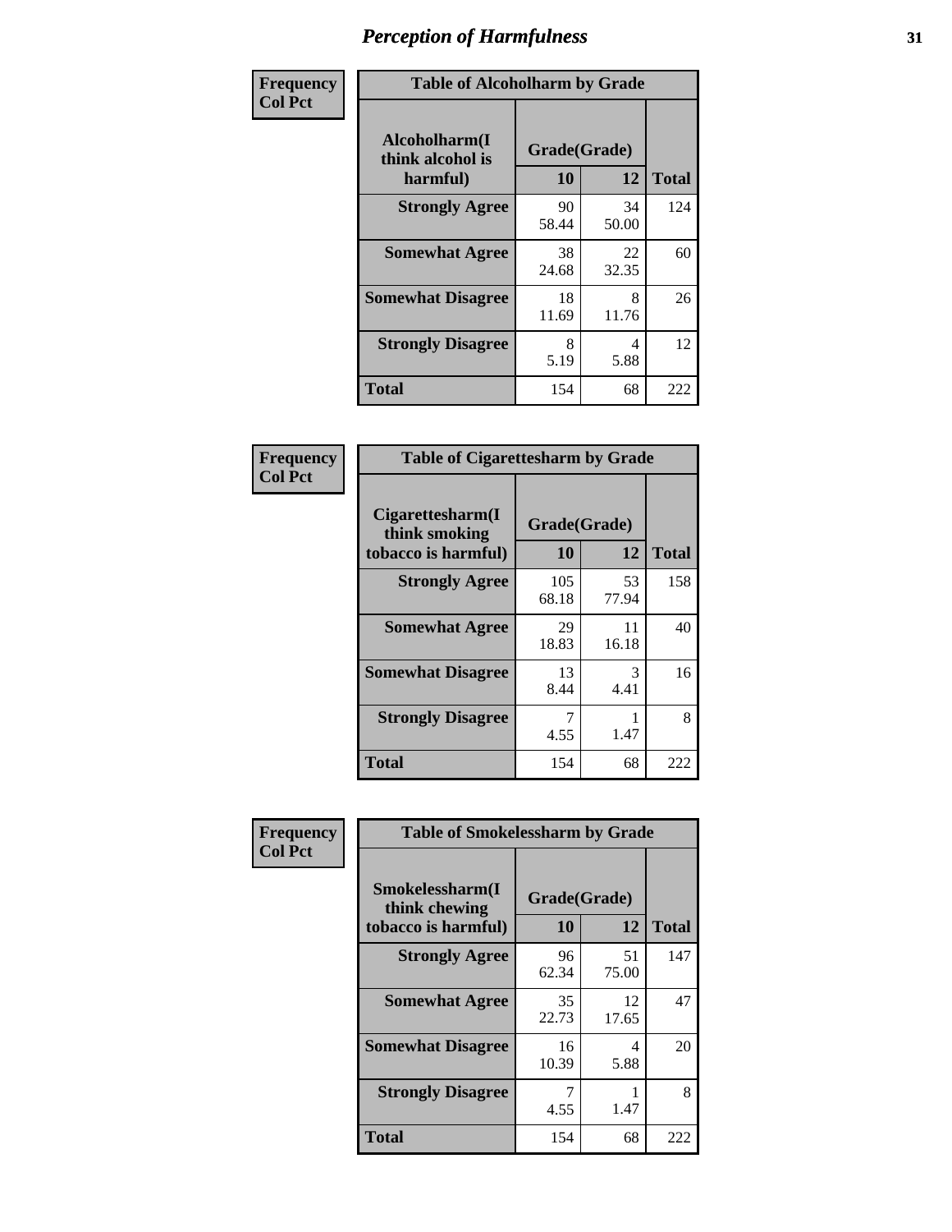# Perception of Harmfulness

**Frequency**
**Col Pct**

**Table of Alcoholharm by Grade**

| Alcoholharm(I think alcohol is harmful) | Grade(Grade) 10 | 12 | Total |
|---|---|---|---|
| **Strongly Agree** | 90<br>58.44 | 34<br>50.00 | 124 |
| **Somewhat Agree** | 38<br>24.68 | 22<br>32.35 | 60 |
| **Somewhat Disagree** | 18<br>11.69 | 8<br>11.76 | 26 |
| **Strongly Disagree** | 8<br>5.19 | 4<br>5.88 | 12 |
| **Total** | 154 | 68 | 222 |

**Frequency**
**Col Pct**

**Table of Cigarettesharm by Grade**

| Cigarettesharm(I think smoking tobacco is harmful) | Grade(Grade) 10 | 12 | Total |
|---|---|---|---|
| **Strongly Agree** | 105<br>68.18 | 53<br>77.94 | 158 |
| **Somewhat Agree** | 29<br>18.83 | 11<br>16.18 | 40 |
| **Somewhat Disagree** | 13<br>8.44 | 3<br>4.41 | 16 |
| **Strongly Disagree** | 7<br>4.55 | 1<br>1.47 | 8 |
| **Total** | 154 | 68 | 222 |

**Frequency**
**Col Pct**

**Table of Smokelessharm by Grade**

| Smokelessharm(I think chewing tobacco is harmful) | Grade(Grade) 10 | 12 | Total |
|---|---|---|---|
| **Strongly Agree** | 96<br>62.34 | 51<br>75.00 | 147 |
| **Somewhat Agree** | 35<br>22.73 | 12<br>17.65 | 47 |
| **Somewhat Disagree** | 16<br>10.39 | 4<br>5.88 | 20 |
| **Strongly Disagree** | 7<br>4.55 | 1<br>1.47 | 8 |
| **Total** | 154 | 68 | 222 |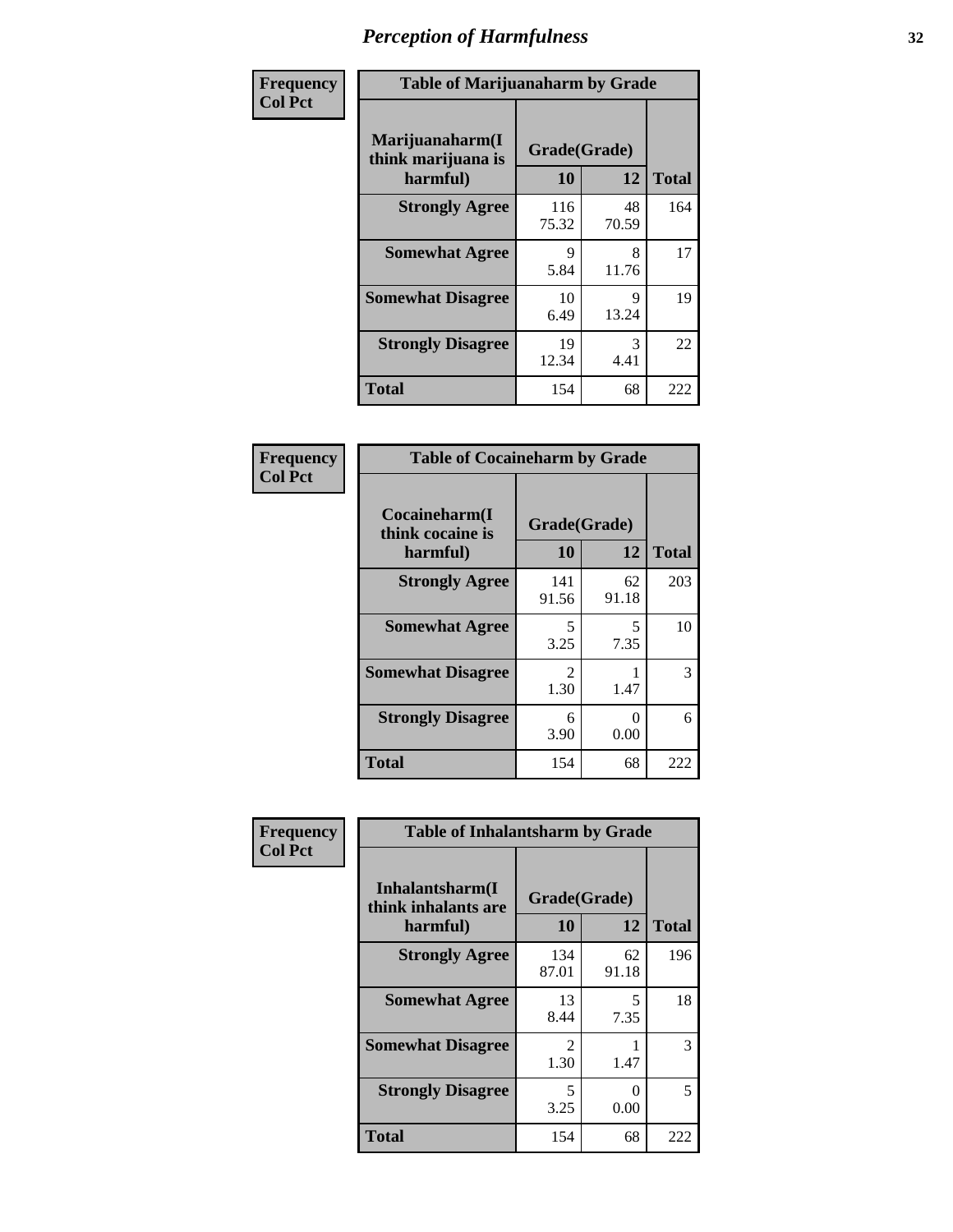# Perception of Harmfulness

| Frequency<br>Col Pct | Table of Marijuanaharm by Grade | | |
|---|---|---|---|
| Marijuanaharm(I think marijuana is harmful) | Grade(Grade) | | |
| | 10 | 12 | Total |
| Strongly Agree | 116<br>75.32 | 48<br>70.59 | 164 |
| Somewhat Agree | 9<br>5.84 | 8<br>11.76 | 17 |
| Somewhat Disagree | 10<br>6.49 | 9<br>13.24 | 19 |
| Strongly Disagree | 19<br>12.34 | 3<br>4.41 | 22 |
| Total | 154 | 68 | 222 |

| Frequency<br>Col Pct | Table of Cocaineharm by Grade | | |
|---|---|---|---|
| Cocaineharm(I think cocaine is harmful) | Grade(Grade) | | |
| | 10 | 12 | Total |
| Strongly Agree | 141<br>91.56 | 62<br>91.18 | 203 |
| Somewhat Agree | 5<br>3.25 | 5<br>7.35 | 10 |
| Somewhat Disagree | 2<br>1.30 | 1<br>1.47 | 3 |
| Strongly Disagree | 6<br>3.90 | 0<br>0.00 | 6 |
| Total | 154 | 68 | 222 |

| Frequency<br>Col Pct | Table of Inhalantsharm by Grade | | |
|---|---|---|---|
| Inhalantsharm(I think inhalants are harmful) | Grade(Grade) | | |
| | 10 | 12 | Total |
| Strongly Agree | 134<br>87.01 | 62<br>91.18 | 196 |
| Somewhat Agree | 13<br>8.44 | 5<br>7.35 | 18 |
| Somewhat Disagree | 2<br>1.30 | 1<br>1.47 | 3 |
| Strongly Disagree | 5<br>3.25 | 0<br>0.00 | 5 |
| Total | 154 | 68 | 222 |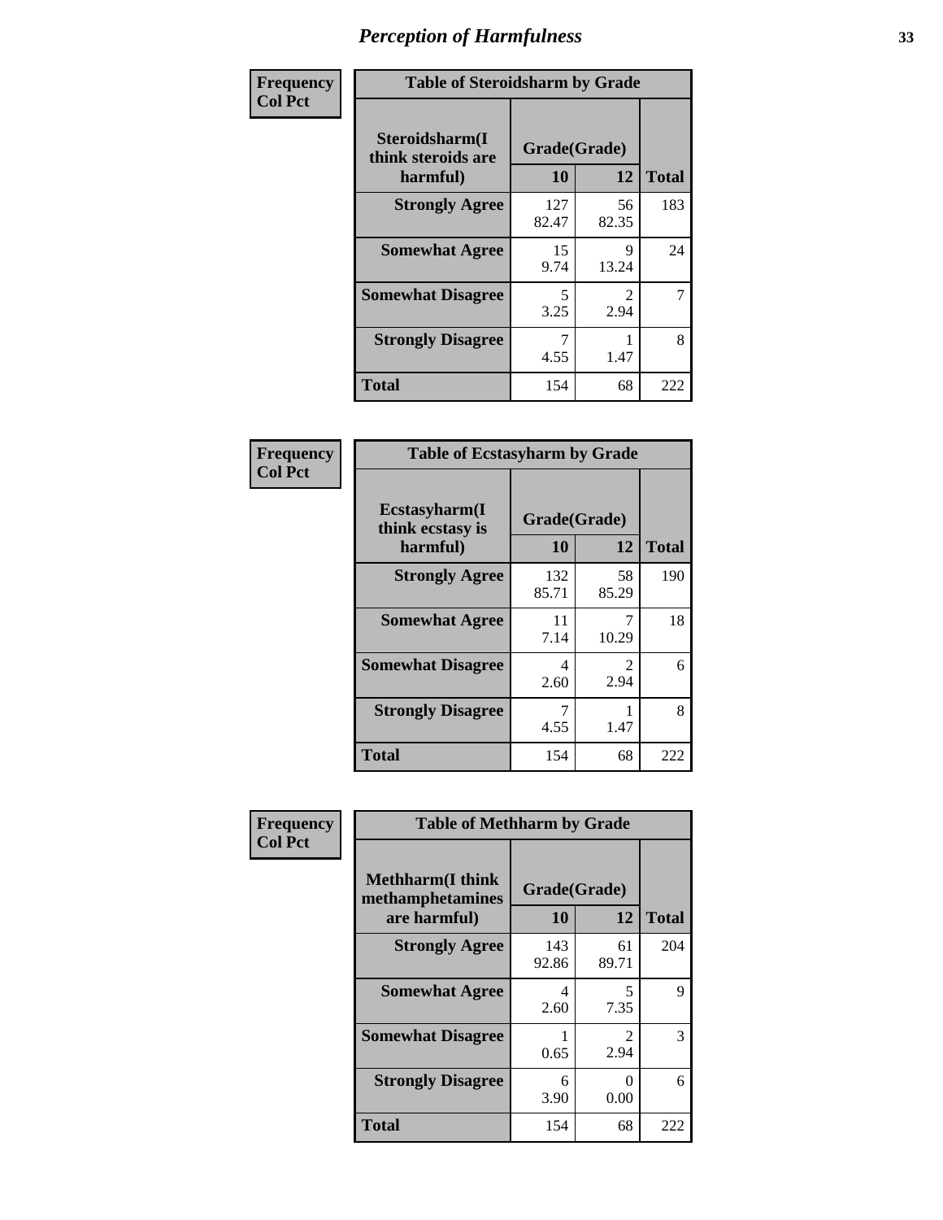# Perception of Harmfulness

**Frequency**
**Col Pct**

| Table of Steroidsharm by Grade | | | |
|---|---|---|---|
| Steroidsharm(I think steroids are harmful) | Grade(Grade) | | Total |
| | 10 | 12 | |
| **Strongly Agree** | 127<br>82.47 | 56<br>82.35 | 183 |
| **Somewhat Agree** | 15<br>9.74 | 9<br>13.24 | 24 |
| **Somewhat Disagree** | 5<br>3.25 | 2<br>2.94 | 7 |
| **Strongly Disagree** | 7<br>4.55 | 1<br>1.47 | 8 |
| **Total** | 154 | 68 | 222 |

**Frequency**
**Col Pct**

| Table of Ecstasyharm by Grade | | | |
|---|---|---|---|
| Ecstasyharm(I think ecstasy is harmful) | Grade(Grade) | | Total |
| | 10 | 12 | |
| **Strongly Agree** | 132<br>85.71 | 58<br>85.29 | 190 |
| **Somewhat Agree** | 11<br>7.14 | 7<br>10.29 | 18 |
| **Somewhat Disagree** | 4<br>2.60 | 2<br>2.94 | 6 |
| **Strongly Disagree** | 7<br>4.55 | 1<br>1.47 | 8 |
| **Total** | 154 | 68 | 222 |

**Frequency**
**Col Pct**

| Table of Methharm by Grade | | | |
|---|---|---|---|
| Methharm(I think methamphetamines are harmful) | Grade(Grade) | | Total |
| | 10 | 12 | |
| **Strongly Agree** | 143<br>92.86 | 61<br>89.71 | 204 |
| **Somewhat Agree** | 4<br>2.60 | 5<br>7.35 | 9 |
| **Somewhat Disagree** | 1<br>0.65 | 2<br>2.94 | 3 |
| **Strongly Disagree** | 6<br>3.90 | 0<br>0.00 | 6 |
| **Total** | 154 | 68 | 222 |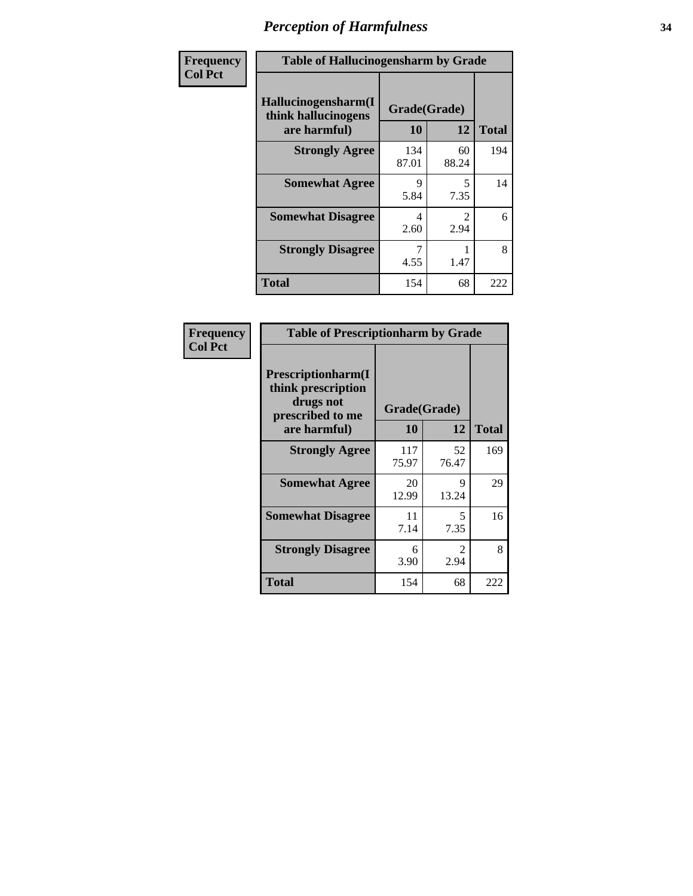# *Perception of Harmfulness*

**Frequency**
**Col Pct**

| Table of Hallucinogensharm by Grade | | | |
|---|---|---|---|
| **Hallucinogensharm(I think hallucinogens are harmful)** | **Grade(Grade)** | | **Total** |
| | **10** | **12** | |
| **Strongly Agree** | 134<br>87.01 | 60<br>88.24 | 194 |
| **Somewhat Agree** | 9<br>5.84 | 5<br>7.35 | 14 |
| **Somewhat Disagree** | 4<br>2.60 | 2<br>2.94 | 6 |
| **Strongly Disagree** | 7<br>4.55 | 1<br>1.47 | 8 |
| **Total** | 154 | 68 | 222 |

**Frequency**
**Col Pct**

| Table of Prescriptionharm by Grade | | | |
|---|---|---|---|
| **Prescriptionharm(I think prescription drugs not prescribed to me are harmful)** | **Grade(Grade)** | | **Total** |
| | **10** | **12** | |
| **Strongly Agree** | 117<br>75.97 | 52<br>76.47 | 169 |
| **Somewhat Agree** | 20<br>12.99 | 9<br>13.24 | 29 |
| **Somewhat Disagree** | 11<br>7.14 | 5<br>7.35 | 16 |
| **Strongly Disagree** | 6<br>3.90 | 2<br>2.94 | 8 |
| **Total** | 154 | 68 | 222 |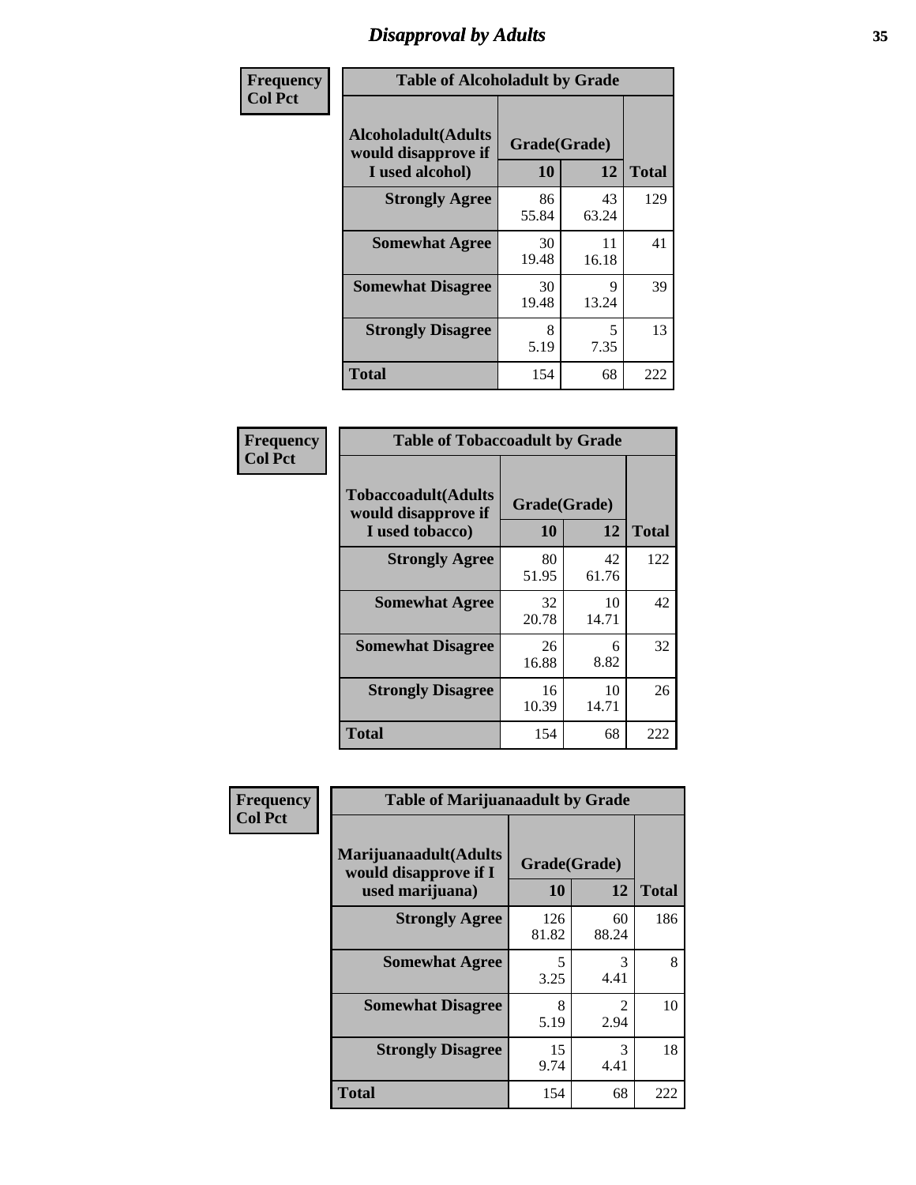# Disapproval by Adults

Frequency
Col Pct

**Table of Alcoholadult by Grade**

| Alcoholadult(Adults would disapprove if I used alcohol) | Grade(Grade) | | Total |
|---|---|---|---|
| | 10 | 12 | |
| **Strongly Agree** | 86<br>55.84 | 43<br>63.24 | 129 |
| **Somewhat Agree** | 30<br>19.48 | 11<br>16.18 | 41 |
| **Somewhat Disagree** | 30<br>19.48 | 9<br>13.24 | 39 |
| **Strongly Disagree** | 8<br>5.19 | 5<br>7.35 | 13 |
| **Total** | 154 | 68 | 222 |

Frequency
Col Pct

**Table of Tobaccoadult by Grade**

| Tobaccoadult(Adults would disapprove if I used tobacco) | Grade(Grade) | | Total |
|---|---|---|---|
| | 10 | 12 | |
| **Strongly Agree** | 80<br>51.95 | 42<br>61.76 | 122 |
| **Somewhat Agree** | 32<br>20.78 | 10<br>14.71 | 42 |
| **Somewhat Disagree** | 26<br>16.88 | 6<br>8.82 | 32 |
| **Strongly Disagree** | 16<br>10.39 | 10<br>14.71 | 26 |
| **Total** | 154 | 68 | 222 |

Frequency
Col Pct

**Table of Marijuanaadult by Grade**

| Marijuanaadult(Adults would disapprove if I used marijuana) | Grade(Grade) | | Total |
|---|---|---|---|
| | 10 | 12 | |
| **Strongly Agree** | 126<br>81.82 | 60<br>88.24 | 186 |
| **Somewhat Agree** | 5<br>3.25 | 3<br>4.41 | 8 |
| **Somewhat Disagree** | 8<br>5.19 | 2<br>2.94 | 10 |
| **Strongly Disagree** | 15<br>9.74 | 3<br>4.41 | 18 |
| **Total** | 154 | 68 | 222 |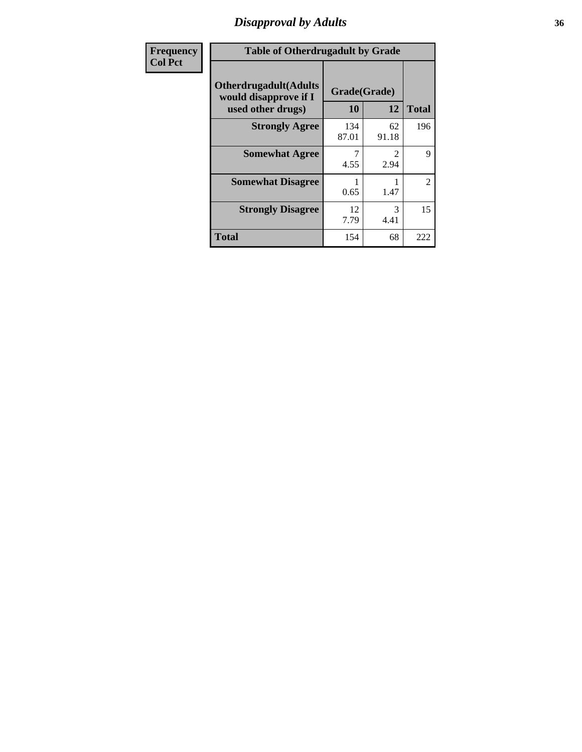## Disapproval by Adults

| Frequency Col Pct | | | |
|---|---|---|---|
| **Table of Otherdrugadult by Grade** | | | |
| **Otherdrugadult(Adults would disapprove if I used other drugs)** | **Grade(Grade)** | | |
| | **10** | **12** | **Total** |
| **Strongly Agree** | 134<br>87.01 | 62<br>91.18 | 196 |
| **Somewhat Agree** | 7<br>4.55 | 2<br>2.94 | 9 |
| **Somewhat Disagree** | 1<br>0.65 | 1<br>1.47 | 2 |
| **Strongly Disagree** | 12<br>7.79 | 3<br>4.41 | 15 |
| **Total** | 154 | 68 | 222 |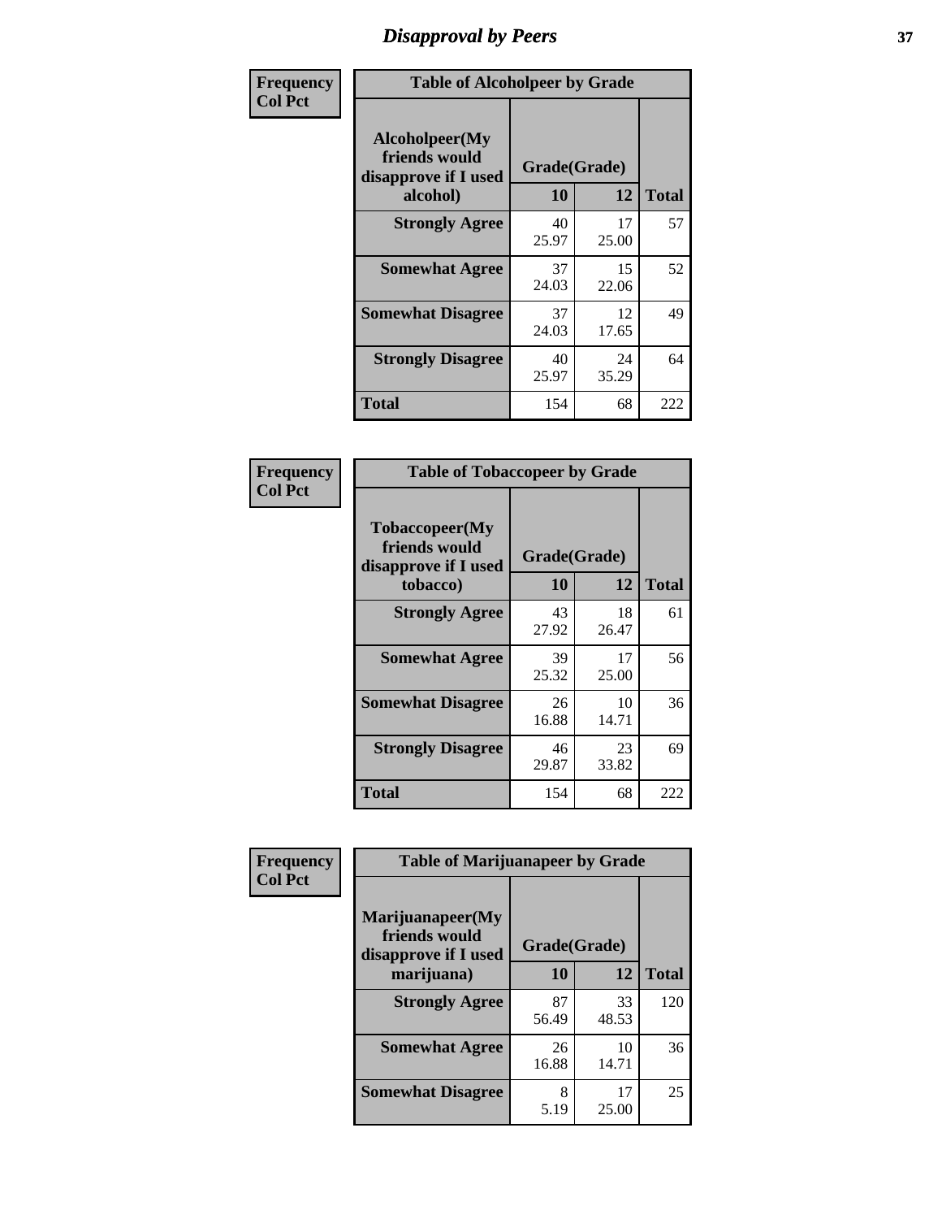# Disapproval by Peers

| Frequency<br>Col Pct | Table of Alcoholpeer by Grade | | |
|---|---|---|---|
| Alcoholpeer(My friends would disapprove if I used alcohol) | Grade(Grade) | | |
| | 10 | 12 | Total |
| Strongly Agree | 40<br>25.97 | 17<br>25.00 | 57 |
| Somewhat Agree | 37<br>24.03 | 15<br>22.06 | 52 |
| Somewhat Disagree | 37<br>24.03 | 12<br>17.65 | 49 |
| Strongly Disagree | 40<br>25.97 | 24<br>35.29 | 64 |
| Total | 154 | 68 | 222 |

| Frequency<br>Col Pct | Table of Tobaccopeer by Grade | | |
|---|---|---|---|
| Tobaccopeer(My friends would disapprove if I used tobacco) | Grade(Grade) | | |
| | 10 | 12 | Total |
| Strongly Agree | 43<br>27.92 | 18<br>26.47 | 61 |
| Somewhat Agree | 39<br>25.32 | 17<br>25.00 | 56 |
| Somewhat Disagree | 26<br>16.88 | 10<br>14.71 | 36 |
| Strongly Disagree | 46<br>29.87 | 23<br>33.82 | 69 |
| Total | 154 | 68 | 222 |

| Frequency<br>Col Pct | Table of Marijuanapeer by Grade | | |
|---|---|---|---|
| Marijuanapeer(My friends would disapprove if I used marijuana) | Grade(Grade) | | |
| | 10 | 12 | Total |
| Strongly Agree | 87<br>56.49 | 33<br>48.53 | 120 |
| Somewhat Agree | 26<br>16.88 | 10<br>14.71 | 36 |
| Somewhat Disagree | 8<br>5.19 | 17<br>25.00 | 25 |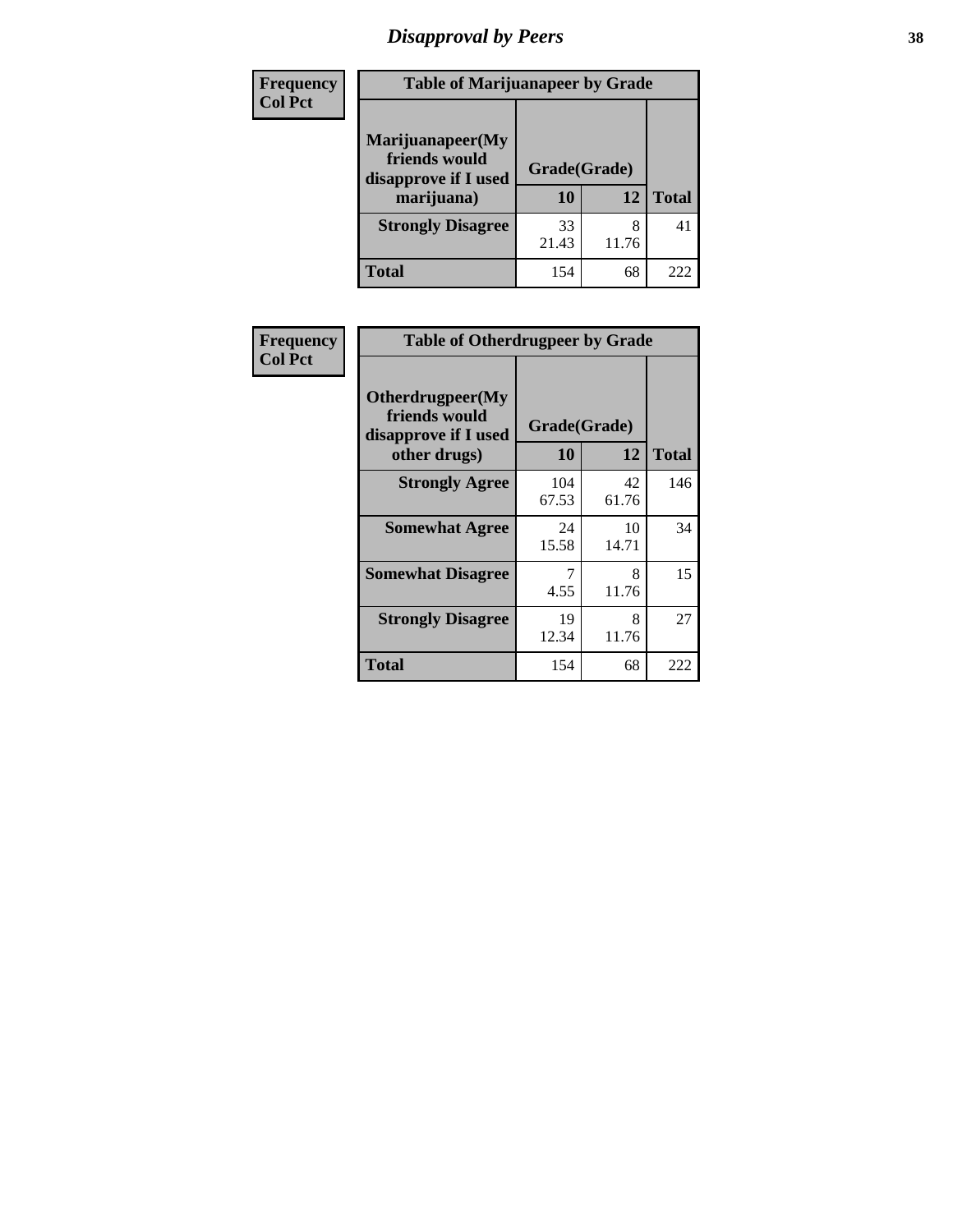# Disapproval by Peers

| Frequency<br>Col Pct | | | |
|---|---|---|---|

**Table of Marijuanapeer by Grade**

| Marijuanapeer(My friends would disapprove if I used marijuana) | Grade(Grade) 10 | 12 | Total |
|---|---|---|---|
| **Strongly Disagree** | 33<br>21.43 | 8<br>11.76 | 41 |
| **Total** | 154 | 68 | 222 |

| Frequency<br>Col Pct | | | |
|---|---|---|---|

**Table of Otherdrugpeer by Grade**

| Otherdrugpeer(My friends would disapprove if I used other drugs) | Grade(Grade) 10 | 12 | Total |
|---|---|---|---|
| **Strongly Agree** | 104<br>67.53 | 42<br>61.76 | 146 |
| **Somewhat Agree** | 24<br>15.58 | 10<br>14.71 | 34 |
| **Somewhat Disagree** | 7<br>4.55 | 8<br>11.76 | 15 |
| **Strongly Disagree** | 19<br>12.34 | 8<br>11.76 | 27 |
| **Total** | 154 | 68 | 222 |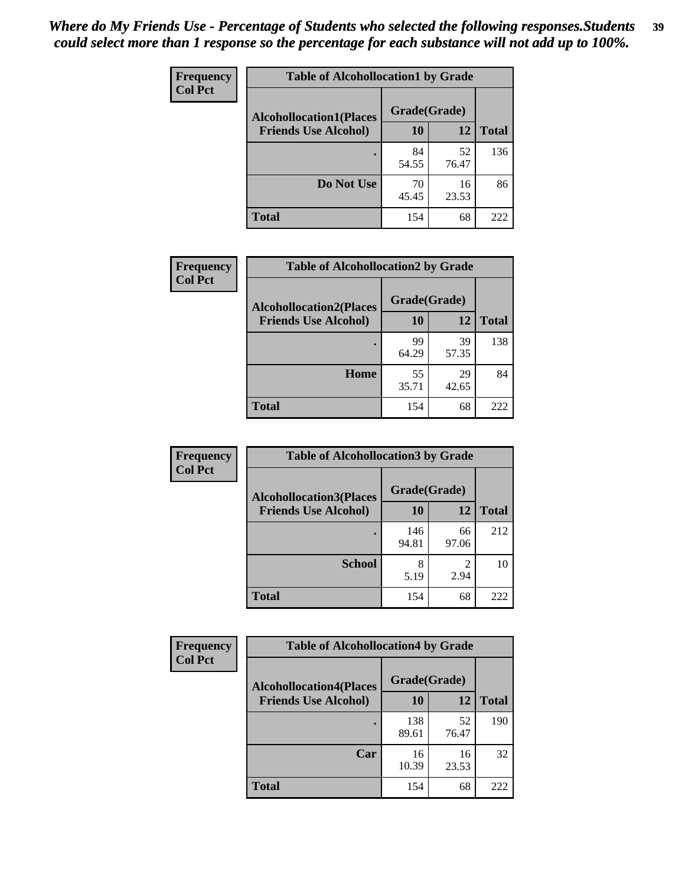*Where do My Friends Use - Percentage of Students who selected the following responses.Students could select more than 1 response so the percentage for each substance will not add up to 100%.*

**Frequency**
**Col Pct**

**Table of Alcohollocation1 by Grade**

| Alcohollocation1(Places Friends Use Alcohol) | Grade(Grade) 10 | 12 | Total |
|---|---|---|---|
| . | 84<br>54.55 | 52<br>76.47 | 136 |
| Do Not Use | 70<br>45.45 | 16<br>23.53 | 86 |
| Total | 154 | 68 | 222 |

**Frequency**
**Col Pct**

**Table of Alcohollocation2 by Grade**

| Alcohollocation2(Places Friends Use Alcohol) | Grade(Grade) 10 | 12 | Total |
|---|---|---|---|
| . | 99<br>64.29 | 39<br>57.35 | 138 |
| Home | 55<br>35.71 | 29<br>42.65 | 84 |
| Total | 154 | 68 | 222 |

**Frequency**
**Col Pct**

**Table of Alcohollocation3 by Grade**

| Alcohollocation3(Places Friends Use Alcohol) | Grade(Grade) 10 | 12 | Total |
|---|---|---|---|
| . | 146<br>94.81 | 66<br>97.06 | 212 |
| School | 8<br>5.19 | 2<br>2.94 | 10 |
| Total | 154 | 68 | 222 |

**Frequency**
**Col Pct**

**Table of Alcohollocation4 by Grade**

| Alcohollocation4(Places Friends Use Alcohol) | Grade(Grade) 10 | 12 | Total |
|---|---|---|---|
| . | 138<br>89.61 | 52<br>76.47 | 190 |
| Car | 16<br>10.39 | 16<br>23.53 | 32 |
| Total | 154 | 68 | 222 |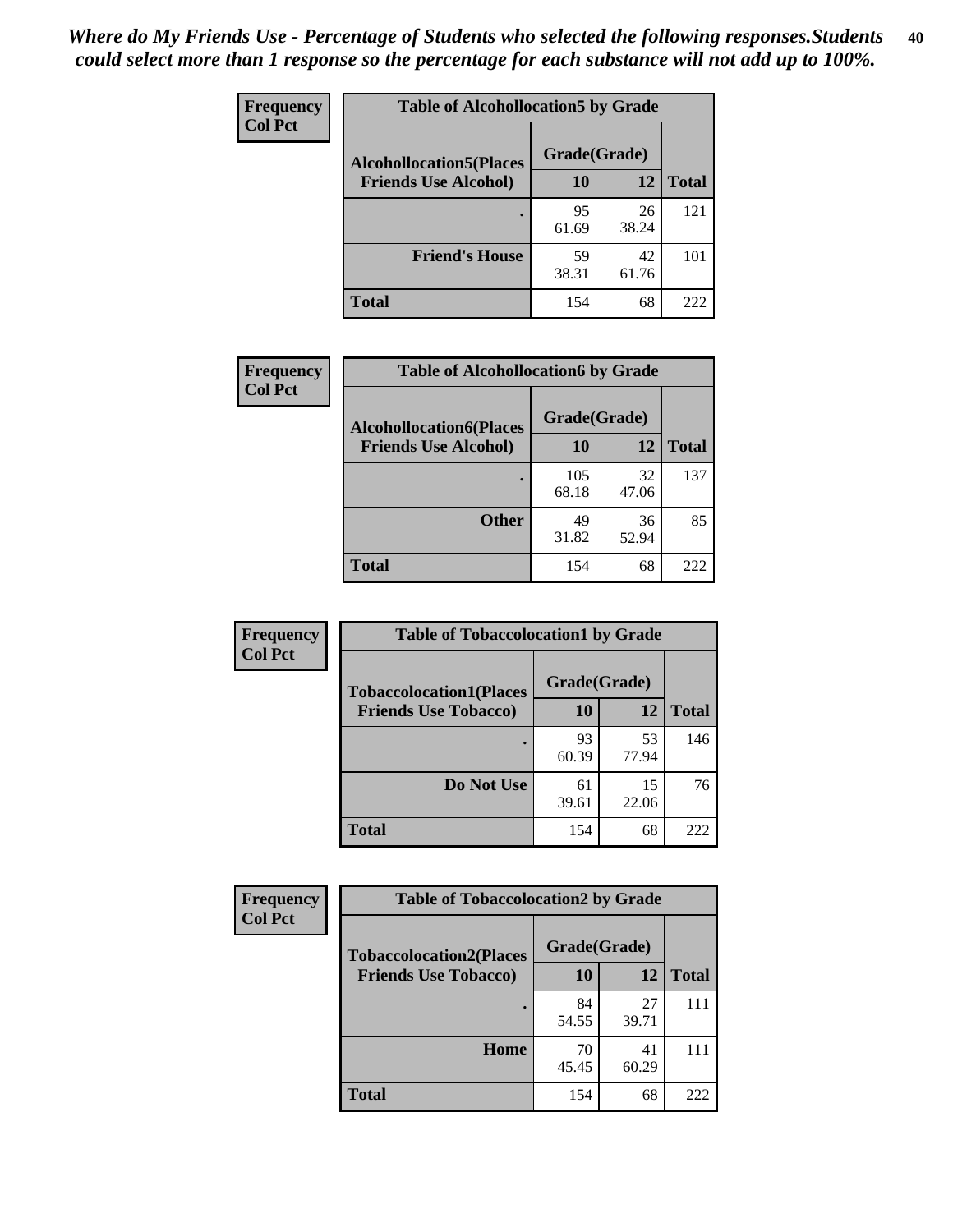*Where do My Friends Use - Percentage of Students who selected the following responses.Students could select more than 1 response so the percentage for each substance will not add up to 100%.*

**Frequency**
**Col Pct**

| Table of Alcohollocation5 by Grade | | | |
|---|---|---|---|
| **Alcohollocation5(Places Friends Use Alcohol)** | **Grade(Grade)** | | **Total** |
| | **10** | **12** | |
| **.** | 95<br>61.69 | 26<br>38.24 | 121 |
| **Friend's House** | 59<br>38.31 | 42<br>61.76 | 101 |
| **Total** | 154 | 68 | 222 |

**Frequency**
**Col Pct**

| Table of Alcohollocation6 by Grade | | | |
|---|---|---|---|
| **Alcohollocation6(Places Friends Use Alcohol)** | **Grade(Grade)** | | **Total** |
| | **10** | **12** | |
| **.** | 105<br>68.18 | 32<br>47.06 | 137 |
| **Other** | 49<br>31.82 | 36<br>52.94 | 85 |
| **Total** | 154 | 68 | 222 |

**Frequency**
**Col Pct**

| Table of Tobaccolocation1 by Grade | | | |
|---|---|---|---|
| **Tobaccolocation1(Places Friends Use Tobacco)** | **Grade(Grade)** | | **Total** |
| | **10** | **12** | |
| **.** | 93<br>60.39 | 53<br>77.94 | 146 |
| **Do Not Use** | 61<br>39.61 | 15<br>22.06 | 76 |
| **Total** | 154 | 68 | 222 |

**Frequency**
**Col Pct**

| Table of Tobaccolocation2 by Grade | | | |
|---|---|---|---|
| **Tobaccolocation2(Places Friends Use Tobacco)** | **Grade(Grade)** | | **Total** |
| | **10** | **12** | |
| **.** | 84<br>54.55 | 27<br>39.71 | 111 |
| **Home** | 70<br>45.45 | 41<br>60.29 | 111 |
| **Total** | 154 | 68 | 222 |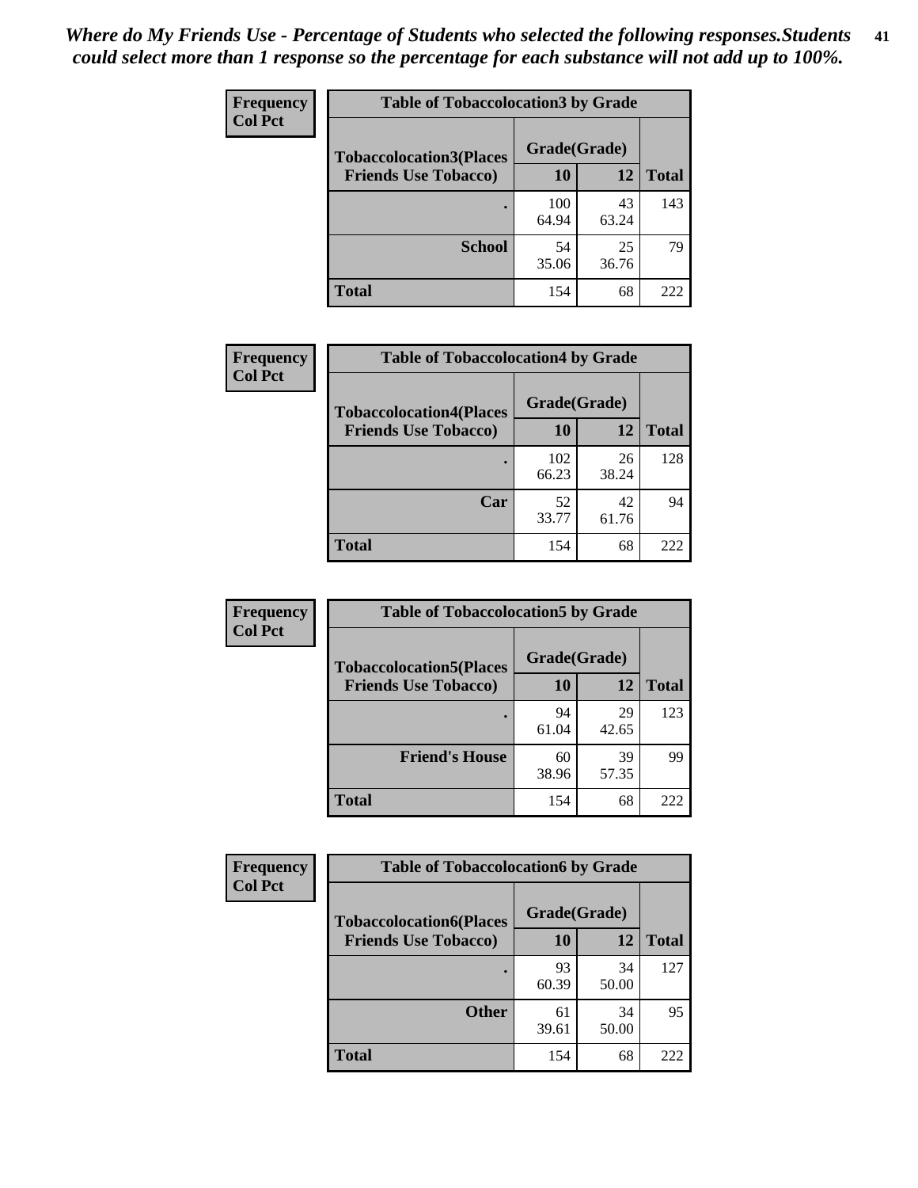*Where do My Friends Use - Percentage of Students who selected the following responses.Students could select more than 1 response so the percentage for each substance will not add up to 100%.*

**Frequency**
**Col Pct**

| Table of Tobaccolocation3 by Grade | | | |
|---|---|---|---|
| **Tobaccolocation3(Places Friends Use Tobacco)** | **Grade(Grade)** | | **Total** |
| | **10** | **12** | |
| **.** | 100<br>64.94 | 43<br>63.24 | 143 |
| **School** | 54<br>35.06 | 25<br>36.76 | 79 |
| **Total** | 154 | 68 | 222 |

**Frequency**
**Col Pct**

| Table of Tobaccolocation4 by Grade | | | |
|---|---|---|---|
| **Tobaccolocation4(Places Friends Use Tobacco)** | **Grade(Grade)** | | **Total** |
| | **10** | **12** | |
| **.** | 102<br>66.23 | 26<br>38.24 | 128 |
| **Car** | 52<br>33.77 | 42<br>61.76 | 94 |
| **Total** | 154 | 68 | 222 |

**Frequency**
**Col Pct**

| Table of Tobaccolocation5 by Grade | | | |
|---|---|---|---|
| **Tobaccolocation5(Places Friends Use Tobacco)** | **Grade(Grade)** | | **Total** |
| | **10** | **12** | |
| **.** | 94<br>61.04 | 29<br>42.65 | 123 |
| **Friend's House** | 60<br>38.96 | 39<br>57.35 | 99 |
| **Total** | 154 | 68 | 222 |

**Frequency**
**Col Pct**

| Table of Tobaccolocation6 by Grade | | | |
|---|---|---|---|
| **Tobaccolocation6(Places Friends Use Tobacco)** | **Grade(Grade)** | | **Total** |
| | **10** | **12** | |
| **.** | 93<br>60.39 | 34<br>50.00 | 127 |
| **Other** | 61<br>39.61 | 34<br>50.00 | 95 |
| **Total** | 154 | 68 | 222 |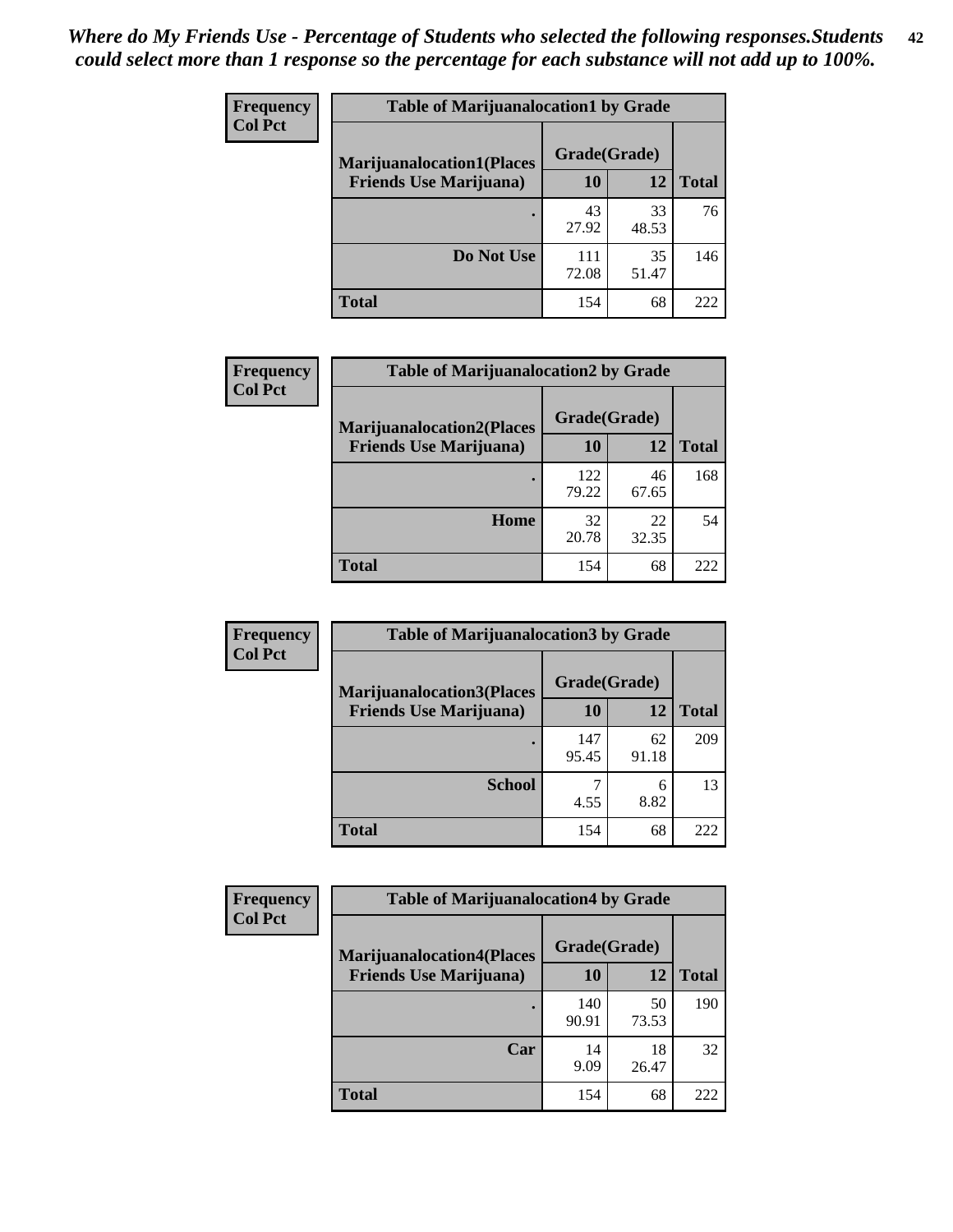*Where do My Friends Use - Percentage of Students who selected the following responses.Students could select more than 1 response so the percentage for each substance will not add up to 100%.*

**Frequency**
**Col Pct**

| Table of Marijuanalocation1 by Grade | | | |
|---|---|---|---|
| **Marijuanalocation1(Places Friends Use Marijuana)** | **Grade(Grade)** | | **Total** |
| | **10** | **12** | |
| **.** | 43<br>27.92 | 33<br>48.53 | 76 |
| **Do Not Use** | 111<br>72.08 | 35<br>51.47 | 146 |
| **Total** | 154 | 68 | 222 |

**Frequency**
**Col Pct**

| Table of Marijuanalocation2 by Grade | | | |
|---|---|---|---|
| **Marijuanalocation2(Places Friends Use Marijuana)** | **Grade(Grade)** | | **Total** |
| | **10** | **12** | |
| **.** | 122<br>79.22 | 46<br>67.65 | 168 |
| **Home** | 32<br>20.78 | 22<br>32.35 | 54 |
| **Total** | 154 | 68 | 222 |

**Frequency**
**Col Pct**

| Table of Marijuanalocation3 by Grade | | | |
|---|---|---|---|
| **Marijuanalocation3(Places Friends Use Marijuana)** | **Grade(Grade)** | | **Total** |
| | **10** | **12** | |
| **.** | 147<br>95.45 | 62<br>91.18 | 209 |
| **School** | 7<br>4.55 | 6<br>8.82 | 13 |
| **Total** | 154 | 68 | 222 |

**Frequency**
**Col Pct**

| Table of Marijuanalocation4 by Grade | | | |
|---|---|---|---|
| **Marijuanalocation4(Places Friends Use Marijuana)** | **Grade(Grade)** | | **Total** |
| | **10** | **12** | |
| **.** | 140<br>90.91 | 50<br>73.53 | 190 |
| **Car** | 14<br>9.09 | 18<br>26.47 | 32 |
| **Total** | 154 | 68 | 222 |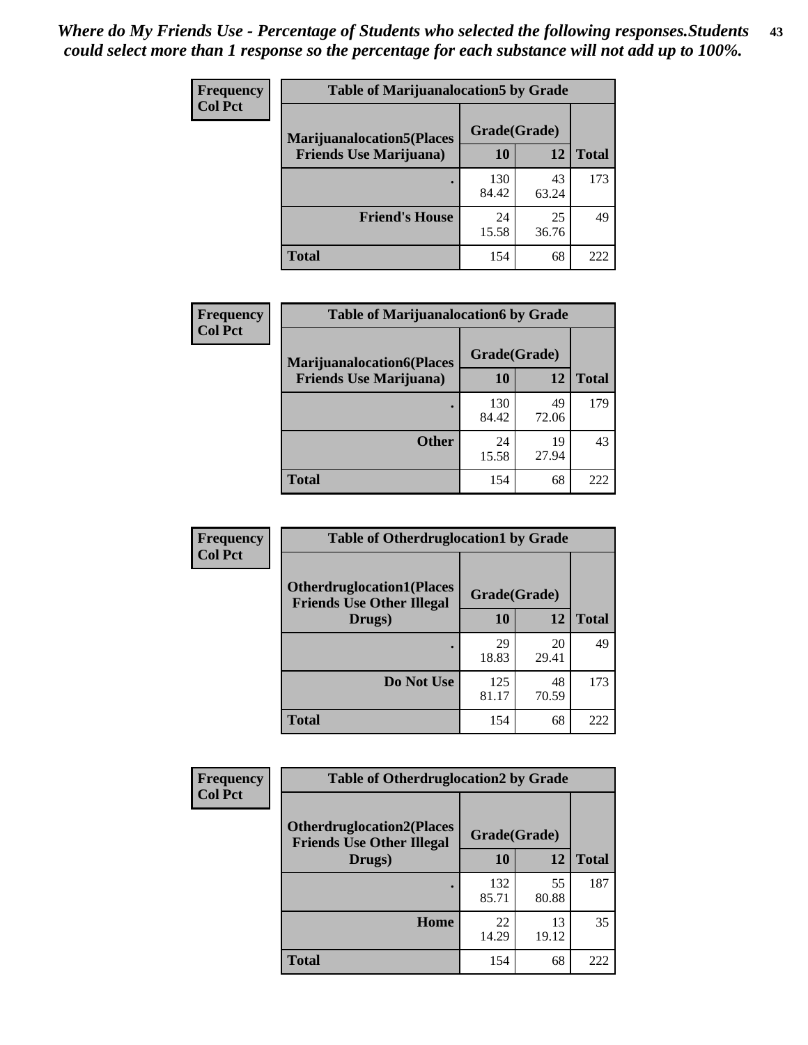*Where do My Friends Use - Percentage of Students who selected the following responses.Students could select more than 1 response so the percentage for each substance will not add up to 100%.*

**Frequency**
**Col Pct**

| Table of Marijuanalocation5 by Grade | | | |
|---|---|---|---|
| **Marijuanalocation5(Places Friends Use Marijuana)** | **Grade(Grade)** | | **Total** |
| | **10** | **12** | |
| **.** | 130<br>84.42 | 43<br>63.24 | 173 |
| **Friend's House** | 24<br>15.58 | 25<br>36.76 | 49 |
| **Total** | 154 | 68 | 222 |

**Frequency**
**Col Pct**

| Table of Marijuanalocation6 by Grade | | | |
|---|---|---|---|
| **Marijuanalocation6(Places Friends Use Marijuana)** | **Grade(Grade)** | | **Total** |
| | **10** | **12** | |
| **.** | 130<br>84.42 | 49<br>72.06 | 179 |
| **Other** | 24<br>15.58 | 19<br>27.94 | 43 |
| **Total** | 154 | 68 | 222 |

**Frequency**
**Col Pct**

| Table of Otherdruglocation1 by Grade | | | |
|---|---|---|---|
| **Otherdruglocation1(Places Friends Use Other Illegal Drugs)** | **Grade(Grade)** | | **Total** |
| | **10** | **12** | |
| **.** | 29<br>18.83 | 20<br>29.41 | 49 |
| **Do Not Use** | 125<br>81.17 | 48<br>70.59 | 173 |
| **Total** | 154 | 68 | 222 |

**Frequency**
**Col Pct**

| Table of Otherdruglocation2 by Grade | | | |
|---|---|---|---|
| **Otherdruglocation2(Places Friends Use Other Illegal Drugs)** | **Grade(Grade)** | | **Total** |
| | **10** | **12** | |
| **.** | 132<br>85.71 | 55<br>80.88 | 187 |
| **Home** | 22<br>14.29 | 13<br>19.12 | 35 |
| **Total** | 154 | 68 | 222 |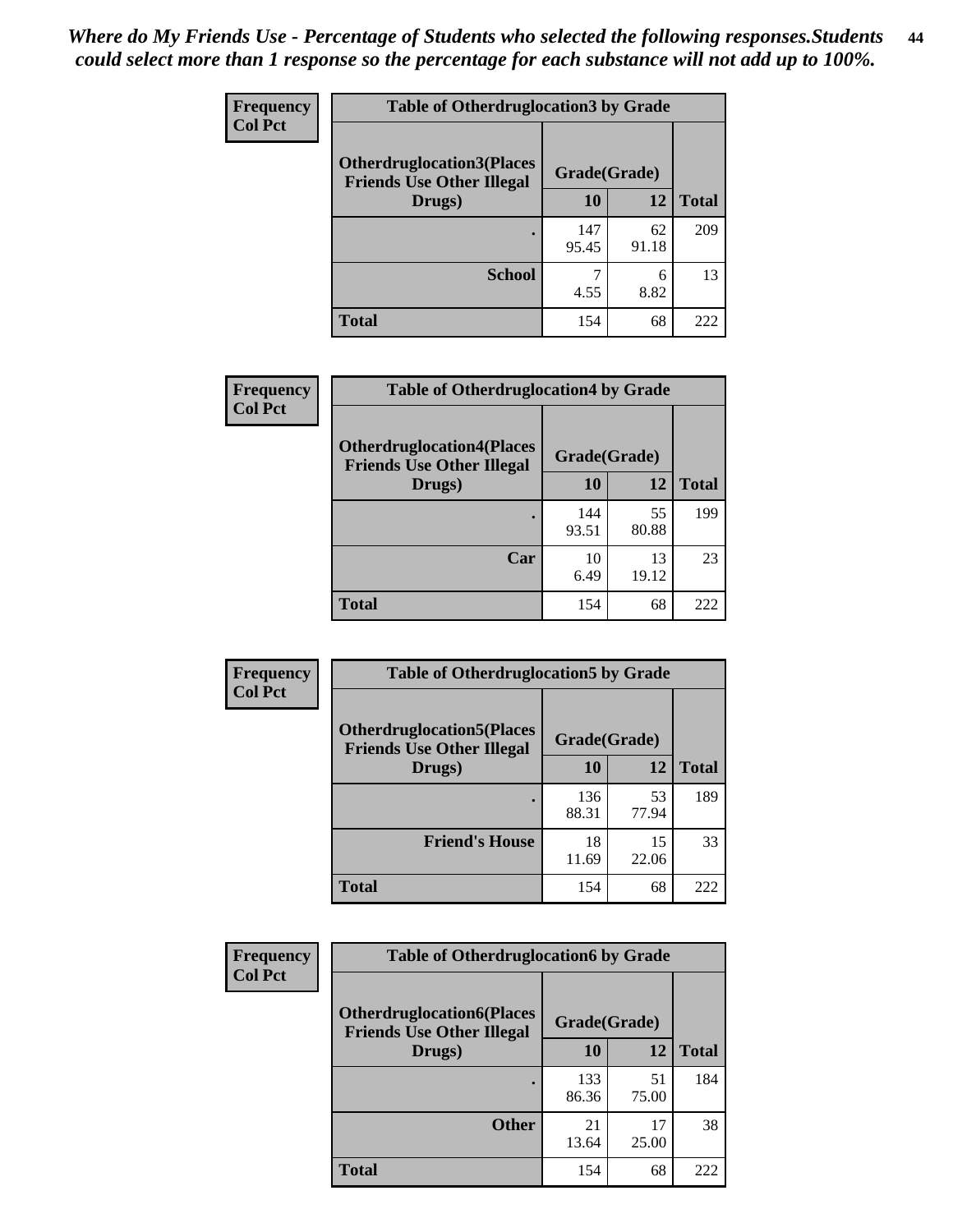*Where do My Friends Use - Percentage of Students who selected the following responses.Students could select more than 1 response so the percentage for each substance will not add up to 100%.*

**Frequency / Col Pct**

| Table of Otherdruglocation3 by Grade | | | |
|---|---|---|---|
| Otherdruglocation3(Places Friends Use Other Illegal Drugs) | Grade(Grade) | | |
| | 10 | 12 | Total |
| . | 147<br>95.45 | 62<br>91.18 | 209 |
| School | 7<br>4.55 | 6<br>8.82 | 13 |
| Total | 154 | 68 | 222 |

**Frequency / Col Pct**

| Table of Otherdruglocation4 by Grade | | | |
|---|---|---|---|
| Otherdruglocation4(Places Friends Use Other Illegal Drugs) | Grade(Grade) | | |
| | 10 | 12 | Total |
| . | 144<br>93.51 | 55<br>80.88 | 199 |
| Car | 10<br>6.49 | 13<br>19.12 | 23 |
| Total | 154 | 68 | 222 |

**Frequency / Col Pct**

| Table of Otherdruglocation5 by Grade | | | |
|---|---|---|---|
| Otherdruglocation5(Places Friends Use Other Illegal Drugs) | Grade(Grade) | | |
| | 10 | 12 | Total |
| . | 136<br>88.31 | 53<br>77.94 | 189 |
| Friend's House | 18<br>11.69 | 15<br>22.06 | 33 |
| Total | 154 | 68 | 222 |

**Frequency / Col Pct**

| Table of Otherdruglocation6 by Grade | | | |
|---|---|---|---|
| Otherdruglocation6(Places Friends Use Other Illegal Drugs) | Grade(Grade) | | |
| | 10 | 12 | Total |
| . | 133<br>86.36 | 51<br>75.00 | 184 |
| Other | 21<br>13.64 | 17<br>25.00 | 38 |
| Total | 154 | 68 | 222 |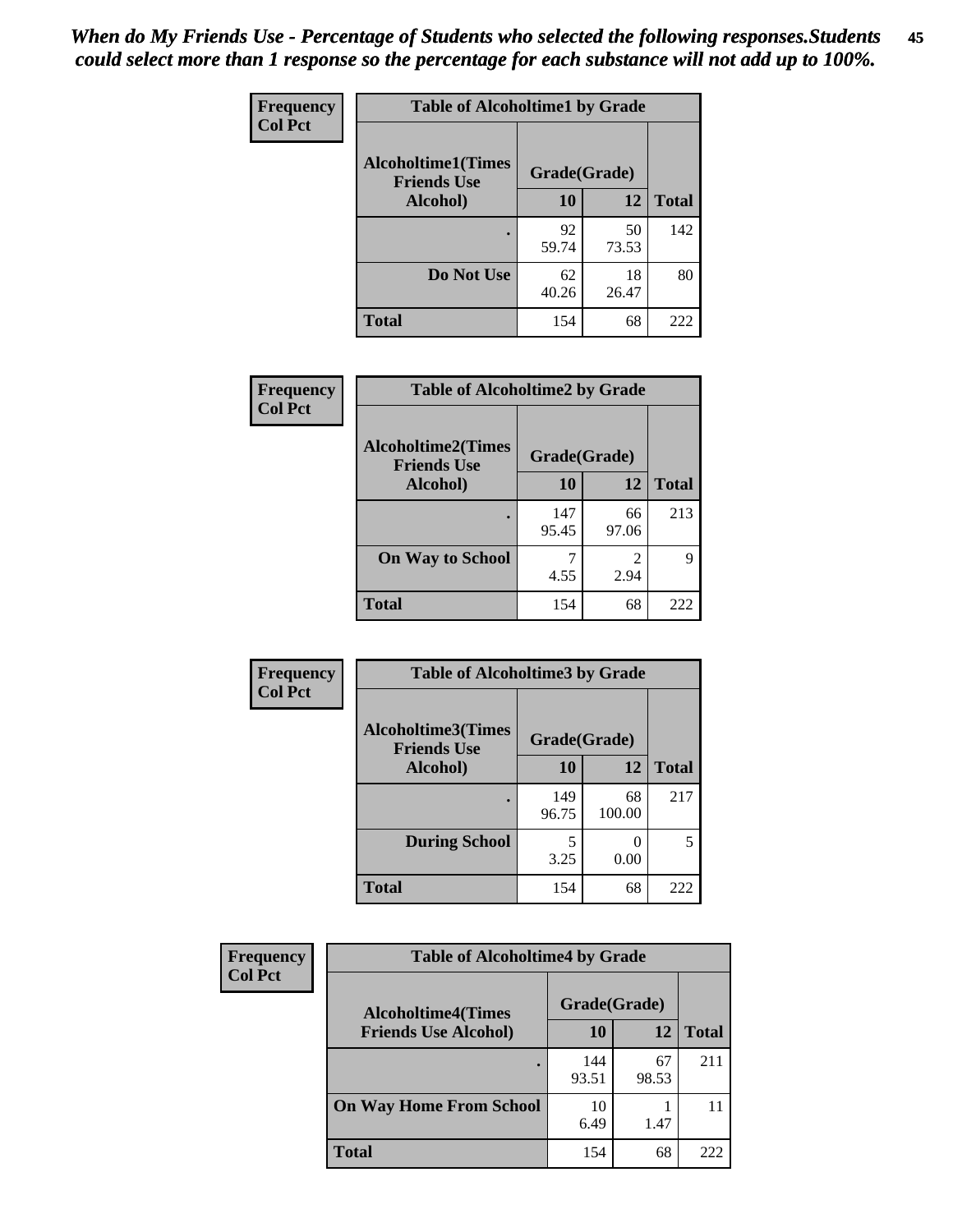*When do My Friends Use - Percentage of Students who selected the following responses.Students could select more than 1 response so the percentage for each substance will not add up to 100%.*

**Frequency**
**Col Pct**

| Table of Alcoholtime1 by Grade | | | |
|---|---|---|---|
| **Alcoholtime1(Times Friends Use Alcohol)** | **Grade(Grade)** | | |
| | **10** | **12** | **Total** |
| **.** | 92<br>59.74 | 50<br>73.53 | 142 |
| **Do Not Use** | 62<br>40.26 | 18<br>26.47 | 80 |
| **Total** | 154 | 68 | 222 |

**Frequency**
**Col Pct**

| Table of Alcoholtime2 by Grade | | | |
|---|---|---|---|
| **Alcoholtime2(Times Friends Use Alcohol)** | **Grade(Grade)** | | |
| | **10** | **12** | **Total** |
| **.** | 147<br>95.45 | 66<br>97.06 | 213 |
| **On Way to School** | 7<br>4.55 | 2<br>2.94 | 9 |
| **Total** | 154 | 68 | 222 |

**Frequency**
**Col Pct**

| Table of Alcoholtime3 by Grade | | | |
|---|---|---|---|
| **Alcoholtime3(Times Friends Use Alcohol)** | **Grade(Grade)** | | |
| | **10** | **12** | **Total** |
| **.** | 149<br>96.75 | 68<br>100.00 | 217 |
| **During School** | 5<br>3.25 | 0<br>0.00 | 5 |
| **Total** | 154 | 68 | 222 |

**Frequency**
**Col Pct**

| Table of Alcoholtime4 by Grade | | | |
|---|---|---|---|
| **Alcoholtime4(Times Friends Use Alcohol)** | **Grade(Grade)** | | |
| | **10** | **12** | **Total** |
| **.** | 144<br>93.51 | 67<br>98.53 | 211 |
| **On Way Home From School** | 10<br>6.49 | 1<br>1.47 | 11 |
| **Total** | 154 | 68 | 222 |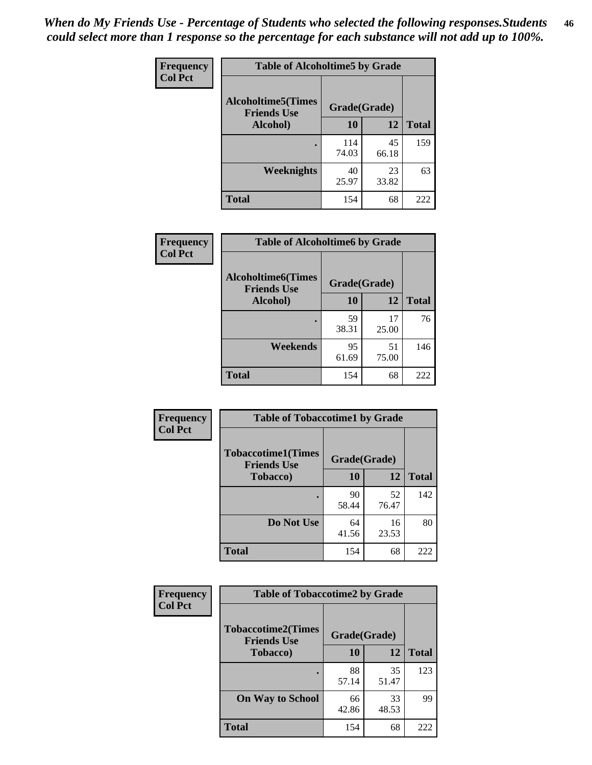*When do My Friends Use - Percentage of Students who selected the following responses.Students could select more than 1 response so the percentage for each substance will not add up to 100%.*

| Frequency Col Pct | Table of Alcoholtime5 by Grade | | |
|---|---|---|---|
| Alcoholtime5(Times Friends Use Alcohol) | Grade(Grade) | | |
| | 10 | 12 | Total |
| . | 114<br>74.03 | 45<br>66.18 | 159 |
| Weeknights | 40<br>25.97 | 23<br>33.82 | 63 |
| Total | 154 | 68 | 222 |

| Frequency Col Pct | Table of Alcoholtime6 by Grade | | |
|---|---|---|---|
| Alcoholtime6(Times Friends Use Alcohol) | Grade(Grade) | | |
| | 10 | 12 | Total |
| . | 59<br>38.31 | 17<br>25.00 | 76 |
| Weekends | 95<br>61.69 | 51<br>75.00 | 146 |
| Total | 154 | 68 | 222 |

| Frequency Col Pct | Table of Tobaccotime1 by Grade | | |
|---|---|---|---|
| Tobaccotime1(Times Friends Use Tobacco) | Grade(Grade) | | |
| | 10 | 12 | Total |
| . | 90<br>58.44 | 52<br>76.47 | 142 |
| Do Not Use | 64<br>41.56 | 16<br>23.53 | 80 |
| Total | 154 | 68 | 222 |

| Frequency Col Pct | Table of Tobaccotime2 by Grade | | |
|---|---|---|---|
| Tobaccotime2(Times Friends Use Tobacco) | Grade(Grade) | | |
| | 10 | 12 | Total |
| . | 88<br>57.14 | 35<br>51.47 | 123 |
| On Way to School | 66<br>42.86 | 33<br>48.53 | 99 |
| Total | 154 | 68 | 222 |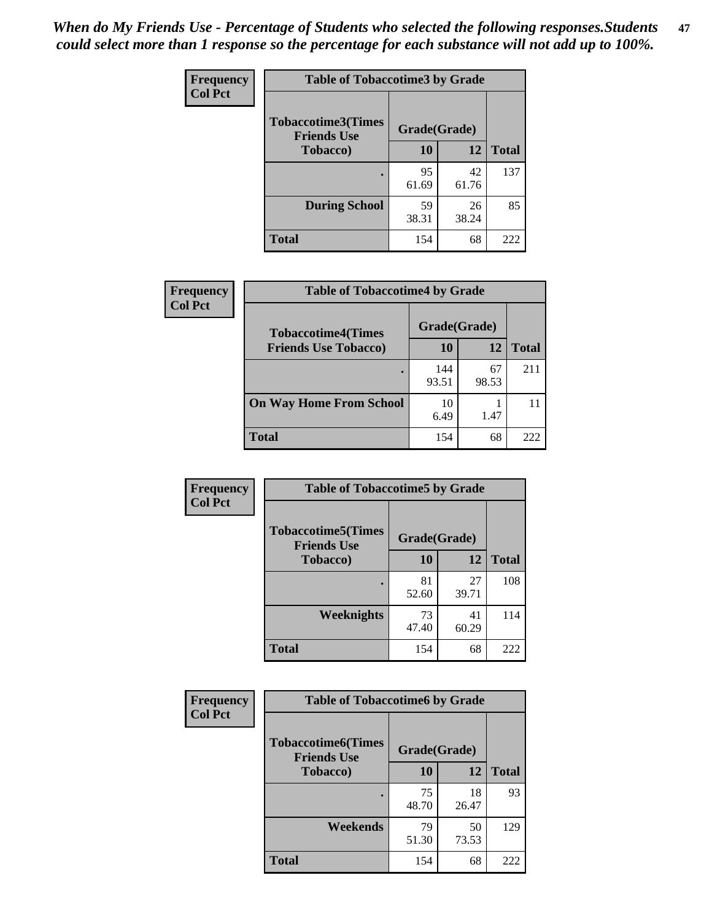*When do My Friends Use - Percentage of Students who selected the following responses.Students could select more than 1 response so the percentage for each substance will not add up to 100%.*

**Frequency**
**Col Pct**

| Table of Tobaccotime3 by Grade | | | |
|---|---|---|---|
| **Tobaccotime3(Times Friends Use Tobacco)** | **Grade(Grade)** | | **Total** |
| | **10** | **12** | |
| . | 95<br>61.69 | 42<br>61.76 | 137 |
| **During School** | 59<br>38.31 | 26<br>38.24 | 85 |
| **Total** | 154 | 68 | 222 |

**Frequency**
**Col Pct**

| Table of Tobaccotime4 by Grade | | | |
|---|---|---|---|
| **Tobaccotime4(Times Friends Use Tobacco)** | **Grade(Grade)** | | **Total** |
| | **10** | **12** | |
| . | 144<br>93.51 | 67<br>98.53 | 211 |
| **On Way Home From School** | 10<br>6.49 | 1<br>1.47 | 11 |
| **Total** | 154 | 68 | 222 |

**Frequency**
**Col Pct**

| Table of Tobaccotime5 by Grade | | | |
|---|---|---|---|
| **Tobaccotime5(Times Friends Use Tobacco)** | **Grade(Grade)** | | **Total** |
| | **10** | **12** | |
| . | 81<br>52.60 | 27<br>39.71 | 108 |
| **Weeknights** | 73<br>47.40 | 41<br>60.29 | 114 |
| **Total** | 154 | 68 | 222 |

**Frequency**
**Col Pct**

| Table of Tobaccotime6 by Grade | | | |
|---|---|---|---|
| **Tobaccotime6(Times Friends Use Tobacco)** | **Grade(Grade)** | | **Total** |
| | **10** | **12** | |
| . | 75<br>48.70 | 18<br>26.47 | 93 |
| **Weekends** | 79<br>51.30 | 50<br>73.53 | 129 |
| **Total** | 154 | 68 | 222 |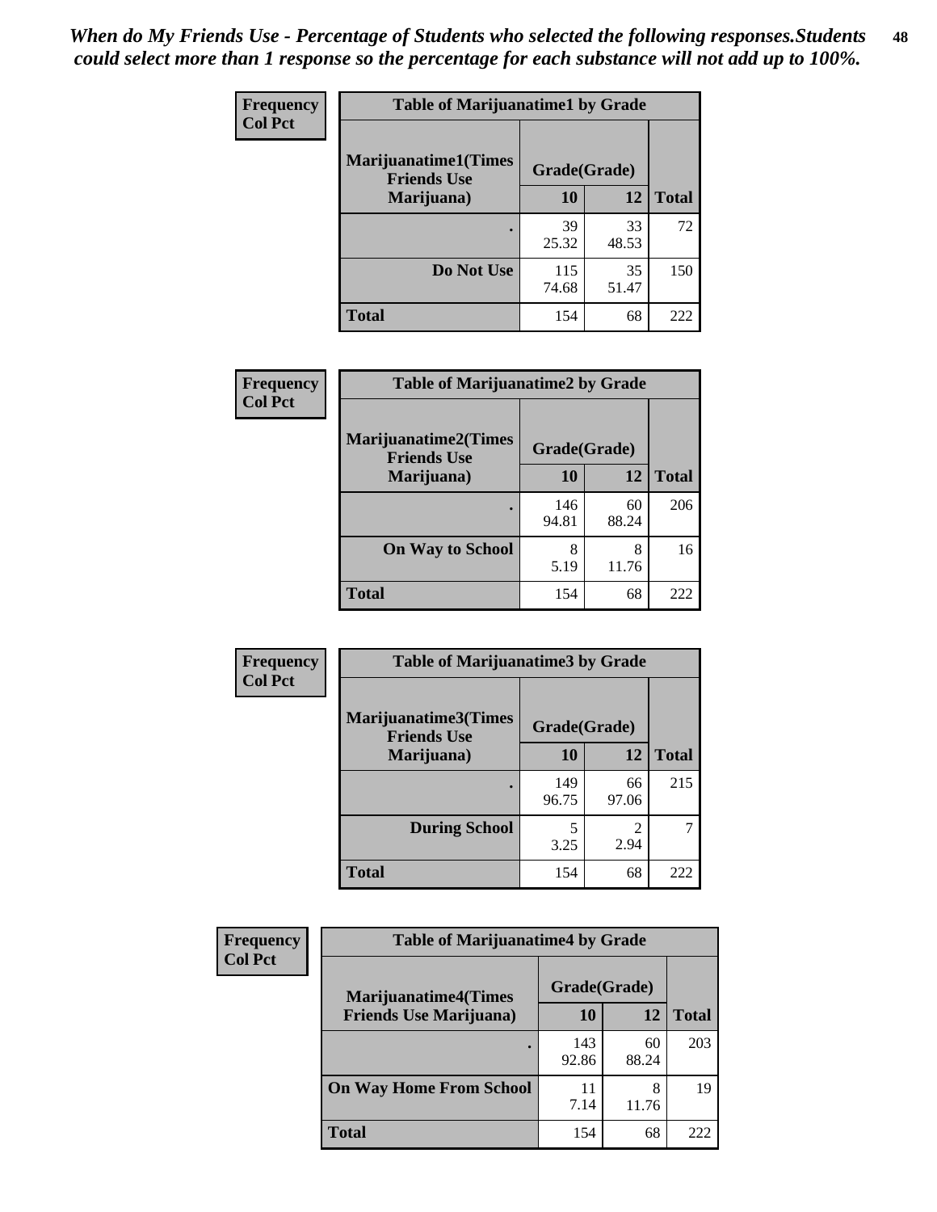*When do My Friends Use - Percentage of Students who selected the following responses.Students could select more than 1 response so the percentage for each substance will not add up to 100%.*

**Frequency**
**Col Pct**

| Table of Marijuanatime1 by Grade | | | |
|---|---|---|---|
| **Marijuanatime1(Times Friends Use Marijuana)** | **Grade(Grade)** | | |
| | **10** | **12** | **Total** |
| . | 39<br>25.32 | 33<br>48.53 | 72 |
| **Do Not Use** | 115<br>74.68 | 35<br>51.47 | 150 |
| **Total** | 154 | 68 | 222 |

**Frequency**
**Col Pct**

| Table of Marijuanatime2 by Grade | | | |
|---|---|---|---|
| **Marijuanatime2(Times Friends Use Marijuana)** | **Grade(Grade)** | | |
| | **10** | **12** | **Total** |
| . | 146<br>94.81 | 60<br>88.24 | 206 |
| **On Way to School** | 8<br>5.19 | 8<br>11.76 | 16 |
| **Total** | 154 | 68 | 222 |

**Frequency**
**Col Pct**

| Table of Marijuanatime3 by Grade | | | |
|---|---|---|---|
| **Marijuanatime3(Times Friends Use Marijuana)** | **Grade(Grade)** | | |
| | **10** | **12** | **Total** |
| . | 149<br>96.75 | 66<br>97.06 | 215 |
| **During School** | 5<br>3.25 | 2<br>2.94 | 7 |
| **Total** | 154 | 68 | 222 |

**Frequency**
**Col Pct**

| Table of Marijuanatime4 by Grade | | | |
|---|---|---|---|
| **Marijuanatime4(Times Friends Use Marijuana)** | **Grade(Grade)** | | |
| | **10** | **12** | **Total** |
| . | 143<br>92.86 | 60<br>88.24 | 203 |
| **On Way Home From School** | 11<br>7.14 | 8<br>11.76 | 19 |
| **Total** | 154 | 68 | 222 |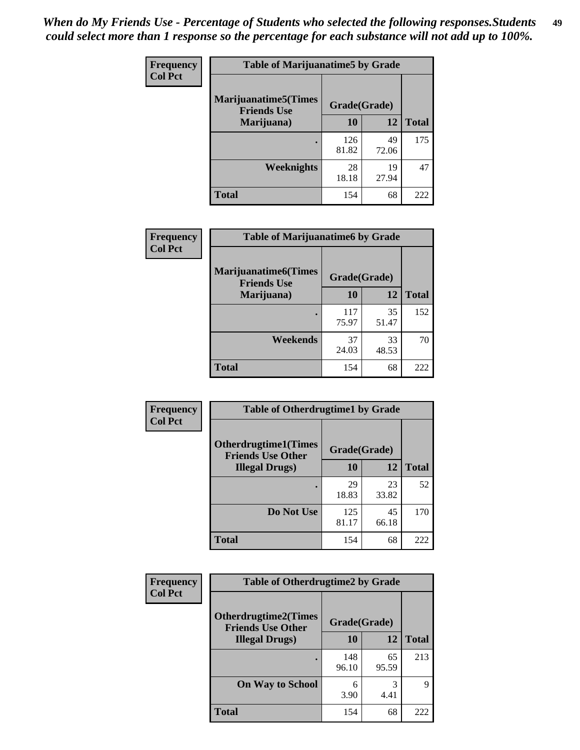*When do My Friends Use - Percentage of Students who selected the following responses.Students could select more than 1 response so the percentage for each substance will not add up to 100%.*

**Frequency**
**Col Pct**

| Table of Marijuanatime5 by Grade | | | |
|---|---|---|---|
| **Marijuanatime5(Times Friends Use Marijuana)** | **Grade(Grade)** | | **Total** |
| | **10** | **12** | |
| **.** | 126<br>81.82 | 49<br>72.06 | 175 |
| **Weeknights** | 28<br>18.18 | 19<br>27.94 | 47 |
| **Total** | 154 | 68 | 222 |

**Frequency**
**Col Pct**

| Table of Marijuanatime6 by Grade | | | |
|---|---|---|---|
| **Marijuanatime6(Times Friends Use Marijuana)** | **Grade(Grade)** | | **Total** |
| | **10** | **12** | |
| **.** | 117<br>75.97 | 35<br>51.47 | 152 |
| **Weekends** | 37<br>24.03 | 33<br>48.53 | 70 |
| **Total** | 154 | 68 | 222 |

**Frequency**
**Col Pct**

| Table of Otherdrugtime1 by Grade | | | |
|---|---|---|---|
| **Otherdrugtime1(Times Friends Use Other Illegal Drugs)** | **Grade(Grade)** | | **Total** |
| | **10** | **12** | |
| **.** | 29<br>18.83 | 23<br>33.82 | 52 |
| **Do Not Use** | 125<br>81.17 | 45<br>66.18 | 170 |
| **Total** | 154 | 68 | 222 |

**Frequency**
**Col Pct**

| Table of Otherdrugtime2 by Grade | | | |
|---|---|---|---|
| **Otherdrugtime2(Times Friends Use Other Illegal Drugs)** | **Grade(Grade)** | | **Total** |
| | **10** | **12** | |
| **.** | 148<br>96.10 | 65<br>95.59 | 213 |
| **On Way to School** | 6<br>3.90 | 3<br>4.41 | 9 |
| **Total** | 154 | 68 | 222 |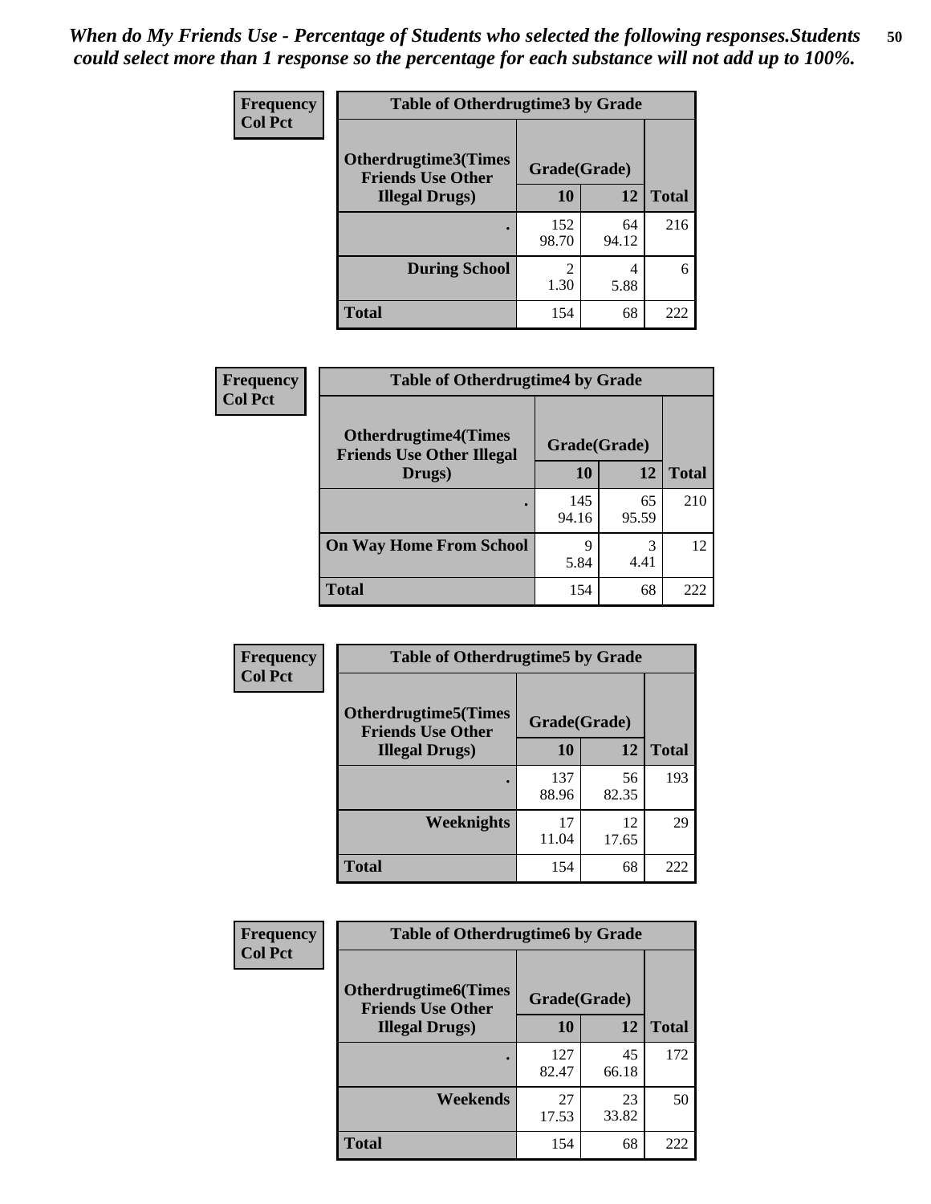*When do My Friends Use - Percentage of Students who selected the following responses.Students could select more than 1 response so the percentage for each substance will not add up to 100%.*

**Frequency**
**Col Pct**

| Table of Otherdrugtime3 by Grade | | | |
|---|---|---|---|
| **Otherdrugtime3(Times Friends Use Other Illegal Drugs)** | **Grade(Grade)** | | **Total** |
| | **10** | **12** | |
| **.** | 152<br>98.70 | 64<br>94.12 | 216 |
| **During School** | 2<br>1.30 | 4<br>5.88 | 6 |
| **Total** | 154 | 68 | 222 |

**Frequency**
**Col Pct**

| Table of Otherdrugtime4 by Grade | | | |
|---|---|---|---|
| **Otherdrugtime4(Times Friends Use Other Illegal Drugs)** | **Grade(Grade)** | | **Total** |
| | **10** | **12** | |
| **.** | 145<br>94.16 | 65<br>95.59 | 210 |
| **On Way Home From School** | 9<br>5.84 | 3<br>4.41 | 12 |
| **Total** | 154 | 68 | 222 |

**Frequency**
**Col Pct**

| Table of Otherdrugtime5 by Grade | | | |
|---|---|---|---|
| **Otherdrugtime5(Times Friends Use Other Illegal Drugs)** | **Grade(Grade)** | | **Total** |
| | **10** | **12** | |
| **.** | 137<br>88.96 | 56<br>82.35 | 193 |
| **Weeknights** | 17<br>11.04 | 12<br>17.65 | 29 |
| **Total** | 154 | 68 | 222 |

**Frequency**
**Col Pct**

| Table of Otherdrugtime6 by Grade | | | |
|---|---|---|---|
| **Otherdrugtime6(Times Friends Use Other Illegal Drugs)** | **Grade(Grade)** | | **Total** |
| | **10** | **12** | |
| **.** | 127<br>82.47 | 45<br>66.18 | 172 |
| **Weekends** | 27<br>17.53 | 23<br>33.82 | 50 |
| **Total** | 154 | 68 | 222 |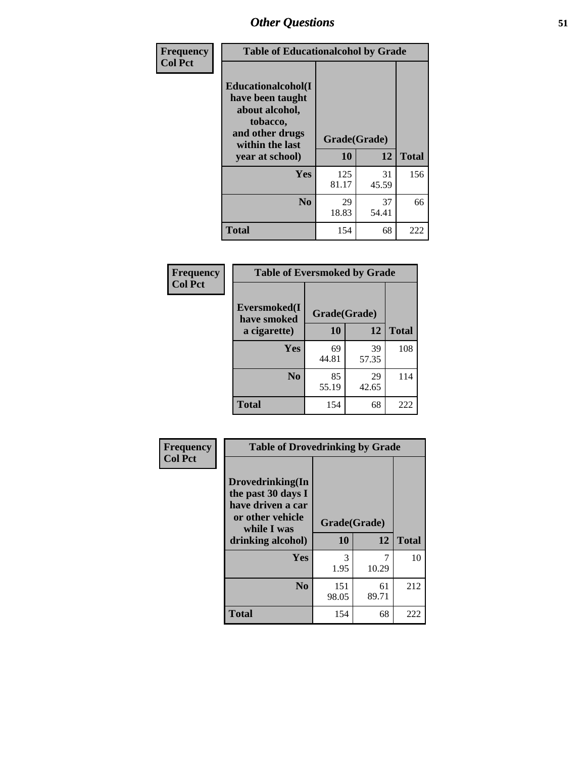# Other Questions

**Frequency**
**Col Pct**

| Table of Educationalcohol by Grade | | | |
|---|---|---|---|
| **Educationalcohol(I have been taught about alcohol, tobacco, and other drugs within the last year at school)** | **Grade(Grade)** | | |
| | **10** | **12** | **Total** |
| **Yes** | 125<br>81.17 | 31<br>45.59 | 156 |
| **No** | 29<br>18.83 | 37<br>54.41 | 66 |
| **Total** | 154 | 68 | 222 |

**Frequency**
**Col Pct**

| Table of Eversmoked by Grade | | | |
|---|---|---|---|
| **Eversmoked(I have smoked a cigarette)** | **Grade(Grade)** | | |
| | **10** | **12** | **Total** |
| **Yes** | 69<br>44.81 | 39<br>57.35 | 108 |
| **No** | 85<br>55.19 | 29<br>42.65 | 114 |
| **Total** | 154 | 68 | 222 |

**Frequency**
**Col Pct**

| Table of Drovedrinking by Grade | | | |
|---|---|---|---|
| **Drovedrinking(In the past 30 days I have driven a car or other vehicle while I was drinking alcohol)** | **Grade(Grade)** | | |
| | **10** | **12** | **Total** |
| **Yes** | 3<br>1.95 | 7<br>10.29 | 10 |
| **No** | 151<br>98.05 | 61<br>89.71 | 212 |
| **Total** | 154 | 68 | 222 |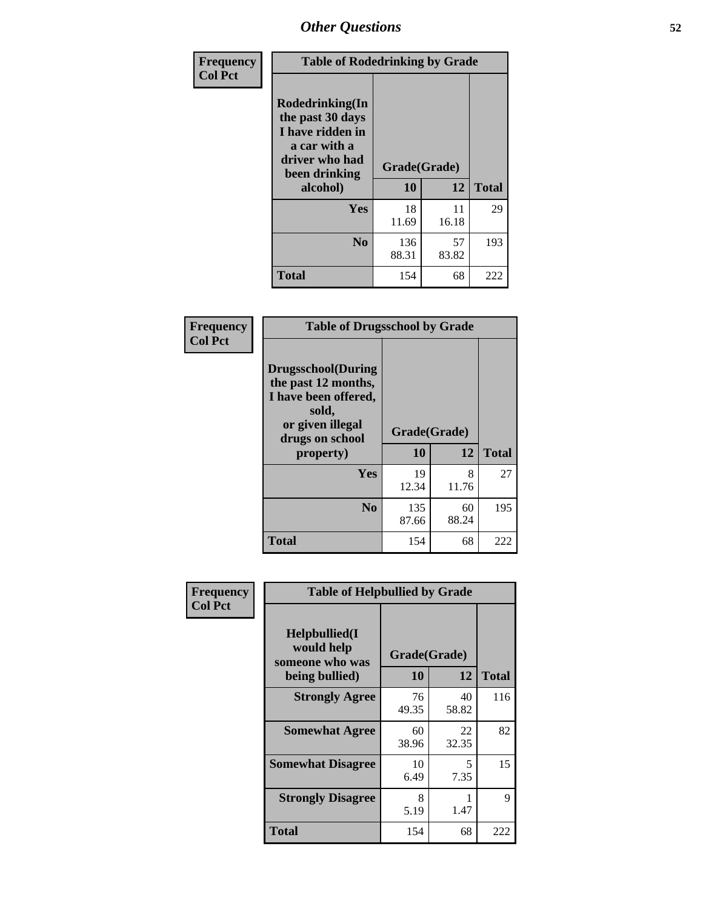# Other Questions

**Frequency**
**Col Pct**

| Table of Rodedrinking by Grade | | | |
|---|---|---|---|
| Rodedrinking(In the past 30 days I have ridden in a car with a driver who had been drinking alcohol) | Grade(Grade) | | |
| | 10 | 12 | Total |
| Yes | 18<br>11.69 | 11<br>16.18 | 29 |
| No | 136<br>88.31 | 57<br>83.82 | 193 |
| Total | 154 | 68 | 222 |

**Frequency**
**Col Pct**

| Table of Drugsschool by Grade | | | |
|---|---|---|---|
| Drugsschool(During the past 12 months, I have been offered, sold, or given illegal drugs on school property) | Grade(Grade) | | |
| | 10 | 12 | Total |
| Yes | 19<br>12.34 | 8<br>11.76 | 27 |
| No | 135<br>87.66 | 60<br>88.24 | 195 |
| Total | 154 | 68 | 222 |

**Frequency**
**Col Pct**

| Table of Helpbullied by Grade | | | |
|---|---|---|---|
| Helpbullied(I would help someone who was being bullied) | Grade(Grade) | | |
| | 10 | 12 | Total |
| Strongly Agree | 76<br>49.35 | 40<br>58.82 | 116 |
| Somewhat Agree | 60<br>38.96 | 22<br>32.35 | 82 |
| Somewhat Disagree | 10<br>6.49 | 5<br>7.35 | 15 |
| Strongly Disagree | 8<br>5.19 | 1<br>1.47 | 9 |
| Total | 154 | 68 | 222 |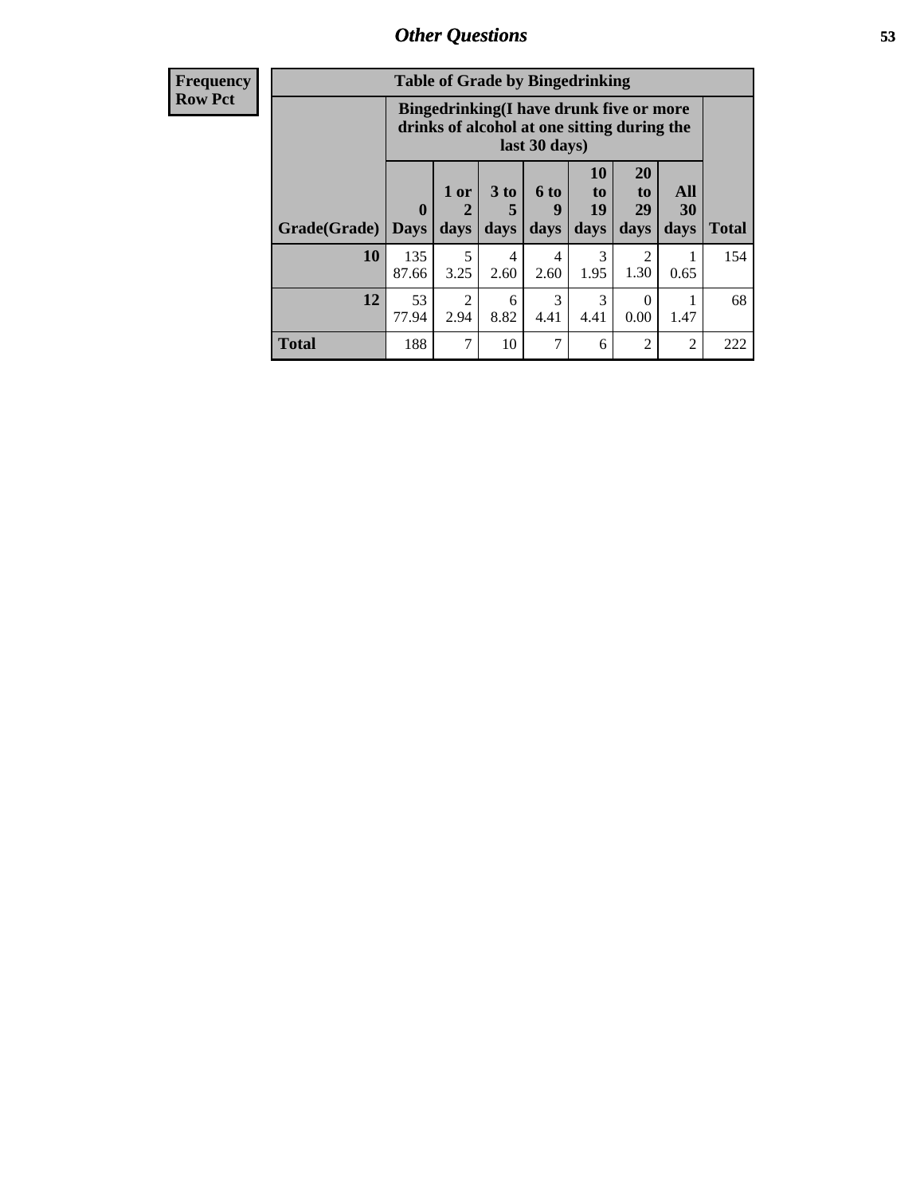| Frequency<br>Row Pct | Table of Grade by Bingedrinking | | | | | | | |
|---|---|---|---|---|---|---|---|---|
| | Bingedrinking(I have drunk five or more drinks of alcohol at one sitting during the last 30 days) | | | | | | | |
| Grade(Grade) | 0 Days | 1 or 2 days | 3 to 5 days | 6 to 9 days | 10 to 19 days | 20 to 29 days | All 30 days | Total |
| 10 | 135<br>87.66 | 5<br>3.25 | 4<br>2.60 | 4<br>2.60 | 3<br>1.95 | 2<br>1.30 | 1<br>0.65 | 154 |
| 12 | 53<br>77.94 | 2<br>2.94 | 6<br>8.82 | 3<br>4.41 | 3<br>4.41 | 0<br>0.00 | 1<br>1.47 | 68 |
| Total | 188 | 7 | 10 | 7 | 6 | 2 | 2 | 222 |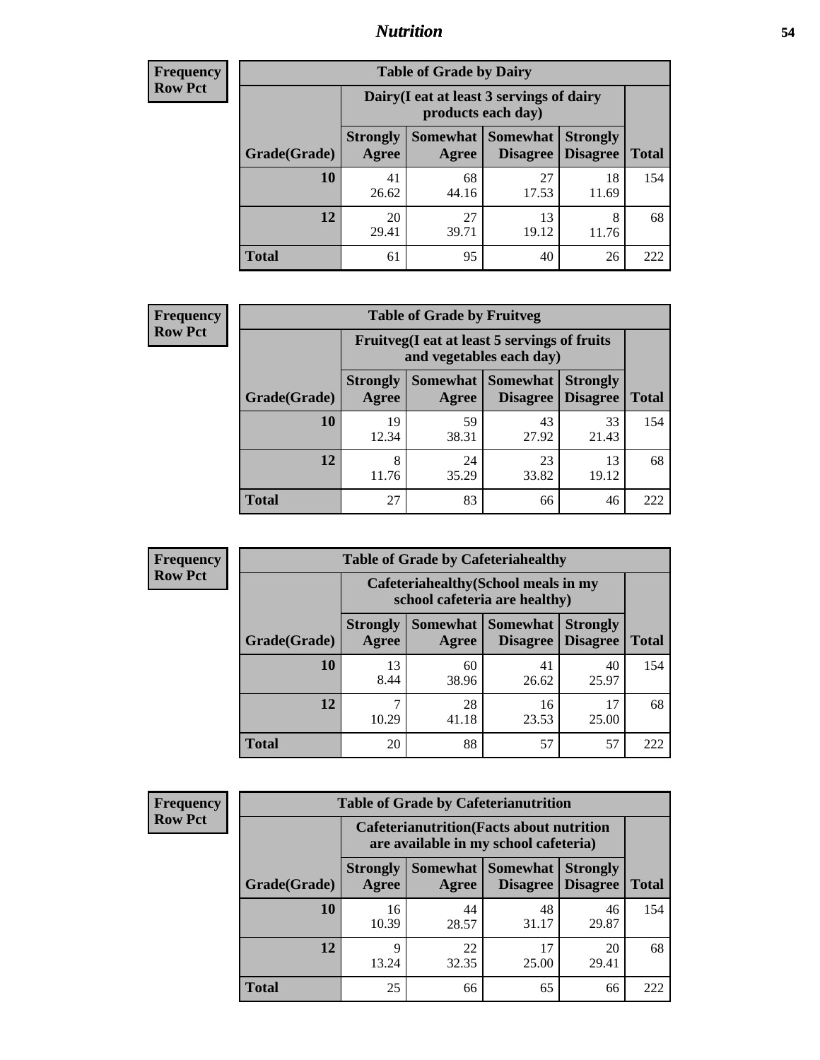## Nutrition

**Frequency**
**Row Pct**

| Table of Grade by Dairy | | | | | |
|---|---|---|---|---|---|
| | Dairy(I eat at least 3 servings of dairy products each day) | | | | |
| Grade(Grade) | Strongly Agree | Somewhat Agree | Somewhat Disagree | Strongly Disagree | Total |
| 10 | 41<br>26.62 | 68<br>44.16 | 27<br>17.53 | 18<br>11.69 | 154 |
| 12 | 20<br>29.41 | 27<br>39.71 | 13<br>19.12 | 8<br>11.76 | 68 |
| Total | 61 | 95 | 40 | 26 | 222 |

**Frequency**
**Row Pct**

| Table of Grade by Fruitveg | | | | | |
|---|---|---|---|---|---|
| | Fruitveg(I eat at least 5 servings of fruits and vegetables each day) | | | | |
| Grade(Grade) | Strongly Agree | Somewhat Agree | Somewhat Disagree | Strongly Disagree | Total |
| 10 | 19<br>12.34 | 59<br>38.31 | 43<br>27.92 | 33<br>21.43 | 154 |
| 12 | 8<br>11.76 | 24<br>35.29 | 23<br>33.82 | 13<br>19.12 | 68 |
| Total | 27 | 83 | 66 | 46 | 222 |

**Frequency**
**Row Pct**

| Table of Grade by Cafeteriahealthy | | | | | |
|---|---|---|---|---|---|
| | Cafeteriahealthy(School meals in my school cafeteria are healthy) | | | | |
| Grade(Grade) | Strongly Agree | Somewhat Agree | Somewhat Disagree | Strongly Disagree | Total |
| 10 | 13<br>8.44 | 60<br>38.96 | 41<br>26.62 | 40<br>25.97 | 154 |
| 12 | 7<br>10.29 | 28<br>41.18 | 16<br>23.53 | 17<br>25.00 | 68 |
| Total | 20 | 88 | 57 | 57 | 222 |

**Frequency**
**Row Pct**

| Table of Grade by Cafeterianutrition | | | | | |
|---|---|---|---|---|---|
| | Cafeterianutrition(Facts about nutrition are available in my school cafeteria) | | | | |
| Grade(Grade) | Strongly Agree | Somewhat Agree | Somewhat Disagree | Strongly Disagree | Total |
| 10 | 16<br>10.39 | 44<br>28.57 | 48<br>31.17 | 46<br>29.87 | 154 |
| 12 | 9<br>13.24 | 22<br>32.35 | 17<br>25.00 | 20<br>29.41 | 68 |
| Total | 25 | 66 | 65 | 66 | 222 |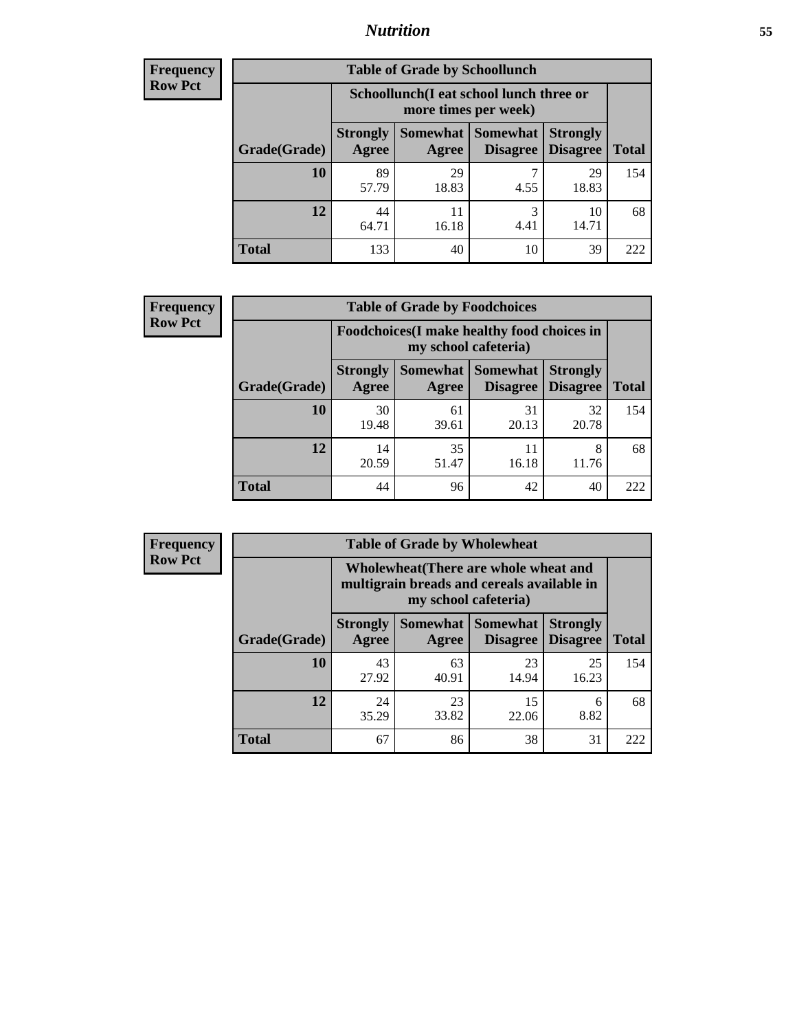| Frequency |
|---|
| Row Pct |

**Table of Grade by Schoollunch**

| | Schoollunch(I eat school lunch three or more times per week) | | | | |
|---|---|---|---|---|---|
| Grade(Grade) | Strongly Agree | Somewhat Agree | Somewhat Disagree | Strongly Disagree | Total |
| 10 | 89<br>57.79 | 29<br>18.83 | 7<br>4.55 | 29<br>18.83 | 154 |
| 12 | 44<br>64.71 | 11<br>16.18 | 3<br>4.41 | 10<br>14.71 | 68 |
| Total | 133 | 40 | 10 | 39 | 222 |

| Frequency |
|---|
| Row Pct |

**Table of Grade by Foodchoices**

| | Foodchoices(I make healthy food choices in my school cafeteria) | | | | |
|---|---|---|---|---|---|
| Grade(Grade) | Strongly Agree | Somewhat Agree | Somewhat Disagree | Strongly Disagree | Total |
| 10 | 30<br>19.48 | 61<br>39.61 | 31<br>20.13 | 32<br>20.78 | 154 |
| 12 | 14<br>20.59 | 35<br>51.47 | 11<br>16.18 | 8<br>11.76 | 68 |
| Total | 44 | 96 | 42 | 40 | 222 |

| Frequency |
|---|
| Row Pct |

**Table of Grade by Wholewheat**

| | Wholewheat(There are whole wheat and multigrain breads and cereals available in my school cafeteria) | | | | |
|---|---|---|---|---|---|
| Grade(Grade) | Strongly Agree | Somewhat Agree | Somewhat Disagree | Strongly Disagree | Total |
| 10 | 43<br>27.92 | 63<br>40.91 | 23<br>14.94 | 25<br>16.23 | 154 |
| 12 | 24<br>35.29 | 23<br>33.82 | 15<br>22.06 | 6<br>8.82 | 68 |
| Total | 67 | 86 | 38 | 31 | 222 |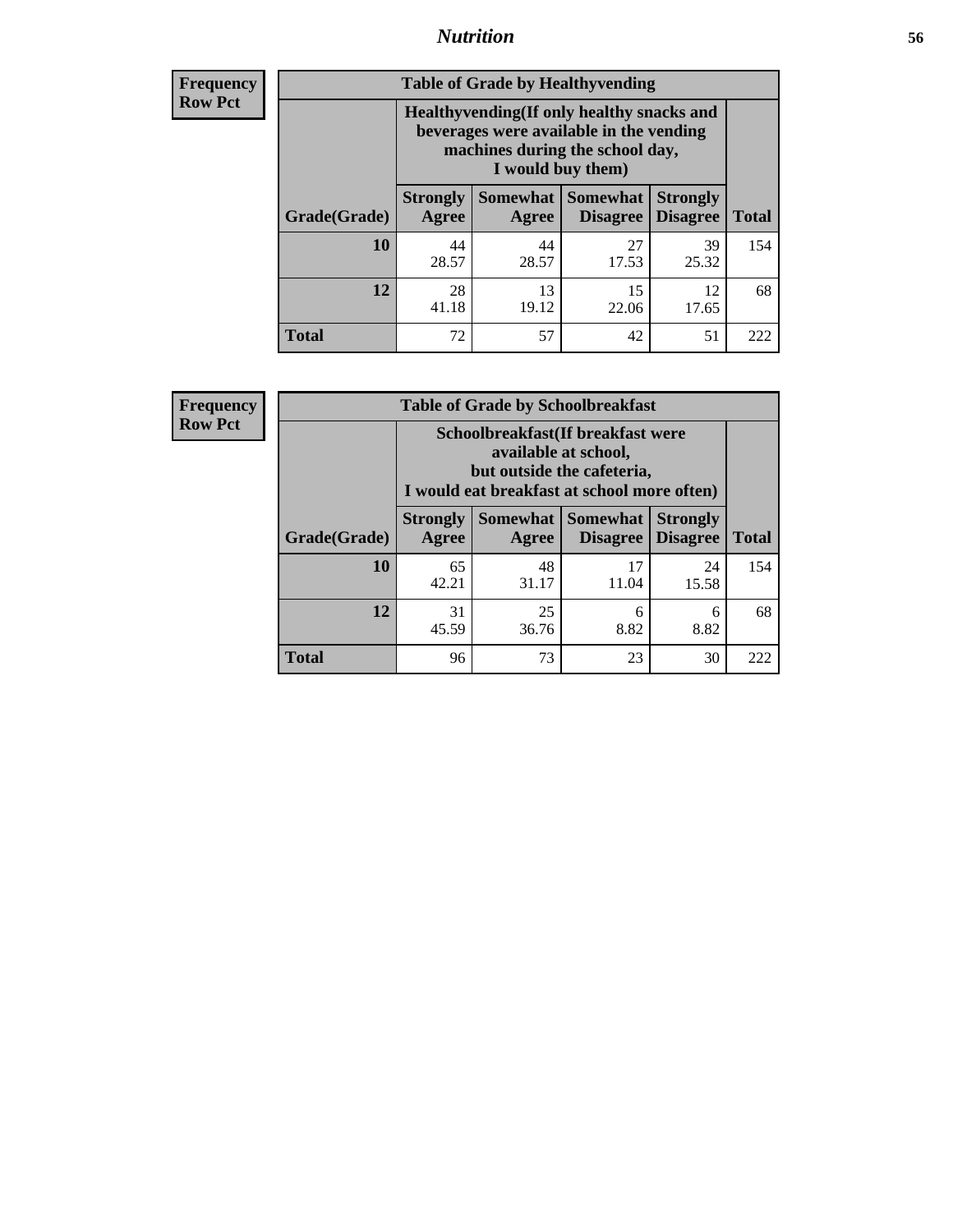| Frequency |
|---|
| Row Pct |

| Table of Grade by Healthyvending | | | | | |
|---|---|---|---|---|---|
| | Healthyvending(If only healthy snacks and beverages were available in the vending machines during the school day, I would buy them) | | | | |
| Grade(Grade) | Strongly Agree | Somewhat Agree | Somewhat Disagree | Strongly Disagree | Total |
| **10** | 44<br>28.57 | 44<br>28.57 | 27<br>17.53 | 39<br>25.32 | 154 |
| **12** | 28<br>41.18 | 13<br>19.12 | 15<br>22.06 | 12<br>17.65 | 68 |
| **Total** | 72 | 57 | 42 | 51 | 222 |

| Frequency |
|---|
| Row Pct |

| Table of Grade by Schoolbreakfast | | | | | |
|---|---|---|---|---|---|
| | Schoolbreakfast(If breakfast were available at school, but outside the cafeteria, I would eat breakfast at school more often) | | | | |
| Grade(Grade) | Strongly Agree | Somewhat Agree | Somewhat Disagree | Strongly Disagree | Total |
| **10** | 65<br>42.21 | 48<br>31.17 | 17<br>11.04 | 24<br>15.58 | 154 |
| **12** | 31<br>45.59 | 25<br>36.76 | 6<br>8.82 | 6<br>8.82 | 68 |
| **Total** | 96 | 73 | 23 | 30 | 222 |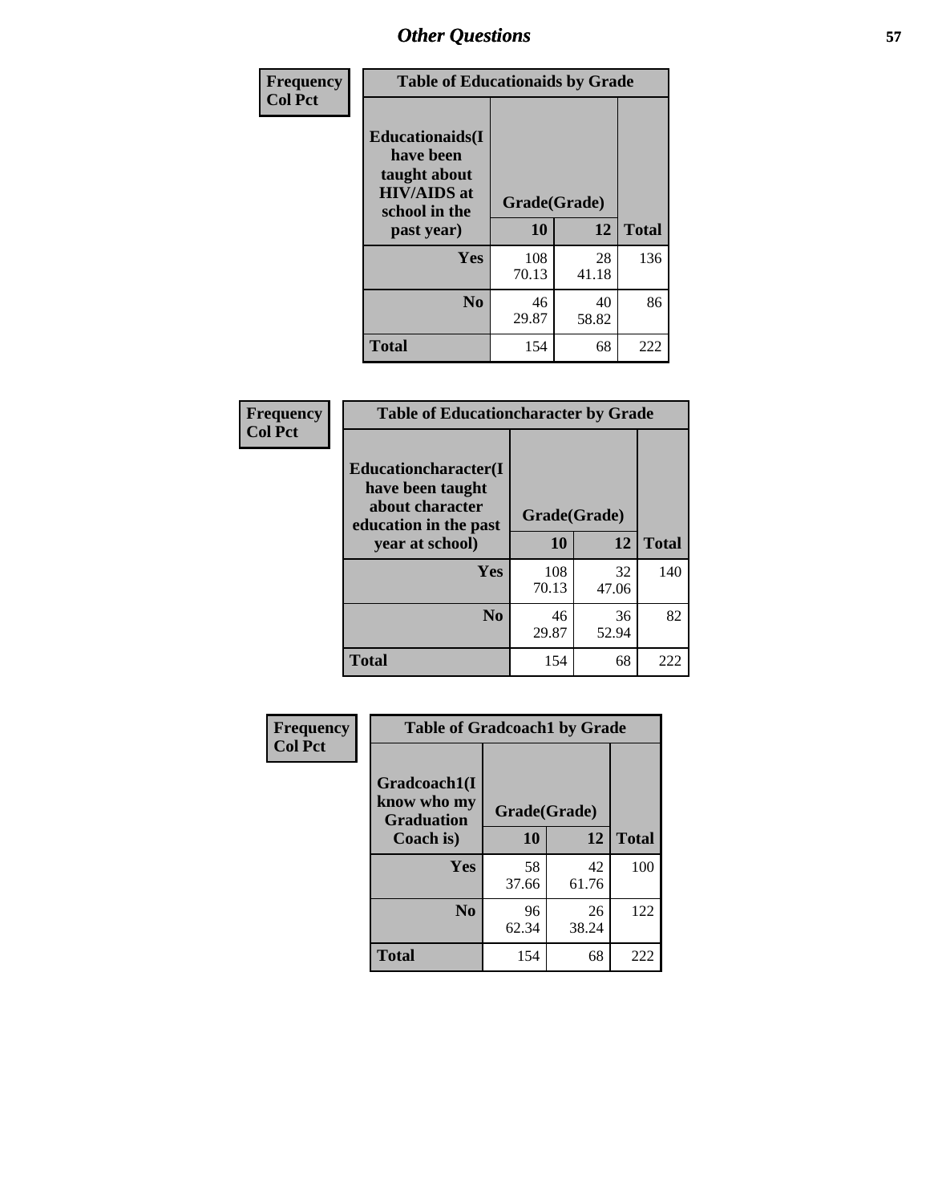## Other Questions

| Frequency<br>Col Pct | Table of Educationaids by Grade | | |
|---|---|---|---|
| Educationaids(I have been taught about HIV/AIDS at school in the past year) | Grade(Grade) | | |
| | 10 | 12 | Total |
| Yes | 108<br>70.13 | 28<br>41.18 | 136 |
| No | 46<br>29.87 | 40<br>58.82 | 86 |
| Total | 154 | 68 | 222 |

| Frequency<br>Col Pct | Table of Educationcharacter by Grade | | |
|---|---|---|---|
| Educationcharacter(I have been taught about character education in the past year at school) | Grade(Grade) | | |
| | 10 | 12 | Total |
| Yes | 108<br>70.13 | 32<br>47.06 | 140 |
| No | 46<br>29.87 | 36<br>52.94 | 82 |
| Total | 154 | 68 | 222 |

| Frequency<br>Col Pct | Table of Gradcoach1 by Grade | | |
|---|---|---|---|
| Gradcoach1(I know who my Graduation Coach is) | Grade(Grade) | | |
| | 10 | 12 | Total |
| Yes | 58<br>37.66 | 42<br>61.76 | 100 |
| No | 96<br>62.34 | 26<br>38.24 | 122 |
| Total | 154 | 68 | 222 |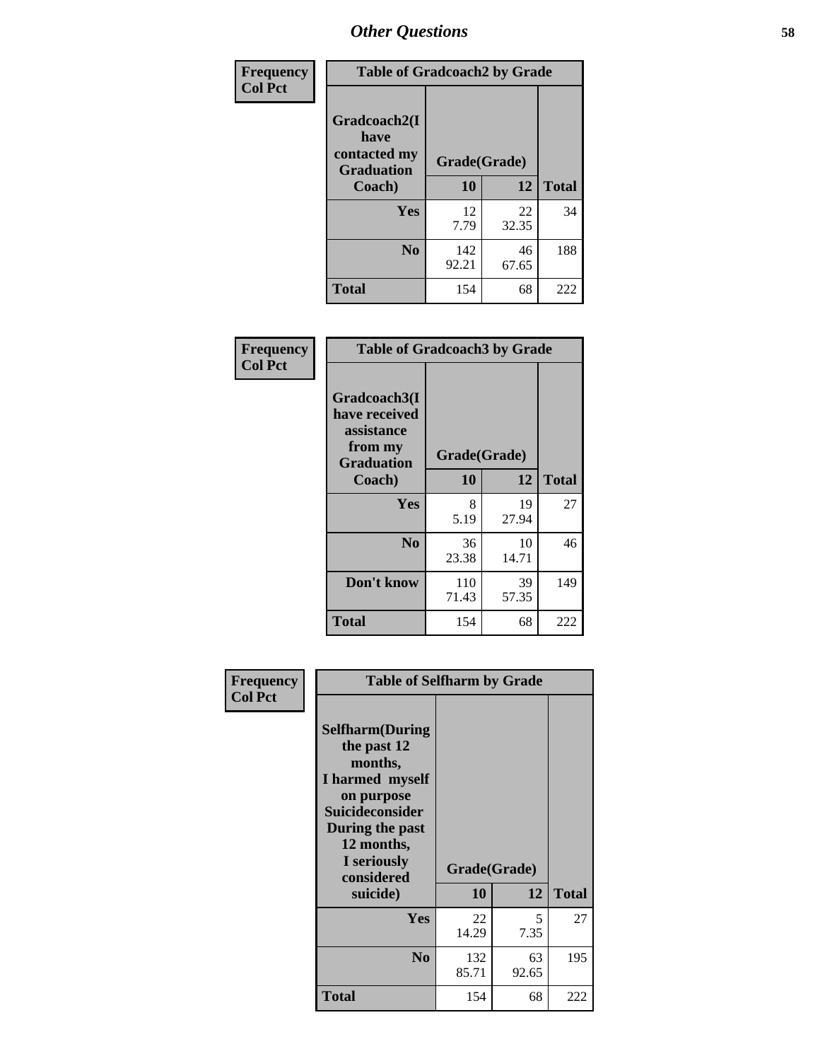# Other Questions

**Frequency**
**Col Pct**

| Table of Gradcoach2 by Grade | | | |
|---|---|---|---|
| Gradcoach2(I have contacted my Graduation Coach) | Grade(Grade) | | |
| | 10 | 12 | Total |
| Yes | 12<br>7.79 | 22<br>32.35 | 34 |
| No | 142<br>92.21 | 46<br>67.65 | 188 |
| Total | 154 | 68 | 222 |

**Frequency**
**Col Pct**

| Table of Gradcoach3 by Grade | | | |
|---|---|---|---|
| Gradcoach3(I have received assistance from my Graduation Coach) | Grade(Grade) | | |
| | 10 | 12 | Total |
| Yes | 8<br>5.19 | 19<br>27.94 | 27 |
| No | 36<br>23.38 | 10<br>14.71 | 46 |
| Don't know | 110<br>71.43 | 39<br>57.35 | 149 |
| Total | 154 | 68 | 222 |

**Frequency**
**Col Pct**

| Table of Selfharm by Grade | | | |
|---|---|---|---|
| Selfharm(During the past 12 months, I harmed myself on purpose Suicideconsider During the past 12 months, I seriously considered suicide) | Grade(Grade) | | |
| | 10 | 12 | Total |
| Yes | 22<br>14.29 | 5<br>7.35 | 27 |
| No | 132<br>85.71 | 63<br>92.65 | 195 |
| Total | 154 | 68 | 222 |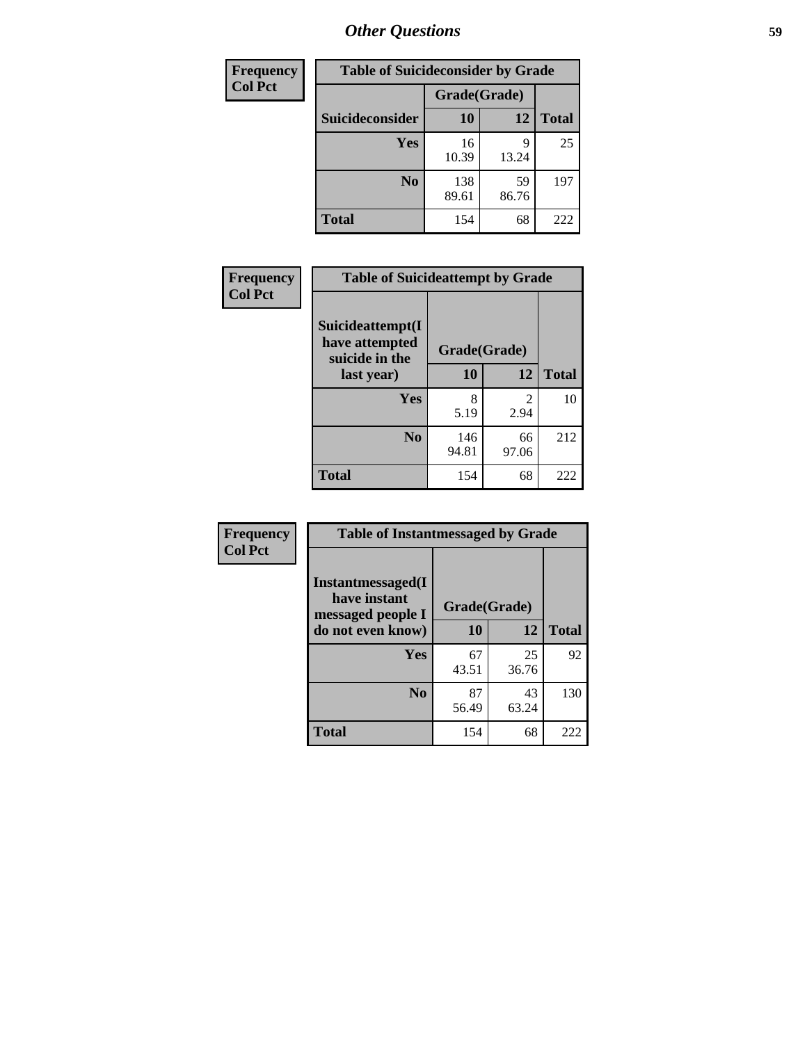| Frequency<br>Col Pct |
|---|

| Table of Suicideconsider by Grade | | | |
|---|---|---|---|
| | Grade(Grade) | | |
| Suicideconsider | 10 | 12 | Total |
| Yes | 16<br>10.39 | 9<br>13.24 | 25 |
| No | 138<br>89.61 | 59<br>86.76 | 197 |
| Total | 154 | 68 | 222 |

| Frequency<br>Col Pct |
|---|

| Table of Suicideattempt by Grade | | | |
|---|---|---|---|
| Suicideattempt(I have attempted suicide in the last year) | Grade(Grade) | | |
| | 10 | 12 | Total |
| Yes | 8<br>5.19 | 2<br>2.94 | 10 |
| No | 146<br>94.81 | 66<br>97.06 | 212 |
| Total | 154 | 68 | 222 |

| Frequency<br>Col Pct |
|---|

| Table of Instantmessaged by Grade | | | |
|---|---|---|---|
| Instantmessaged(I have instant messaged people I do not even know) | Grade(Grade) | | |
| | 10 | 12 | Total |
| Yes | 67<br>43.51 | 25<br>36.76 | 92 |
| No | 87<br>56.49 | 43<br>63.24 | 130 |
| Total | 154 | 68 | 222 |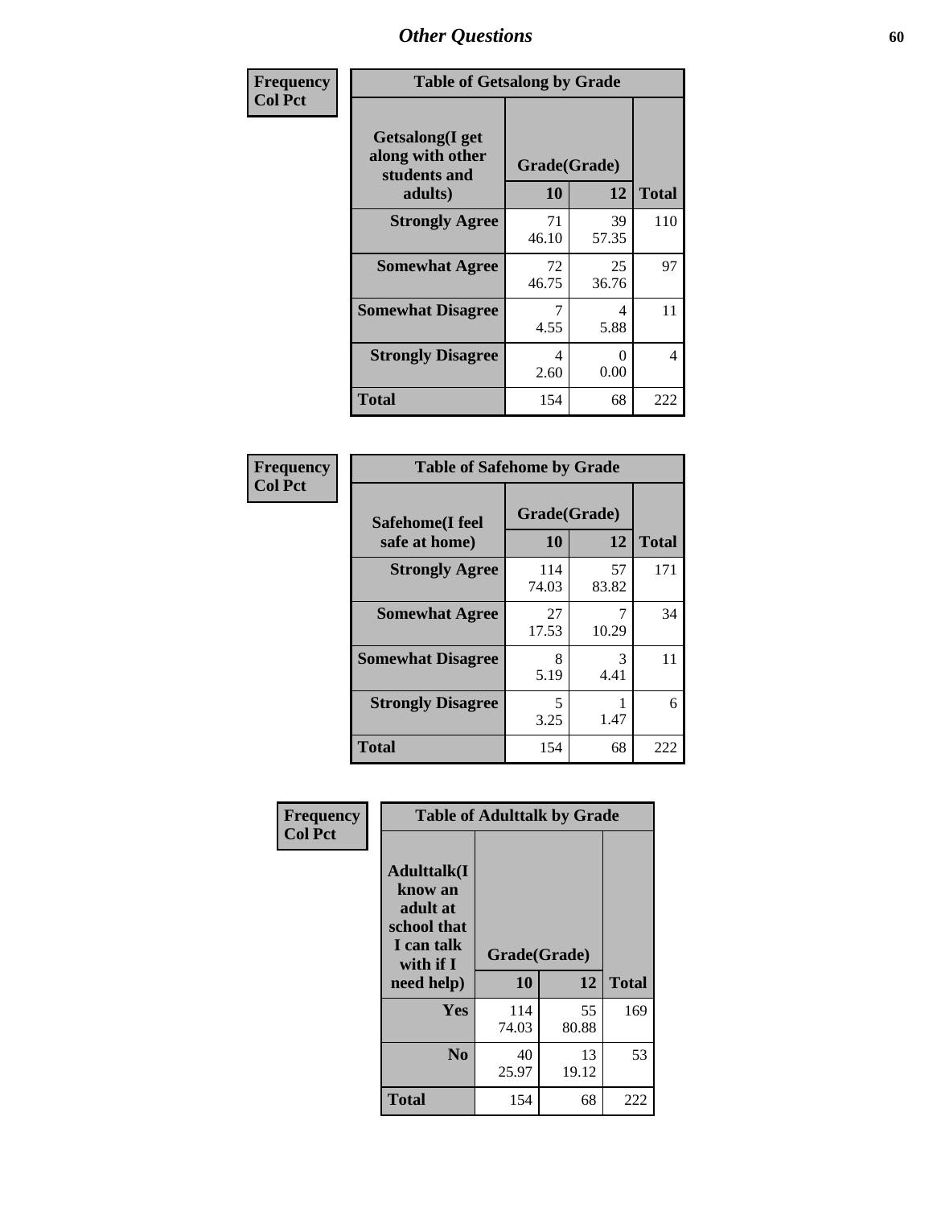# Other Questions

| Frequency<br>Col Pct | | | |
|---|---|---|---|

**Table of Getsalong by Grade**

| Getsalong(I get along with other students and adults) | Grade(Grade) 10 | 12 | Total |
|---|---|---|---|
| **Strongly Agree** | 71<br>46.10 | 39<br>57.35 | 110 |
| **Somewhat Agree** | 72<br>46.75 | 25<br>36.76 | 97 |
| **Somewhat Disagree** | 7<br>4.55 | 4<br>5.88 | 11 |
| **Strongly Disagree** | 4<br>2.60 | 0<br>0.00 | 4 |
| **Total** | 154 | 68 | 222 |

| Frequency<br>Col Pct | | | |
|---|---|---|---|

**Table of Safehome by Grade**

| Safehome(I feel safe at home) | Grade(Grade) 10 | 12 | Total |
|---|---|---|---|
| **Strongly Agree** | 114<br>74.03 | 57<br>83.82 | 171 |
| **Somewhat Agree** | 27<br>17.53 | 7<br>10.29 | 34 |
| **Somewhat Disagree** | 8<br>5.19 | 3<br>4.41 | 11 |
| **Strongly Disagree** | 5<br>3.25 | 1<br>1.47 | 6 |
| **Total** | 154 | 68 | 222 |

| Frequency<br>Col Pct | | | |
|---|---|---|---|

**Table of Adulttalk by Grade**

| Adulttalk(I know an adult at school that I can talk with if I need help) | Grade(Grade) 10 | 12 | Total |
|---|---|---|---|
| **Yes** | 114<br>74.03 | 55<br>80.88 | 169 |
| **No** | 40<br>25.97 | 13<br>19.12 | 53 |
| **Total** | 154 | 68 | 222 |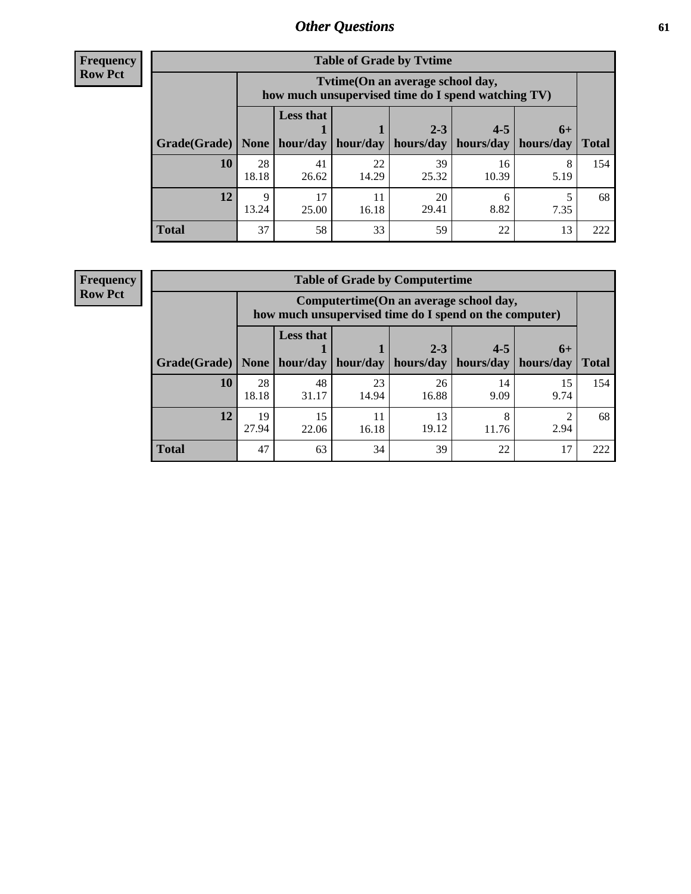# Other Questions

**Frequency**
**Row Pct**

| Table of Grade by Tvtime | | | | | | | |
|---|---|---|---|---|---|---|---|
| | Tvtime(On an average school day, how much unsupervised time do I spend watching TV) | | | | | | |
| Grade(Grade) | None | Less that 1 hour/day | 1 hour/day | 2-3 hours/day | 4-5 hours/day | 6+ hours/day | Total |
| **10** | 28<br>18.18 | 41<br>26.62 | 22<br>14.29 | 39<br>25.32 | 16<br>10.39 | 8<br>5.19 | 154 |
| **12** | 9<br>13.24 | 17<br>25.00 | 11<br>16.18 | 20<br>29.41 | 6<br>8.82 | 5<br>7.35 | 68 |
| **Total** | 37 | 58 | 33 | 59 | 22 | 13 | 222 |

**Frequency**
**Row Pct**

| Table of Grade by Computertime | | | | | | | |
|---|---|---|---|---|---|---|---|
| | Computertime(On an average school day, how much unsupervised time do I spend on the computer) | | | | | | |
| Grade(Grade) | None | Less that 1 hour/day | 1 hour/day | 2-3 hours/day | 4-5 hours/day | 6+ hours/day | Total |
| **10** | 28<br>18.18 | 48<br>31.17 | 23<br>14.94 | 26<br>16.88 | 14<br>9.09 | 15<br>9.74 | 154 |
| **12** | 19<br>27.94 | 15<br>22.06 | 11<br>16.18 | 13<br>19.12 | 8<br>11.76 | 2<br>2.94 | 68 |
| **Total** | 47 | 63 | 34 | 39 | 22 | 17 | 222 |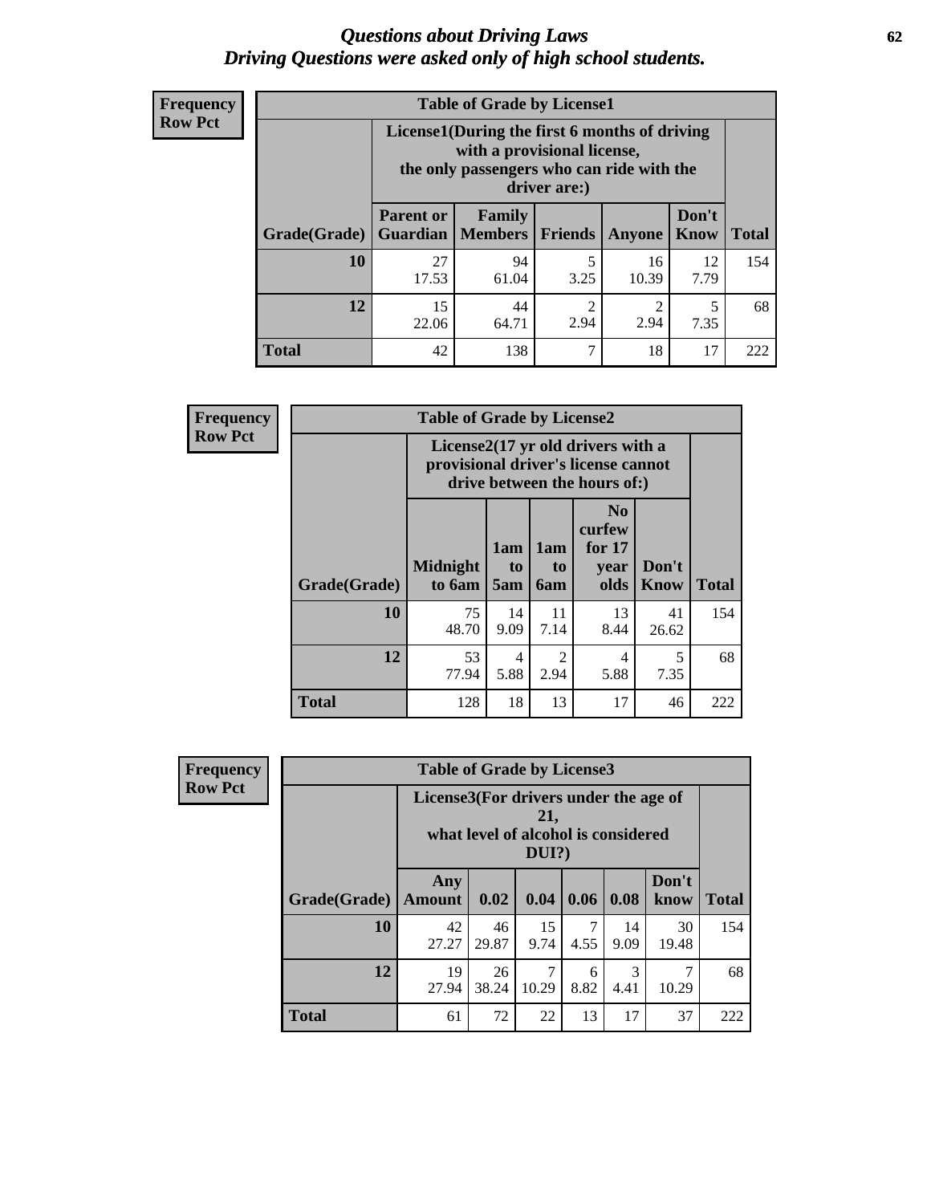# *Questions about Driving Laws*
# *Driving Questions were asked only of high school students.*

**Frequency**
**Row Pct**

**Table of Grade by License1**

| Grade(Grade) | License1(During the first 6 months of driving with a provisional license, the only passengers who can ride with the driver are:) | | | | | Total |
|---|---|---|---|---|---|---|
| | Parent or Guardian | Family Members | Friends | Anyone | Don't Know | |
| **10** | 27<br>17.53 | 94<br>61.04 | 5<br>3.25 | 16<br>10.39 | 12<br>7.79 | 154 |
| **12** | 15<br>22.06 | 44<br>64.71 | 2<br>2.94 | 2<br>2.94 | 5<br>7.35 | 68 |
| **Total** | 42 | 138 | 7 | 18 | 17 | 222 |

**Frequency**
**Row Pct**

**Table of Grade by License2**

| Grade(Grade) | License2(17 yr old drivers with a provisional driver's license cannot drive between the hours of:) | | | | | Total |
|---|---|---|---|---|---|---|
| | Midnight to 6am | 1am to 5am | 1am to 6am | No curfew for 17 year olds | Don't Know | |
| **10** | 75<br>48.70 | 14<br>9.09 | 11<br>7.14 | 13<br>8.44 | 41<br>26.62 | 154 |
| **12** | 53<br>77.94 | 4<br>5.88 | 2<br>2.94 | 4<br>5.88 | 5<br>7.35 | 68 |
| **Total** | 128 | 18 | 13 | 17 | 46 | 222 |

**Frequency**
**Row Pct**

**Table of Grade by License3**

| Grade(Grade) | License3(For drivers under the age of 21, what level of alcohol is considered DUI?) | | | | | | Total |
|---|---|---|---|---|---|---|---|
| | Any Amount | 0.02 | 0.04 | 0.06 | 0.08 | Don't know | |
| **10** | 42<br>27.27 | 46<br>29.87 | 15<br>9.74 | 7<br>4.55 | 14<br>9.09 | 30<br>19.48 | 154 |
| **12** | 19<br>27.94 | 26<br>38.24 | 7<br>10.29 | 6<br>8.82 | 3<br>4.41 | 7<br>10.29 | 68 |
| **Total** | 61 | 72 | 22 | 13 | 17 | 37 | 222 |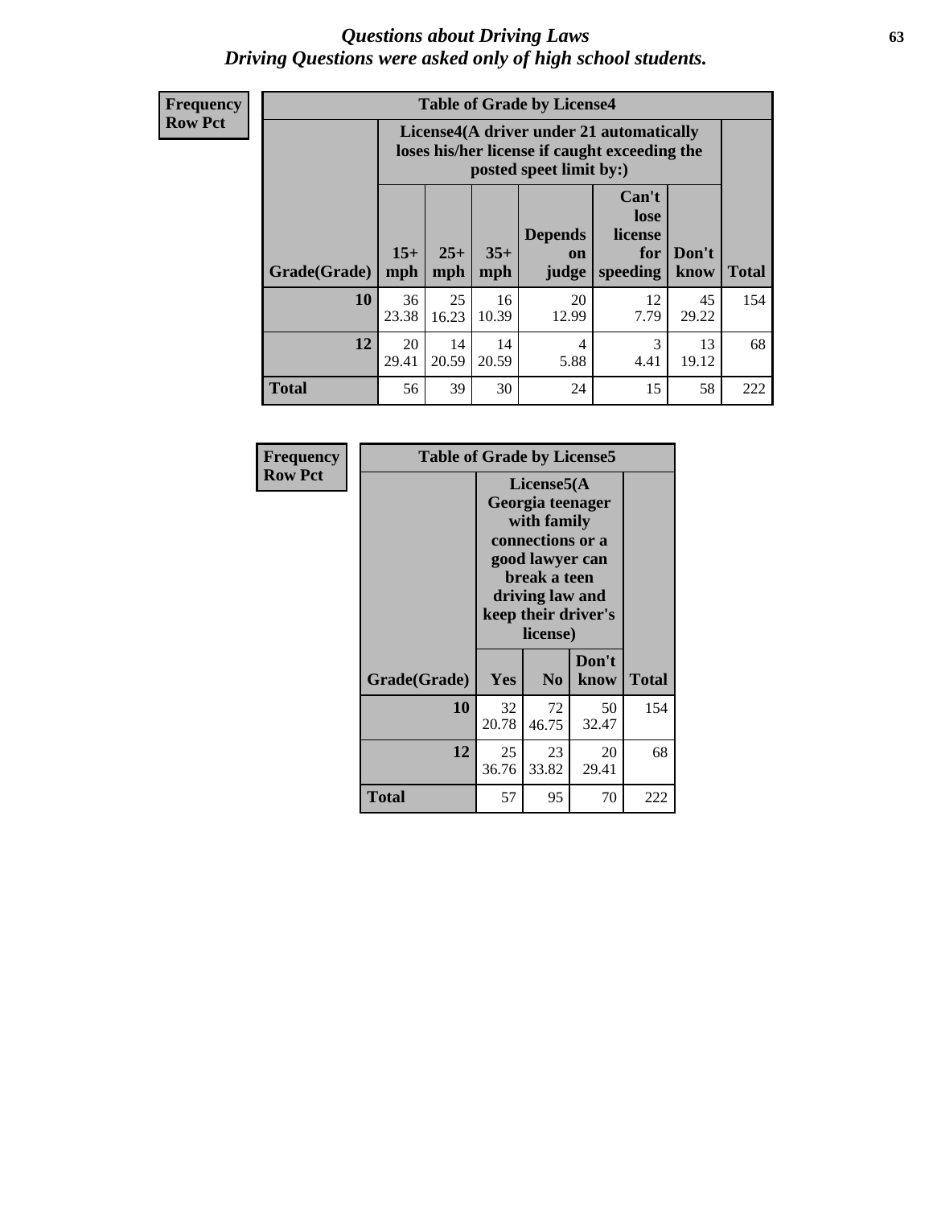# *Questions about Driving Laws*
## *Driving Questions were asked only of high school students.*

**Frequency**
**Row Pct**

| Table of Grade by License4 | | | | | | | |
|---|---|---|---|---|---|---|---|
| | License4(A driver under 21 automatically loses his/her license if caught exceeding the posted speet limit by:) | | | | | | |
| Grade(Grade) | 15+ mph | 25+ mph | 35+ mph | Depends on judge | Can't lose license for speeding | Don't know | Total |
| **10** | 36<br>23.38 | 25<br>16.23 | 16<br>10.39 | 20<br>12.99 | 12<br>7.79 | 45<br>29.22 | 154 |
| **12** | 20<br>29.41 | 14<br>20.59 | 14<br>20.59 | 4<br>5.88 | 3<br>4.41 | 13<br>19.12 | 68 |
| **Total** | 56 | 39 | 30 | 24 | 15 | 58 | 222 |

**Frequency**
**Row Pct**

| Table of Grade by License5 | | | | |
|---|---|---|---|---|
| | License5(A Georgia teenager with family connections or a good lawyer can break a teen driving law and keep their driver's license) | | | |
| Grade(Grade) | Yes | No | Don't know | Total |
| **10** | 32<br>20.78 | 72<br>46.75 | 50<br>32.47 | 154 |
| **12** | 25<br>36.76 | 23<br>33.82 | 20<br>29.41 | 68 |
| **Total** | 57 | 95 | 70 | 222 |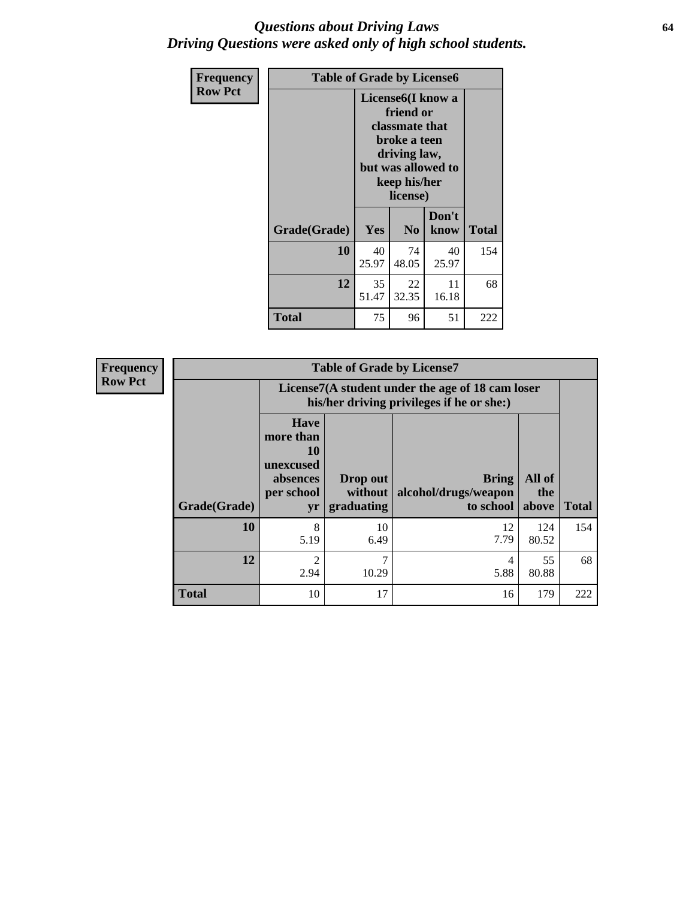# *Questions about Driving Laws*
# *Driving Questions were asked only of high school students.*

**Frequency**
**Row Pct**

**Table of Grade by License6**

| Grade(Grade) | License6(I know a friend or classmate that broke a teen driving law, but was allowed to keep his/her license) | | | Total |
|---|---|---|---|---|
| | Yes | No | Don't know | |
| **10** | 40<br>25.97 | 74<br>48.05 | 40<br>25.97 | 154 |
| **12** | 35<br>51.47 | 22<br>32.35 | 11<br>16.18 | 68 |
| **Total** | 75 | 96 | 51 | 222 |

**Frequency**
**Row Pct**

**Table of Grade by License7**

| Grade(Grade) | License7(A student under the age of 18 cam loser his/her driving privileges if he or she:) | | | | Total |
|---|---|---|---|---|---|
| | Have more than 10 unexcused absences per school yr | Drop out without graduating | Bring alcohol/drugs/weapon to school | All of the above | |
| **10** | 8<br>5.19 | 10<br>6.49 | 12<br>7.79 | 124<br>80.52 | 154 |
| **12** | 2<br>2.94 | 7<br>10.29 | 4<br>5.88 | 55<br>80.88 | 68 |
| **Total** | 10 | 17 | 16 | 179 | 222 |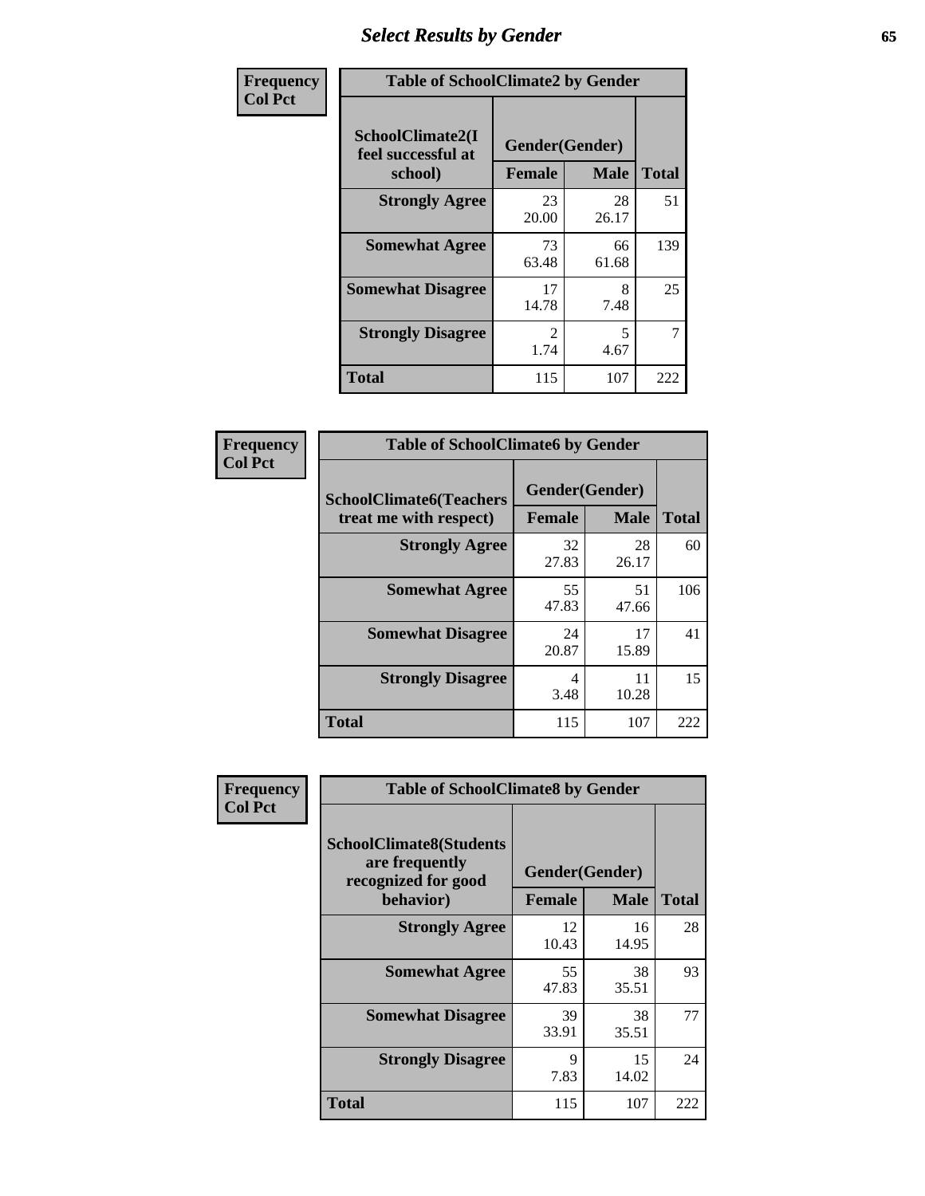# Select Results by Gender

**Frequency**
**Col Pct**

**Table of SchoolClimate2 by Gender**

| SchoolClimate2(I feel successful at school) | Gender(Gender) | | Total |
|---|---|---|---|
| | Female | Male | |
| Strongly Agree | 23<br>20.00 | 28<br>26.17 | 51 |
| Somewhat Agree | 73<br>63.48 | 66<br>61.68 | 139 |
| Somewhat Disagree | 17<br>14.78 | 8<br>7.48 | 25 |
| Strongly Disagree | 2<br>1.74 | 5<br>4.67 | 7 |
| Total | 115 | 107 | 222 |

**Frequency**
**Col Pct**

**Table of SchoolClimate6 by Gender**

| SchoolClimate6(Teachers treat me with respect) | Gender(Gender) | | Total |
|---|---|---|---|
| | Female | Male | |
| Strongly Agree | 32<br>27.83 | 28<br>26.17 | 60 |
| Somewhat Agree | 55<br>47.83 | 51<br>47.66 | 106 |
| Somewhat Disagree | 24<br>20.87 | 17<br>15.89 | 41 |
| Strongly Disagree | 4<br>3.48 | 11<br>10.28 | 15 |
| Total | 115 | 107 | 222 |

**Frequency**
**Col Pct**

**Table of SchoolClimate8 by Gender**

| SchoolClimate8(Students are frequently recognized for good behavior) | Gender(Gender) | | Total |
|---|---|---|---|
| | Female | Male | |
| Strongly Agree | 12<br>10.43 | 16<br>14.95 | 28 |
| Somewhat Agree | 55<br>47.83 | 38<br>35.51 | 93 |
| Somewhat Disagree | 39<br>33.91 | 38<br>35.51 | 77 |
| Strongly Disagree | 9<br>7.83 | 15<br>14.02 | 24 |
| Total | 115 | 107 | 222 |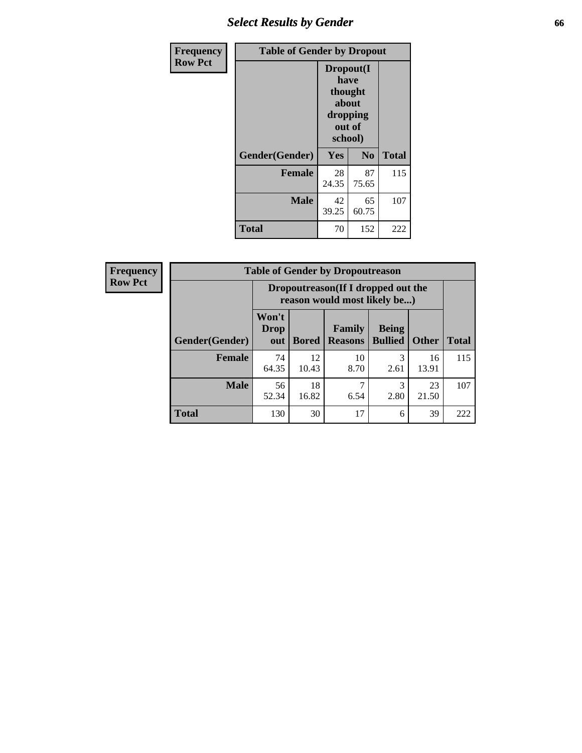## Select Results by Gender

**Frequency**
**Row Pct**

| Table of Gender by Dropout | | | |
|---|---|---|---|
| | Dropout(I have thought about dropping out of school) | | |
| Gender(Gender) | Yes | No | Total |
| **Female** | 28<br>24.35 | 87<br>75.65 | 115 |
| **Male** | 42<br>39.25 | 65<br>60.75 | 107 |
| **Total** | 70 | 152 | 222 |

**Frequency**
**Row Pct**

| Table of Gender by Dropoutreason | | | | | | |
|---|---|---|---|---|---|---|
| | Dropoutreason(If I dropped out the reason would most likely be...) | | | | | |
| Gender(Gender) | Won't Drop out | Bored | Family Reasons | Being Bullied | Other | Total |
| **Female** | 74<br>64.35 | 12<br>10.43 | 10<br>8.70 | 3<br>2.61 | 16<br>13.91 | 115 |
| **Male** | 56<br>52.34 | 18<br>16.82 | 7<br>6.54 | 3<br>2.80 | 23<br>21.50 | 107 |
| **Total** | 130 | 30 | 17 | 6 | 39 | 222 |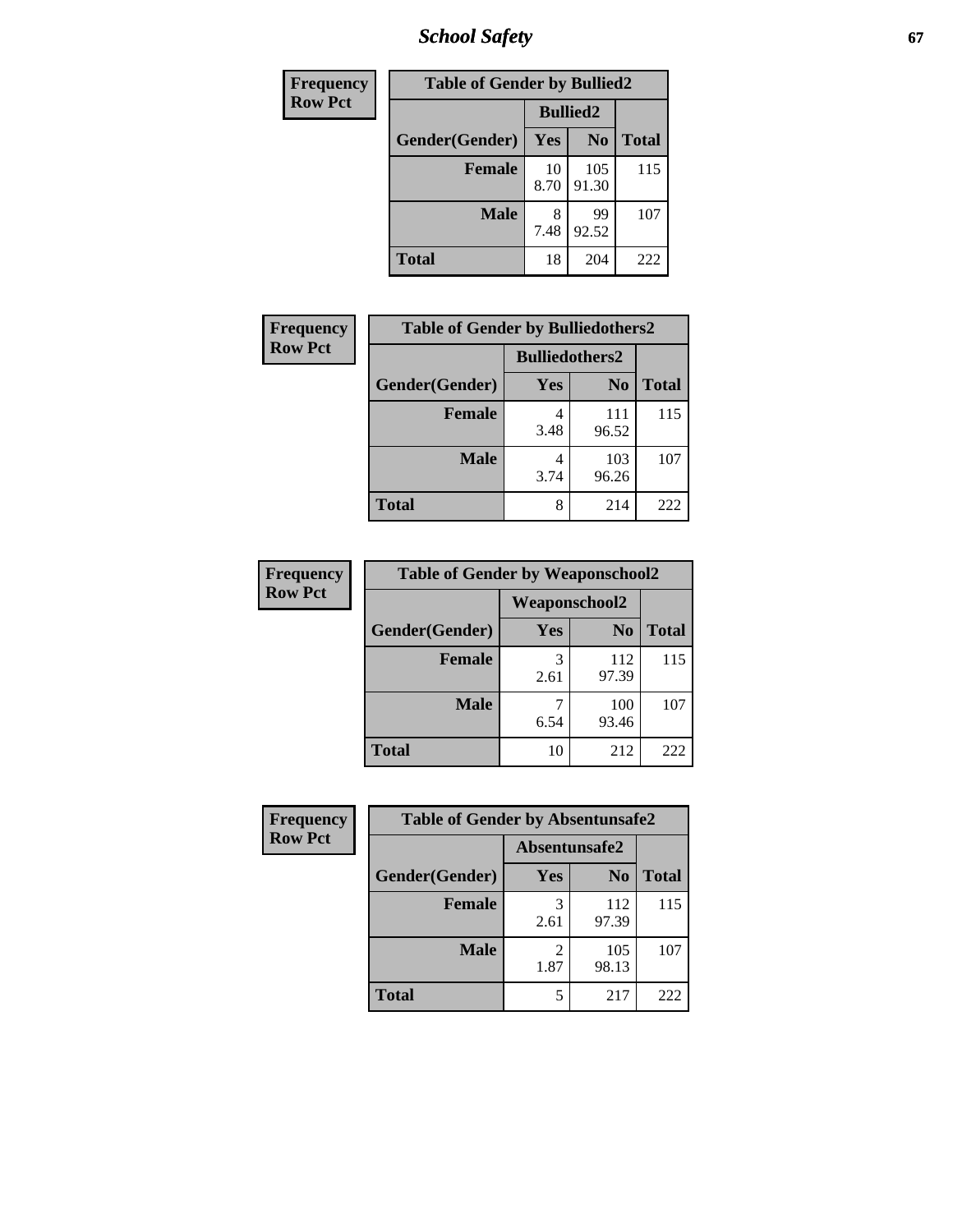# School Safety

| Frequency Row Pct |
|---|

| Table of Gender by Bullied2 | | | |
|---|---|---|---|
| | Bullied2 | | |
| Gender(Gender) | Yes | No | Total |
| Female | 10<br>8.70 | 105<br>91.30 | 115 |
| Male | 8<br>7.48 | 99<br>92.52 | 107 |
| Total | 18 | 204 | 222 |

| Frequency Row Pct |
|---|

| Table of Gender by Bulliedothers2 | | | |
|---|---|---|---|
| | Bulliedothers2 | | |
| Gender(Gender) | Yes | No | Total |
| Female | 4<br>3.48 | 111<br>96.52 | 115 |
| Male | 4<br>3.74 | 103<br>96.26 | 107 |
| Total | 8 | 214 | 222 |

| Frequency Row Pct |
|---|

| Table of Gender by Weaponschool2 | | | |
|---|---|---|---|
| | Weaponschool2 | | |
| Gender(Gender) | Yes | No | Total |
| Female | 3<br>2.61 | 112<br>97.39 | 115 |
| Male | 7<br>6.54 | 100<br>93.46 | 107 |
| Total | 10 | 212 | 222 |

| Frequency Row Pct |
|---|

| Table of Gender by Absentunsafe2 | | | |
|---|---|---|---|
| | Absentunsafe2 | | |
| Gender(Gender) | Yes | No | Total |
| Female | 3<br>2.61 | 112<br>97.39 | 115 |
| Male | 2<br>1.87 | 105<br>98.13 | 107 |
| Total | 5 | 217 | 222 |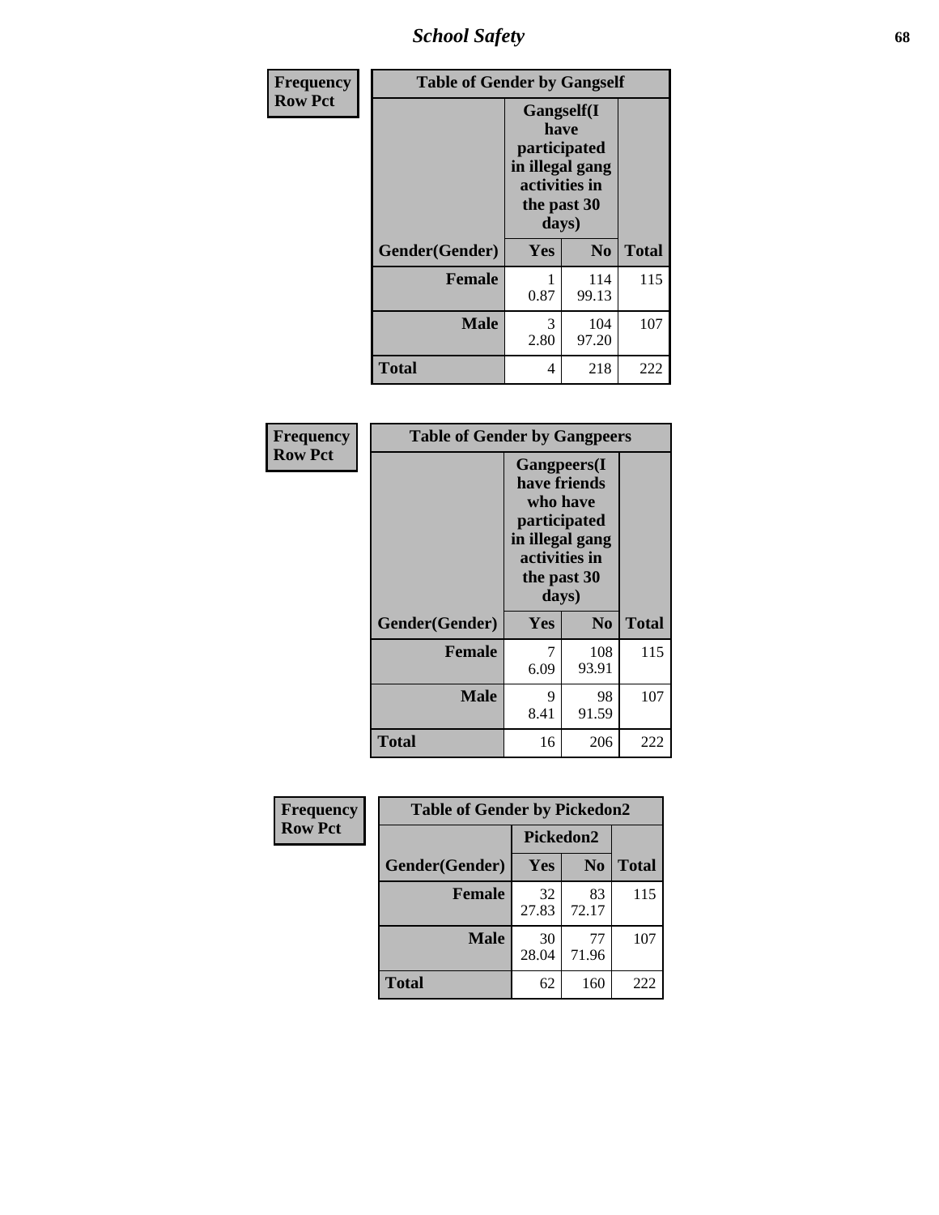| Frequency Row Pct | Table of Gender by Gangself | | |
|---|---|---|---|
| | Gangself(I have participated in illegal gang activities in the past 30 days) | | |
| Gender(Gender) | Yes | No | Total |
| Female | 1<br>0.87 | 114<br>99.13 | 115 |
| Male | 3<br>2.80 | 104<br>97.20 | 107 |
| Total | 4 | 218 | 222 |

| Frequency Row Pct | Table of Gender by Gangpeers | | |
|---|---|---|---|
| | Gangpeers(I have friends who have participated in illegal gang activities in the past 30 days) | | |
| Gender(Gender) | Yes | No | Total |
| Female | 7<br>6.09 | 108<br>93.91 | 115 |
| Male | 9<br>8.41 | 98<br>91.59 | 107 |
| Total | 16 | 206 | 222 |

| Frequency Row Pct | Table of Gender by Pickedon2 | | |
|---|---|---|---|
| | Pickedon2 | | |
| Gender(Gender) | Yes | No | Total |
| Female | 32<br>27.83 | 83<br>72.17 | 115 |
| Male | 30<br>28.04 | 77<br>71.96 | 107 |
| Total | 62 | 160 | 222 |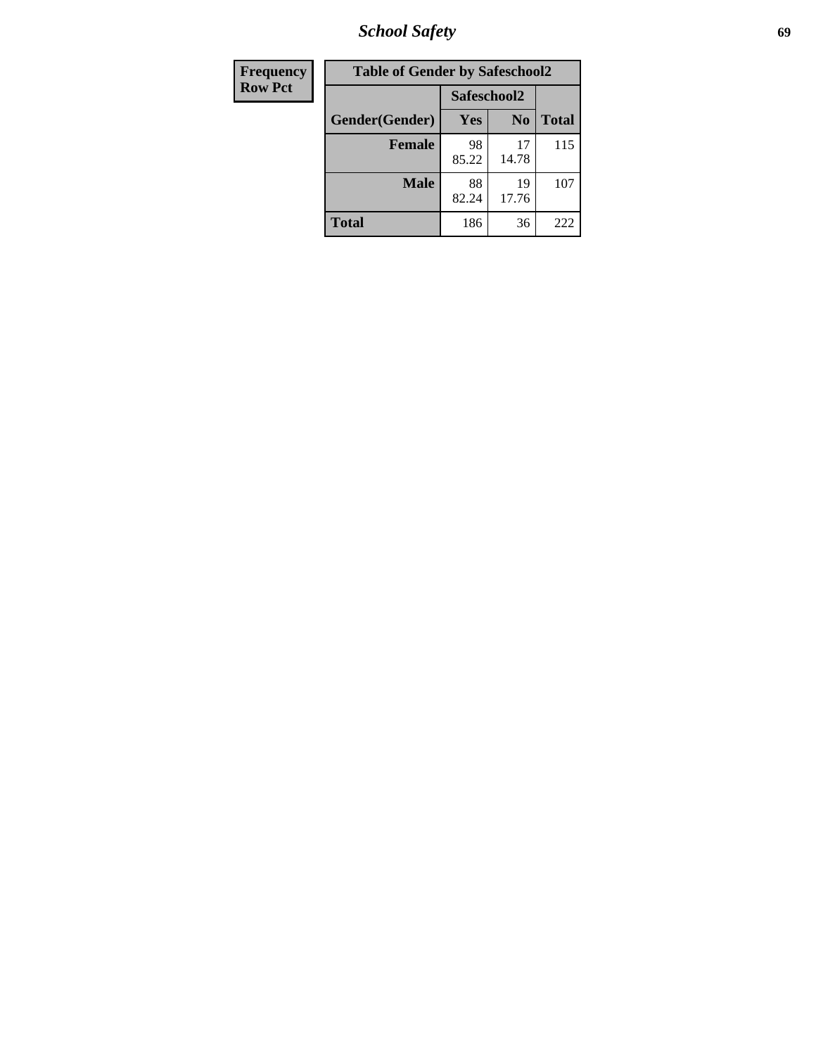| Frequency Row Pct | Table of Gender by Safeschool2 | | |
|---|---|---|---|
| | Safeschool2 | | |
| Gender(Gender) | Yes | No | Total |
| Female | 98 85.22 | 17 14.78 | 115 |
| Male | 88 82.24 | 19 17.76 | 107 |
| Total | 186 | 36 | 222 |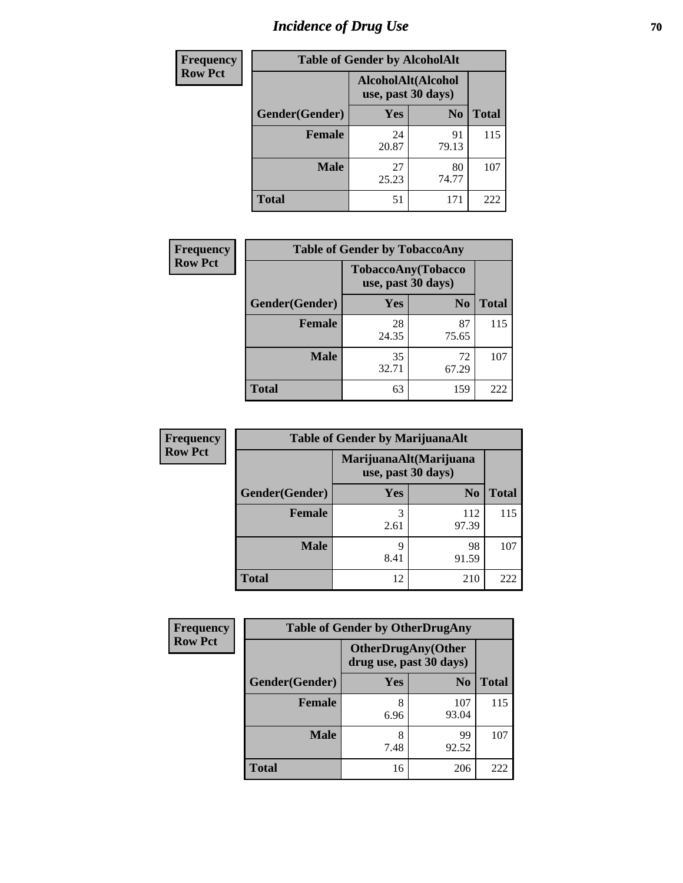# Incidence of Drug Use

| Frequency<br>Row Pct | Table of Gender by AlcoholAlt | | |
|---|---|---|---|
| | AlcoholAlt(Alcohol use, past 30 days) | | |
| Gender(Gender) | Yes | No | Total |
| Female | 24<br>20.87 | 91<br>79.13 | 115 |
| Male | 27<br>25.23 | 80<br>74.77 | 107 |
| Total | 51 | 171 | 222 |

| Frequency<br>Row Pct | Table of Gender by TobaccoAny | | |
|---|---|---|---|
| | TobaccoAny(Tobacco use, past 30 days) | | |
| Gender(Gender) | Yes | No | Total |
| Female | 28<br>24.35 | 87<br>75.65 | 115 |
| Male | 35<br>32.71 | 72<br>67.29 | 107 |
| Total | 63 | 159 | 222 |

| Frequency<br>Row Pct | Table of Gender by MarijuanaAlt | | |
|---|---|---|---|
| | MarijuanaAlt(Marijuana use, past 30 days) | | |
| Gender(Gender) | Yes | No | Total |
| Female | 3<br>2.61 | 112<br>97.39 | 115 |
| Male | 9<br>8.41 | 98<br>91.59 | 107 |
| Total | 12 | 210 | 222 |

| Frequency<br>Row Pct | Table of Gender by OtherDrugAny | | |
|---|---|---|---|
| | OtherDrugAny(Other drug use, past 30 days) | | |
| Gender(Gender) | Yes | No | Total |
| Female | 8<br>6.96 | 107<br>93.04 | 115 |
| Male | 8<br>7.48 | 99<br>92.52 | 107 |
| Total | 16 | 206 | 222 |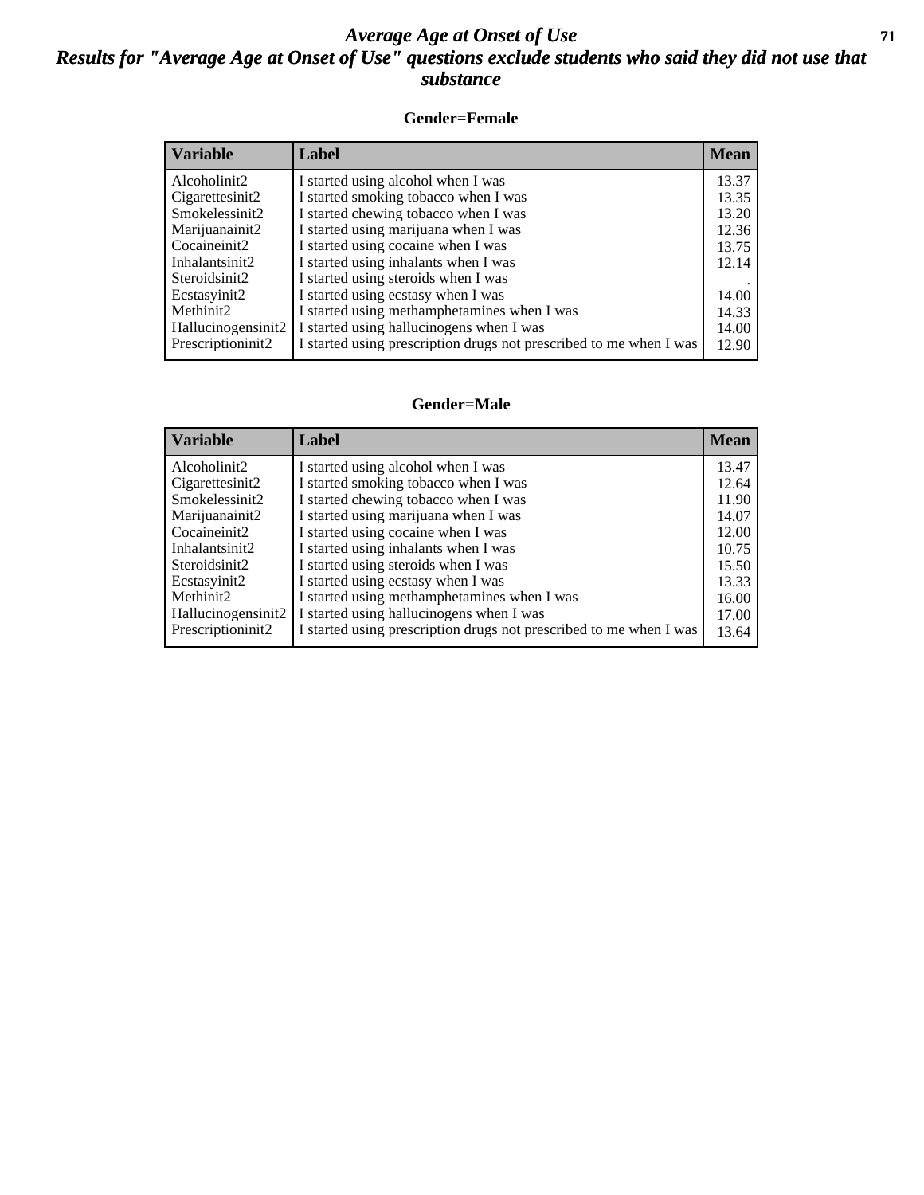# *Average Age at Onset of Use*

## *Results for "Average Age at Onset of Use" questions exclude students who said they did not use that substance*

### Gender=Female

| Variable | Label | Mean |
|---|---|---|
| Alcoholinit2 | I started using alcohol when I was | 13.37 |
| Cigarettesinit2 | I started smoking tobacco when I was | 13.35 |
| Smokelessinit2 | I started chewing tobacco when I was | 13.20 |
| Marijuanainit2 | I started using marijuana when I was | 12.36 |
| Cocaineinit2 | I started using cocaine when I was | 13.75 |
| Inhalantsinit2 | I started using inhalants when I was | 12.14 |
| Steroidsinit2 | I started using steroids when I was | . |
| Ecstasyinit2 | I started using ecstasy when I was | 14.00 |
| Methinit2 | I started using methamphetamines when I was | 14.33 |
| Hallucinogensinit2 | I started using hallucinogens when I was | 14.00 |
| Prescriptioninit2 | I started using prescription drugs not prescribed to me when I was | 12.90 |

### Gender=Male

| Variable | Label | Mean |
|---|---|---|
| Alcoholinit2 | I started using alcohol when I was | 13.47 |
| Cigarettesinit2 | I started smoking tobacco when I was | 12.64 |
| Smokelessinit2 | I started chewing tobacco when I was | 11.90 |
| Marijuanainit2 | I started using marijuana when I was | 14.07 |
| Cocaineinit2 | I started using cocaine when I was | 12.00 |
| Inhalantsinit2 | I started using inhalants when I was | 10.75 |
| Steroidsinit2 | I started using steroids when I was | 15.50 |
| Ecstasyinit2 | I started using ecstasy when I was | 13.33 |
| Methinit2 | I started using methamphetamines when I was | 16.00 |
| Hallucinogensinit2 | I started using hallucinogens when I was | 17.00 |
| Prescriptioninit2 | I started using prescription drugs not prescribed to me when I was | 13.64 |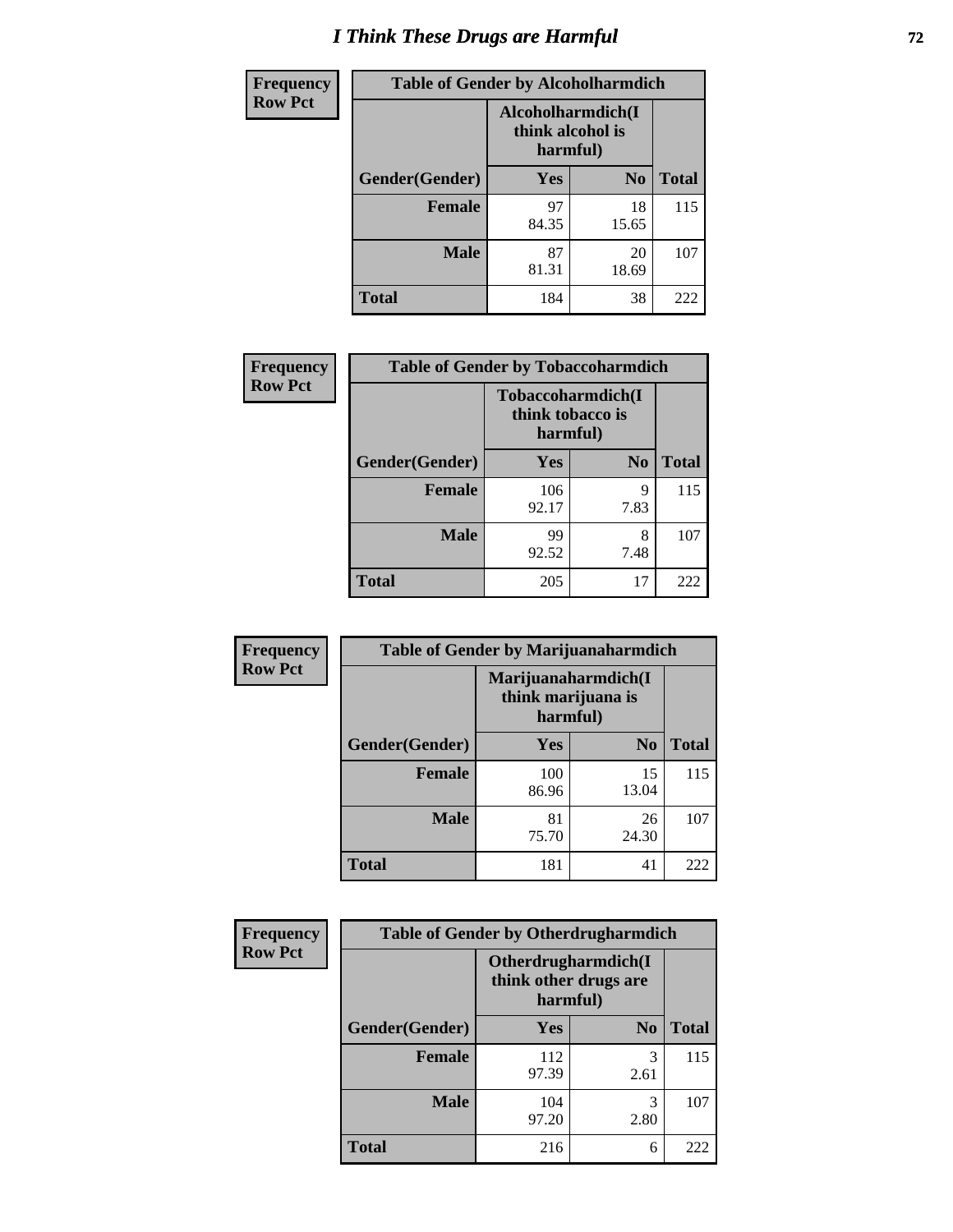# I Think These Drugs are Harmful

| Frequency<br>Row Pct | Table of Gender by Alcoholharmdich | | |
|---|---|---|---|
| | Alcoholharmdich(I think alcohol is harmful) | | |
| Gender(Gender) | Yes | No | Total |
| Female | 97<br>84.35 | 18<br>15.65 | 115 |
| Male | 87<br>81.31 | 20<br>18.69 | 107 |
| Total | 184 | 38 | 222 |

| Frequency<br>Row Pct | Table of Gender by Tobaccoharmdich | | |
|---|---|---|---|
| | Tobaccoharmdich(I think tobacco is harmful) | | |
| Gender(Gender) | Yes | No | Total |
| Female | 106<br>92.17 | 9<br>7.83 | 115 |
| Male | 99<br>92.52 | 8<br>7.48 | 107 |
| Total | 205 | 17 | 222 |

| Frequency<br>Row Pct | Table of Gender by Marijuanaharmdich | | |
|---|---|---|---|
| | Marijuanaharmdich(I think marijuana is harmful) | | |
| Gender(Gender) | Yes | No | Total |
| Female | 100<br>86.96 | 15<br>13.04 | 115 |
| Male | 81<br>75.70 | 26<br>24.30 | 107 |
| Total | 181 | 41 | 222 |

| Frequency<br>Row Pct | Table of Gender by Otherdrugharmdich | | |
|---|---|---|---|
| | Otherdrugharmdich(I think other drugs are harmful) | | |
| Gender(Gender) | Yes | No | Total |
| Female | 112<br>97.39 | 3<br>2.61 | 115 |
| Male | 104<br>97.20 | 3<br>2.80 | 107 |
| Total | 216 | 6 | 222 |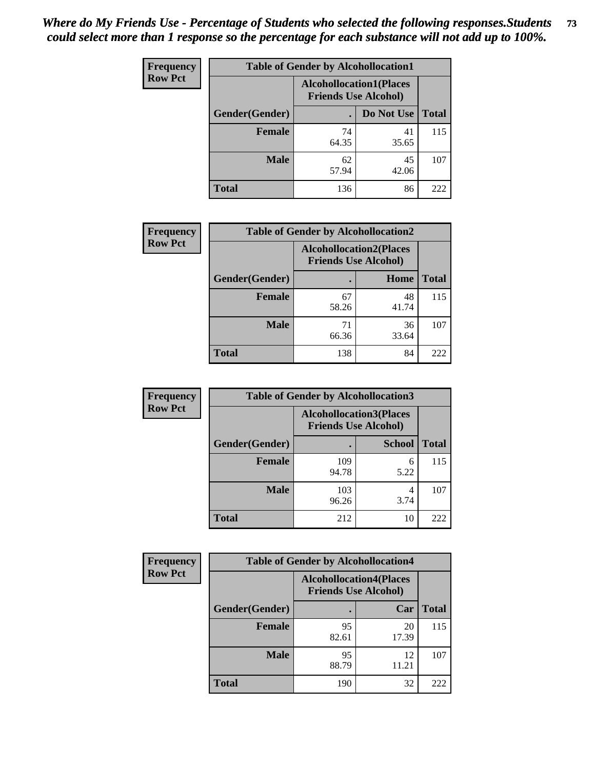*Where do My Friends Use - Percentage of Students who selected the following responses.Students could select more than 1 response so the percentage for each substance will not add up to 100%.*

**Frequency**
**Row Pct**

| Table of Gender by Alcohollocation1 | | | |
|---|---|---|---|
| | Alcohollocation1(Places Friends Use Alcohol) | | |
| Gender(Gender) | . | Do Not Use | Total |
| Female | 74<br>64.35 | 41<br>35.65 | 115 |
| Male | 62<br>57.94 | 45<br>42.06 | 107 |
| Total | 136 | 86 | 222 |

**Frequency**
**Row Pct**

| Table of Gender by Alcohollocation2 | | | |
|---|---|---|---|
| | Alcohollocation2(Places Friends Use Alcohol) | | |
| Gender(Gender) | . | Home | Total |
| Female | 67<br>58.26 | 48<br>41.74 | 115 |
| Male | 71<br>66.36 | 36<br>33.64 | 107 |
| Total | 138 | 84 | 222 |

**Frequency**
**Row Pct**

| Table of Gender by Alcohollocation3 | | | |
|---|---|---|---|
| | Alcohollocation3(Places Friends Use Alcohol) | | |
| Gender(Gender) | . | School | Total |
| Female | 109<br>94.78 | 6<br>5.22 | 115 |
| Male | 103<br>96.26 | 4<br>3.74 | 107 |
| Total | 212 | 10 | 222 |

**Frequency**
**Row Pct**

| Table of Gender by Alcohollocation4 | | | |
|---|---|---|---|
| | Alcohollocation4(Places Friends Use Alcohol) | | |
| Gender(Gender) | . | Car | Total |
| Female | 95<br>82.61 | 20<br>17.39 | 115 |
| Male | 95<br>88.79 | 12<br>11.21 | 107 |
| Total | 190 | 32 | 222 |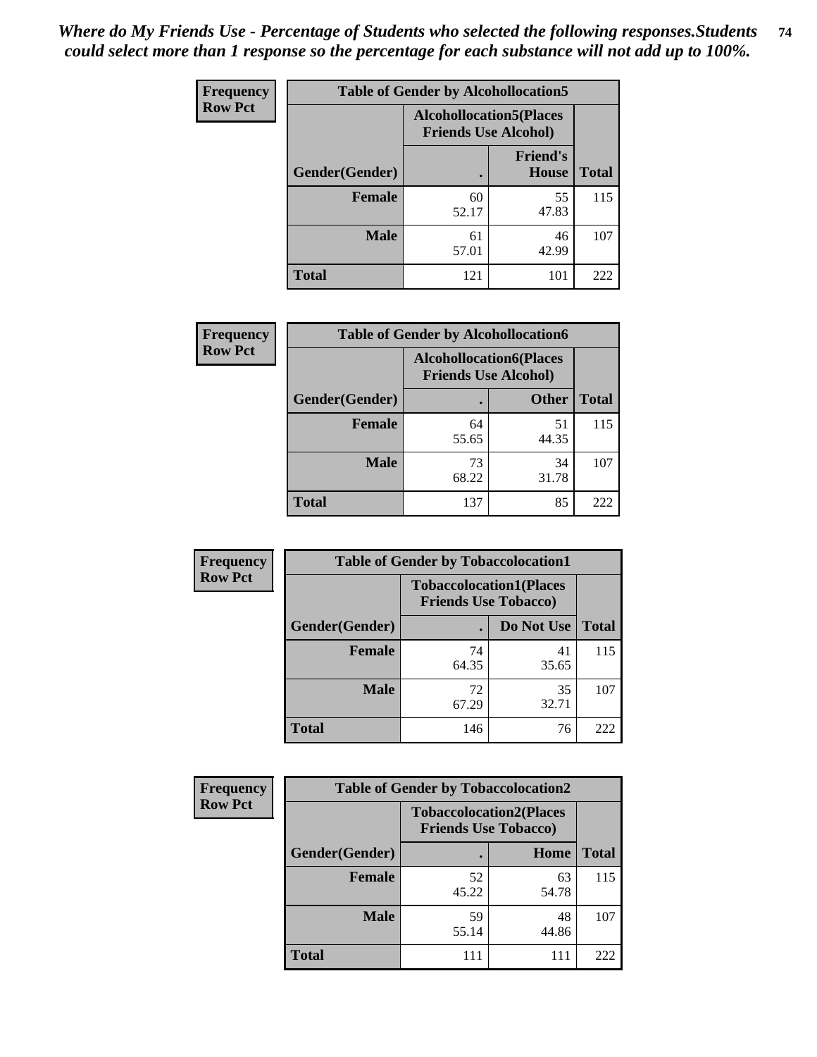*Where do My Friends Use - Percentage of Students who selected the following responses.Students could select more than 1 response so the percentage for each substance will not add up to 100%.*

**Frequency**
**Row Pct**

| Table of Gender by Alcohollocation5 | | | |
|---|---|---|---|
| | Alcohollocation5(Places Friends Use Alcohol) | | |
| Gender(Gender) | . | Friend's House | Total |
| **Female** | 60<br>52.17 | 55<br>47.83 | 115 |
| **Male** | 61<br>57.01 | 46<br>42.99 | 107 |
| **Total** | 121 | 101 | 222 |

**Frequency**
**Row Pct**

| Table of Gender by Alcohollocation6 | | | |
|---|---|---|---|
| | Alcohollocation6(Places Friends Use Alcohol) | | |
| Gender(Gender) | . | Other | Total |
| **Female** | 64<br>55.65 | 51<br>44.35 | 115 |
| **Male** | 73<br>68.22 | 34<br>31.78 | 107 |
| **Total** | 137 | 85 | 222 |

**Frequency**
**Row Pct**

| Table of Gender by Tobaccolocation1 | | | |
|---|---|---|---|
| | Tobaccolocation1(Places Friends Use Tobacco) | | |
| Gender(Gender) | . | Do Not Use | Total |
| **Female** | 74<br>64.35 | 41<br>35.65 | 115 |
| **Male** | 72<br>67.29 | 35<br>32.71 | 107 |
| **Total** | 146 | 76 | 222 |

**Frequency**
**Row Pct**

| Table of Gender by Tobaccolocation2 | | | |
|---|---|---|---|
| | Tobaccolocation2(Places Friends Use Tobacco) | | |
| Gender(Gender) | . | Home | Total |
| **Female** | 52<br>45.22 | 63<br>54.78 | 115 |
| **Male** | 59<br>55.14 | 48<br>44.86 | 107 |
| **Total** | 111 | 111 | 222 |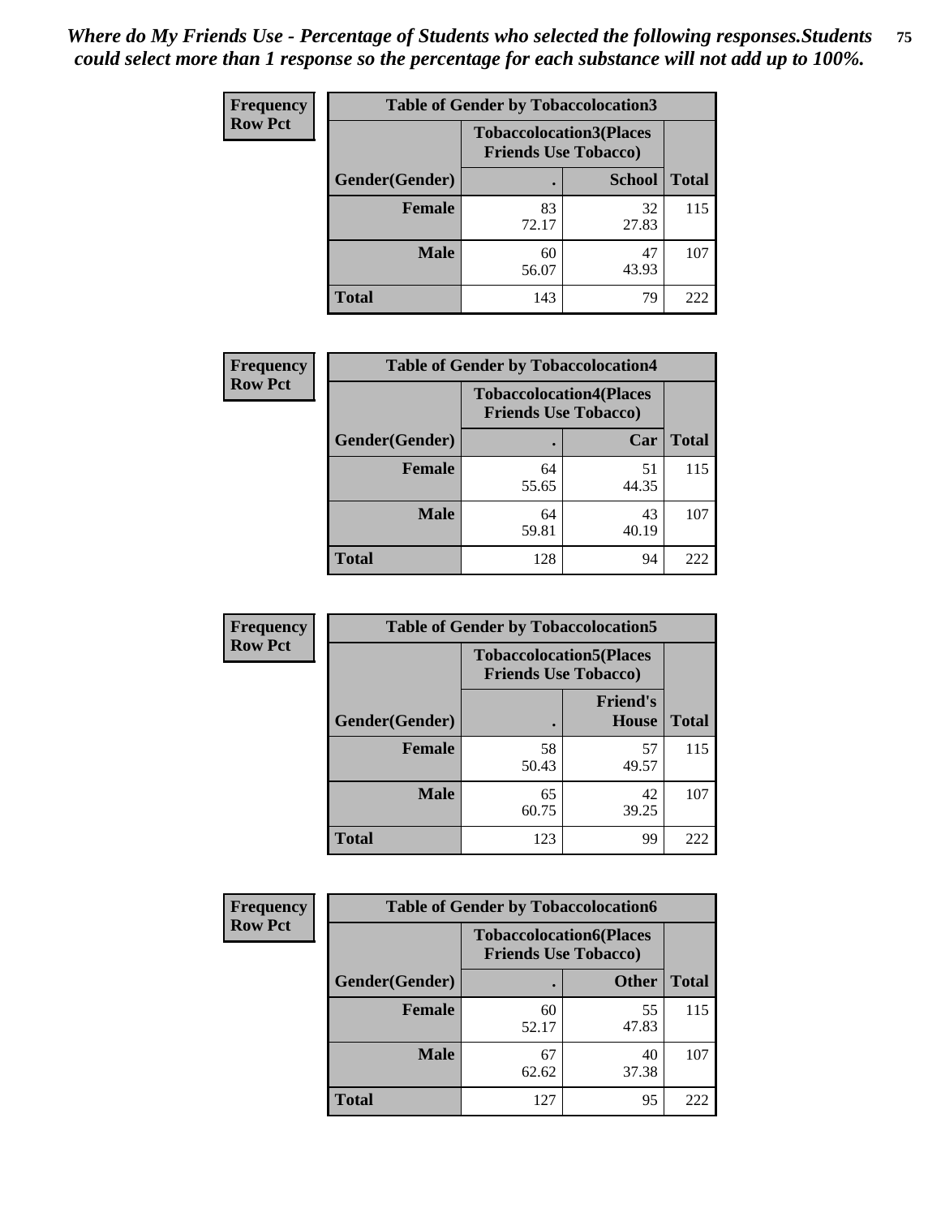*Where do My Friends Use - Percentage of Students who selected the following responses.Students could select more than 1 response so the percentage for each substance will not add up to 100%.*

| Frequency Row Pct | Table of Gender by Tobaccolocation3 | | |
|---|---|---|---|
| | Tobaccolocation3(Places Friends Use Tobacco) | | |
| Gender(Gender) | . | School | Total |
| Female | 83<br>72.17 | 32<br>27.83 | 115 |
| Male | 60<br>56.07 | 47<br>43.93 | 107 |
| Total | 143 | 79 | 222 |

| Frequency Row Pct | Table of Gender by Tobaccolocation4 | | |
|---|---|---|---|
| | Tobaccolocation4(Places Friends Use Tobacco) | | |
| Gender(Gender) | . | Car | Total |
| Female | 64<br>55.65 | 51<br>44.35 | 115 |
| Male | 64<br>59.81 | 43<br>40.19 | 107 |
| Total | 128 | 94 | 222 |

| Frequency Row Pct | Table of Gender by Tobaccolocation5 | | |
|---|---|---|---|
| | Tobaccolocation5(Places Friends Use Tobacco) | | |
| Gender(Gender) | . | Friend's House | Total |
| Female | 58<br>50.43 | 57<br>49.57 | 115 |
| Male | 65<br>60.75 | 42<br>39.25 | 107 |
| Total | 123 | 99 | 222 |

| Frequency Row Pct | Table of Gender by Tobaccolocation6 | | |
|---|---|---|---|
| | Tobaccolocation6(Places Friends Use Tobacco) | | |
| Gender(Gender) | . | Other | Total |
| Female | 60<br>52.17 | 55<br>47.83 | 115 |
| Male | 67<br>62.62 | 40<br>37.38 | 107 |
| Total | 127 | 95 | 222 |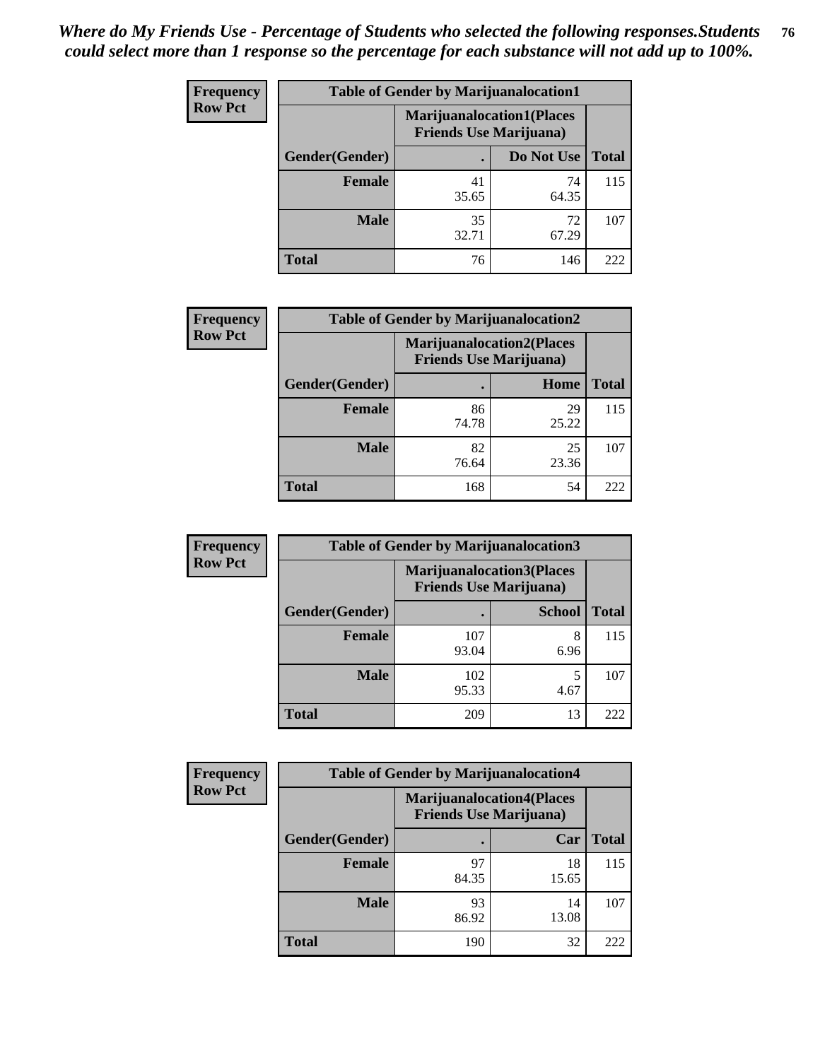*Where do My Friends Use - Percentage of Students who selected the following responses.Students could select more than 1 response so the percentage for each substance will not add up to 100%.*

**Frequency**
**Row Pct**

| Table of Gender by Marijuanalocation1 | | | |
|---|---|---|---|
| | Marijuanalocation1(Places Friends Use Marijuana) | | |
| Gender(Gender) | . | Do Not Use | Total |
| Female | 41<br>35.65 | 74<br>64.35 | 115 |
| Male | 35<br>32.71 | 72<br>67.29 | 107 |
| Total | 76 | 146 | 222 |

**Frequency**
**Row Pct**

| Table of Gender by Marijuanalocation2 | | | |
|---|---|---|---|
| | Marijuanalocation2(Places Friends Use Marijuana) | | |
| Gender(Gender) | . | Home | Total |
| Female | 86<br>74.78 | 29<br>25.22 | 115 |
| Male | 82<br>76.64 | 25<br>23.36 | 107 |
| Total | 168 | 54 | 222 |

**Frequency**
**Row Pct**

| Table of Gender by Marijuanalocation3 | | | |
|---|---|---|---|
| | Marijuanalocation3(Places Friends Use Marijuana) | | |
| Gender(Gender) | . | School | Total |
| Female | 107<br>93.04 | 8<br>6.96 | 115 |
| Male | 102<br>95.33 | 5<br>4.67 | 107 |
| Total | 209 | 13 | 222 |

**Frequency**
**Row Pct**

| Table of Gender by Marijuanalocation4 | | | |
|---|---|---|---|
| | Marijuanalocation4(Places Friends Use Marijuana) | | |
| Gender(Gender) | . | Car | Total |
| Female | 97<br>84.35 | 18<br>15.65 | 115 |
| Male | 93<br>86.92 | 14<br>13.08 | 107 |
| Total | 190 | 32 | 222 |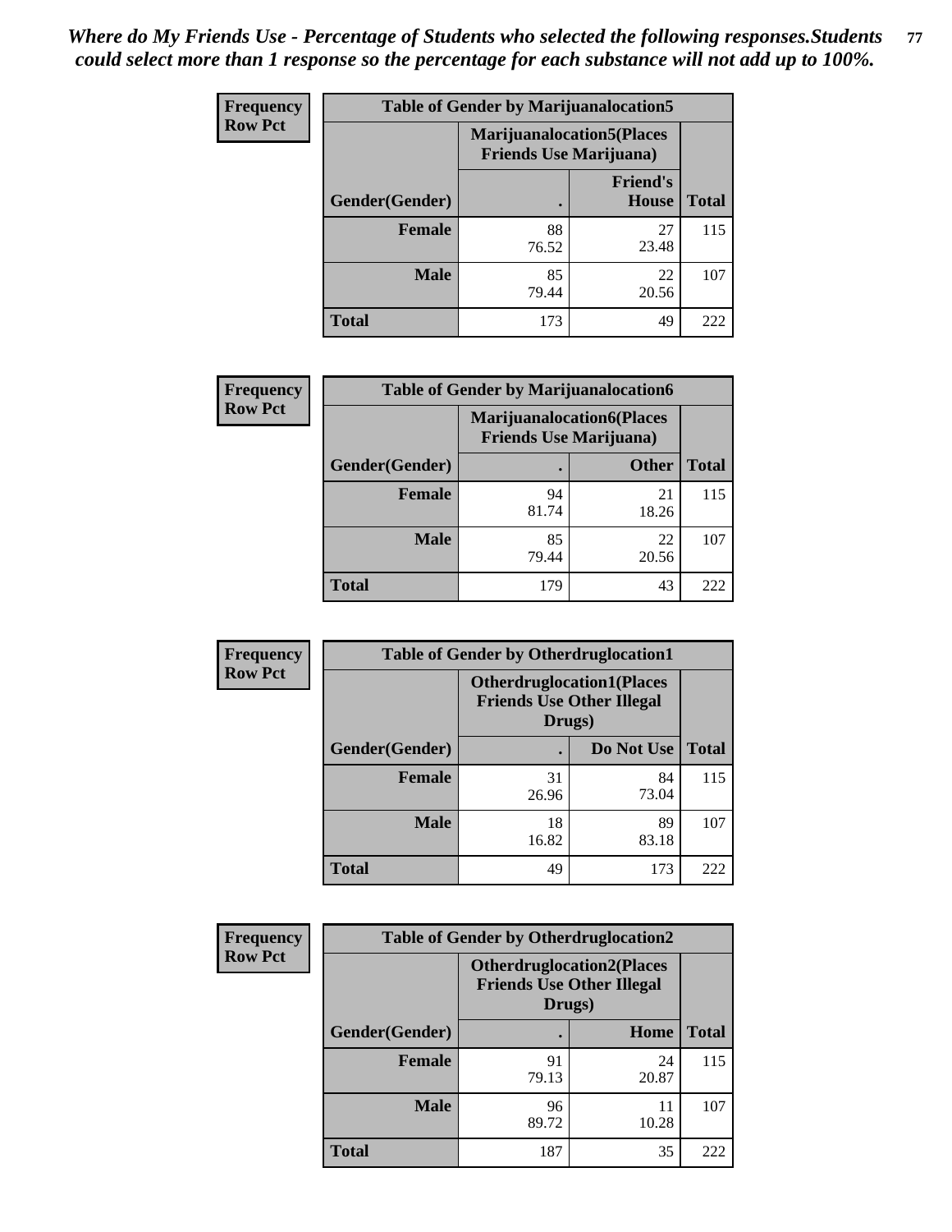*Where do My Friends Use - Percentage of Students who selected the following responses.Students could select more than 1 response so the percentage for each substance will not add up to 100%.*

**Frequency**
**Row Pct**

| Table of Gender by Marijuanalocation5 | | | |
|---|---|---|---|
| | Marijuanalocation5(Places Friends Use Marijuana) | | |
| Gender(Gender) | . | Friend's House | Total |
| **Female** | 88<br>76.52 | 27<br>23.48 | 115 |
| **Male** | 85<br>79.44 | 22<br>20.56 | 107 |
| **Total** | 173 | 49 | 222 |

**Frequency**
**Row Pct**

| Table of Gender by Marijuanalocation6 | | | |
|---|---|---|---|
| | Marijuanalocation6(Places Friends Use Marijuana) | | |
| Gender(Gender) | . | Other | Total |
| **Female** | 94<br>81.74 | 21<br>18.26 | 115 |
| **Male** | 85<br>79.44 | 22<br>20.56 | 107 |
| **Total** | 179 | 43 | 222 |

**Frequency**
**Row Pct**

| Table of Gender by Otherdruglocation1 | | | |
|---|---|---|---|
| | Otherdruglocation1(Places Friends Use Other Illegal Drugs) | | |
| Gender(Gender) | . | Do Not Use | Total |
| **Female** | 31<br>26.96 | 84<br>73.04 | 115 |
| **Male** | 18<br>16.82 | 89<br>83.18 | 107 |
| **Total** | 49 | 173 | 222 |

**Frequency**
**Row Pct**

| Table of Gender by Otherdruglocation2 | | | |
|---|---|---|---|
| | Otherdruglocation2(Places Friends Use Other Illegal Drugs) | | |
| Gender(Gender) | . | Home | Total |
| **Female** | 91<br>79.13 | 24<br>20.87 | 115 |
| **Male** | 96<br>89.72 | 11<br>10.28 | 107 |
| **Total** | 187 | 35 | 222 |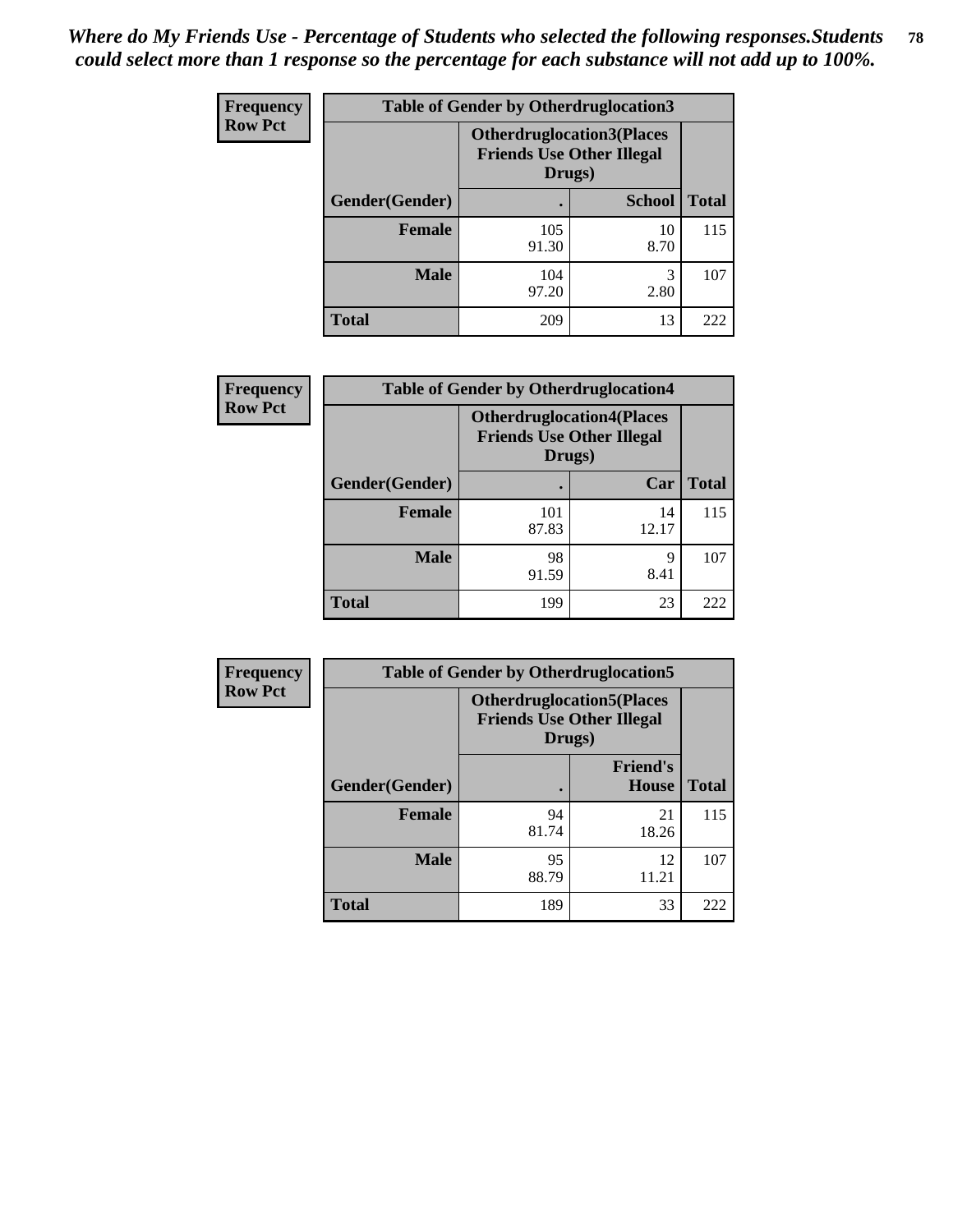*Where do My Friends Use - Percentage of Students who selected the following responses.Students could select more than 1 response so the percentage for each substance will not add up to 100%.*

**Frequency**
**Row Pct**

| Table of Gender by Otherdruglocation3 | | | |
|---|---|---|---|
| | **Otherdruglocation3(Places Friends Use Other Illegal Drugs)** | | |
| **Gender(Gender)** | **.** | **School** | **Total** |
| **Female** | 105<br>91.30 | 10<br>8.70 | 115 |
| **Male** | 104<br>97.20 | 3<br>2.80 | 107 |
| **Total** | 209 | 13 | 222 |

**Frequency**
**Row Pct**

| Table of Gender by Otherdruglocation4 | | | |
|---|---|---|---|
| | **Otherdruglocation4(Places Friends Use Other Illegal Drugs)** | | |
| **Gender(Gender)** | **.** | **Car** | **Total** |
| **Female** | 101<br>87.83 | 14<br>12.17 | 115 |
| **Male** | 98<br>91.59 | 9<br>8.41 | 107 |
| **Total** | 199 | 23 | 222 |

**Frequency**
**Row Pct**

| Table of Gender by Otherdruglocation5 | | | |
|---|---|---|---|
| | **Otherdruglocation5(Places Friends Use Other Illegal Drugs)** | | |
| **Gender(Gender)** | **.** | **Friend's House** | **Total** |
| **Female** | 94<br>81.74 | 21<br>18.26 | 115 |
| **Male** | 95<br>88.79 | 12<br>11.21 | 107 |
| **Total** | 189 | 33 | 222 |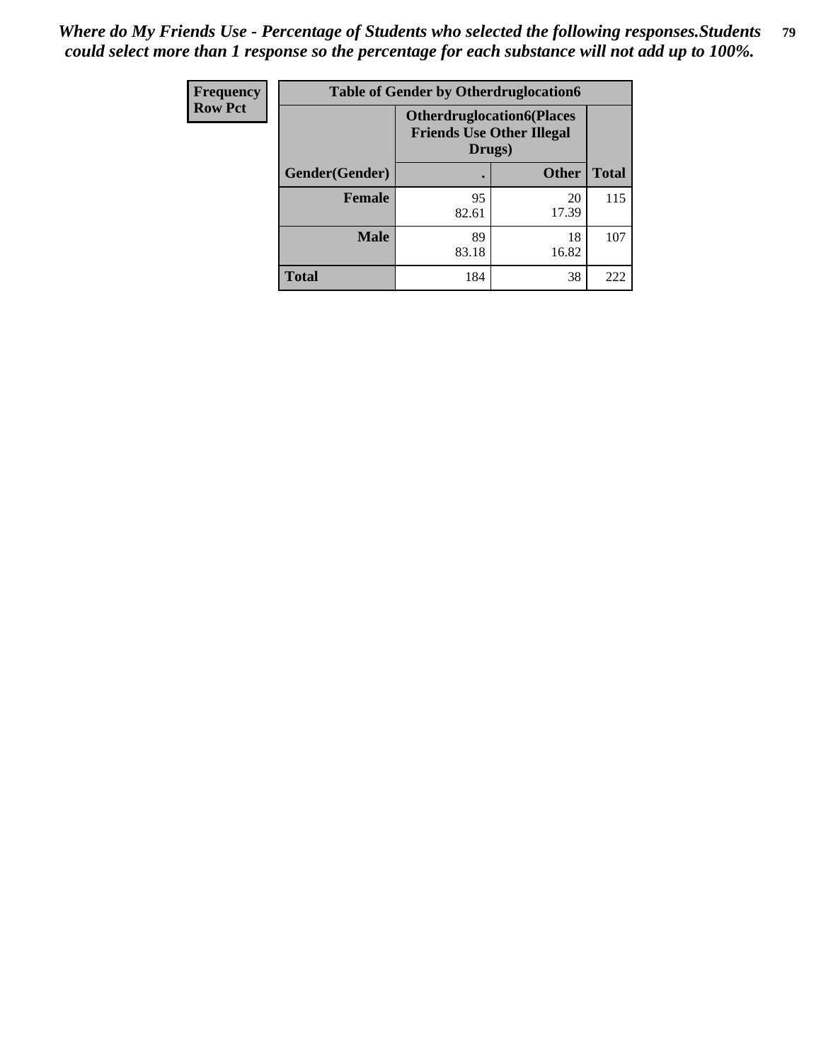*Where do My Friends Use - Percentage of Students who selected the following responses.Students could select more than 1 response so the percentage for each substance will not add up to 100%.*

| Frequency Row Pct | Table of Gender by Otherdruglocation6 | | |
|---|---|---|---|
| | Otherdruglocation6(Places Friends Use Other Illegal Drugs) | | |
| Gender(Gender) | . | Other | Total |
| Female | 95 82.61 | 20 17.39 | 115 |
| Male | 89 83.18 | 18 16.82 | 107 |
| Total | 184 | 38 | 222 |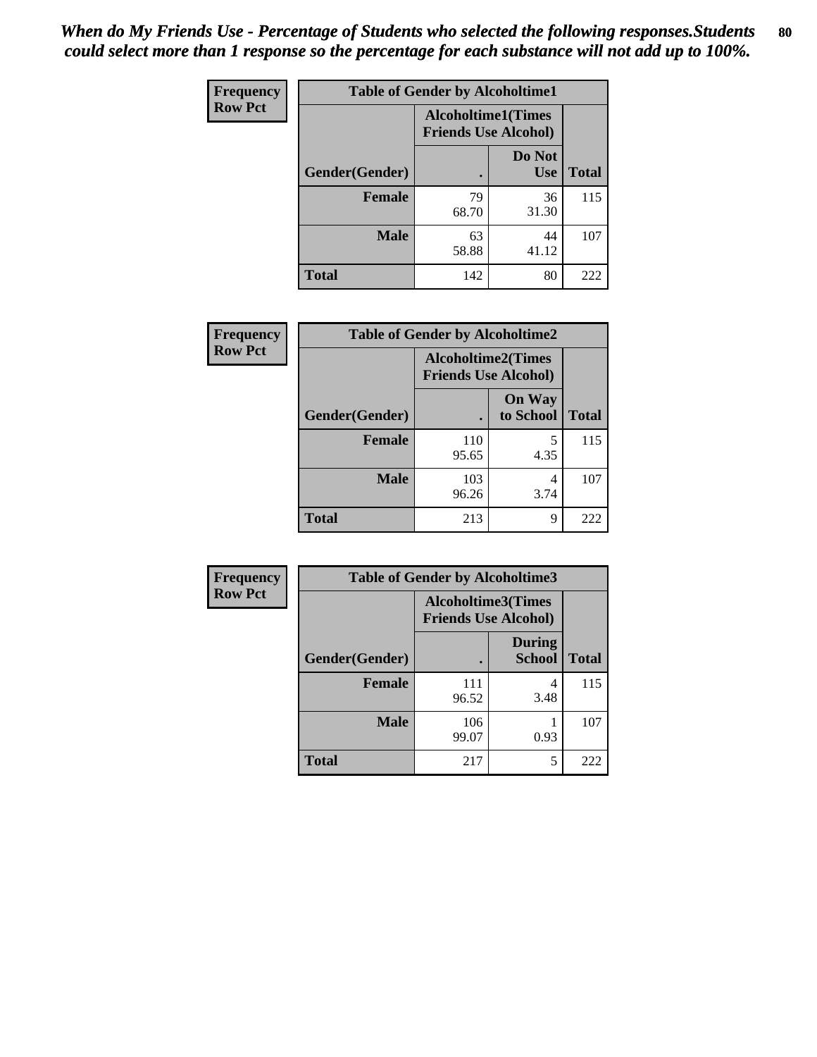*When do My Friends Use - Percentage of Students who selected the following responses.Students could select more than 1 response so the percentage for each substance will not add up to 100%.*

**Frequency**
**Row Pct**

| Table of Gender by Alcoholtime1 | | | |
|---|---|---|---|
| | Alcoholtime1(Times Friends Use Alcohol) | | |
| Gender(Gender) | . | Do Not Use | Total |
| **Female** | 79<br>68.70 | 36<br>31.30 | 115 |
| **Male** | 63<br>58.88 | 44<br>41.12 | 107 |
| **Total** | 142 | 80 | 222 |

**Frequency**
**Row Pct**

| Table of Gender by Alcoholtime2 | | | |
|---|---|---|---|
| | Alcoholtime2(Times Friends Use Alcohol) | | |
| Gender(Gender) | . | On Way to School | Total |
| **Female** | 110<br>95.65 | 5<br>4.35 | 115 |
| **Male** | 103<br>96.26 | 4<br>3.74 | 107 |
| **Total** | 213 | 9 | 222 |

**Frequency**
**Row Pct**

| Table of Gender by Alcoholtime3 | | | |
|---|---|---|---|
| | Alcoholtime3(Times Friends Use Alcohol) | | |
| Gender(Gender) | . | During School | Total |
| **Female** | 111<br>96.52 | 4<br>3.48 | 115 |
| **Male** | 106<br>99.07 | 1<br>0.93 | 107 |
| **Total** | 217 | 5 | 222 |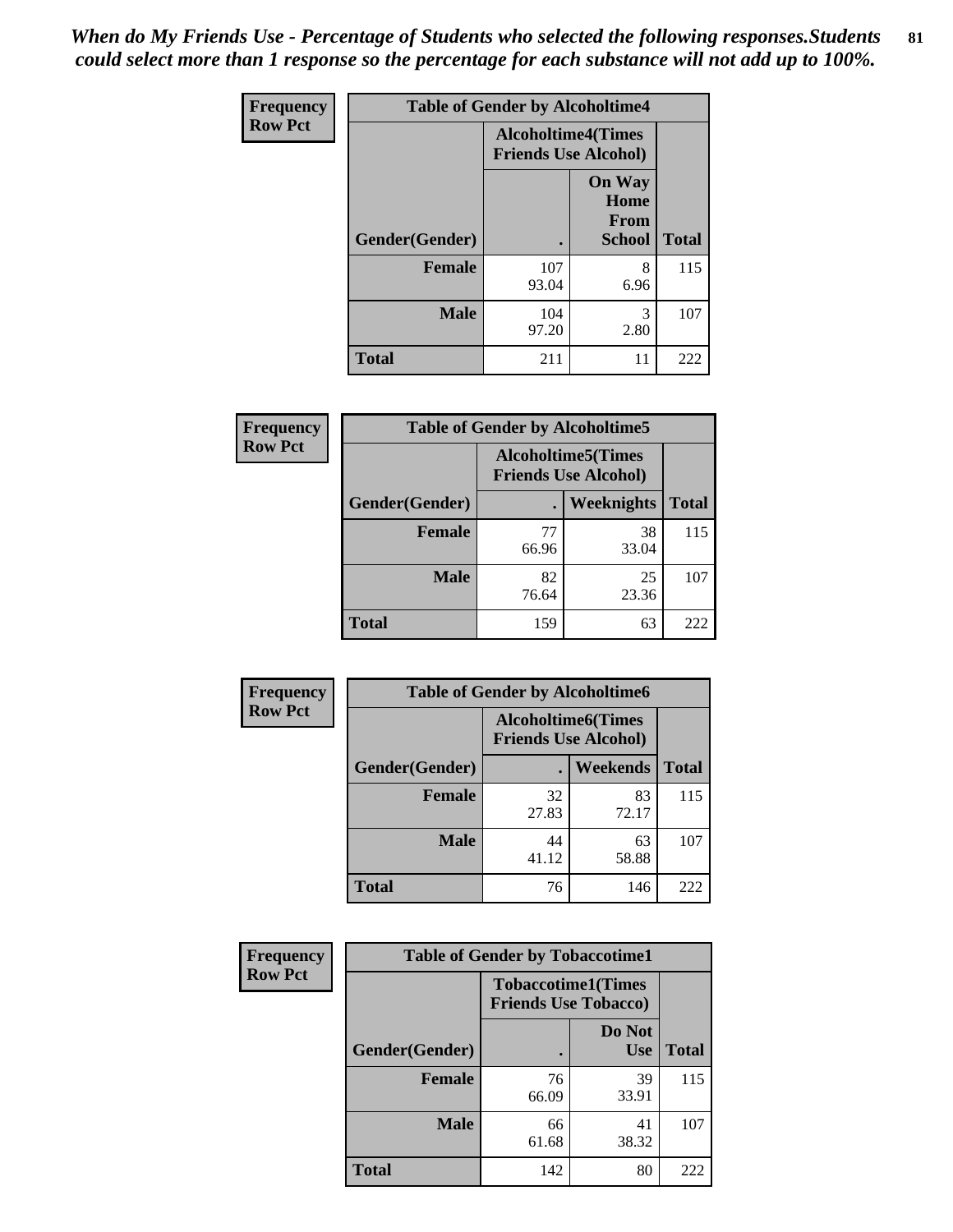*When do My Friends Use - Percentage of Students who selected the following responses.Students could select more than 1 response so the percentage for each substance will not add up to 100%.*

**Frequency**
**Row Pct**

**Table of Gender by Alcoholtime4**

| Gender(Gender) | Alcoholtime4(Times Friends Use Alcohol) | | Total |
|---|---|---|---|
| | . | On Way Home From School | |
| **Female** | 107<br>93.04 | 8<br>6.96 | 115 |
| **Male** | 104<br>97.20 | 3<br>2.80 | 107 |
| **Total** | 211 | 11 | 222 |

**Frequency**
**Row Pct**

**Table of Gender by Alcoholtime5**

| Gender(Gender) | Alcoholtime5(Times Friends Use Alcohol) | | Total |
|---|---|---|---|
| | . | Weeknights | |
| **Female** | 77<br>66.96 | 38<br>33.04 | 115 |
| **Male** | 82<br>76.64 | 25<br>23.36 | 107 |
| **Total** | 159 | 63 | 222 |

**Frequency**
**Row Pct**

**Table of Gender by Alcoholtime6**

| Gender(Gender) | Alcoholtime6(Times Friends Use Alcohol) | | Total |
|---|---|---|---|
| | . | Weekends | |
| **Female** | 32<br>27.83 | 83<br>72.17 | 115 |
| **Male** | 44<br>41.12 | 63<br>58.88 | 107 |
| **Total** | 76 | 146 | 222 |

**Frequency**
**Row Pct**

**Table of Gender by Tobaccotime1**

| Gender(Gender) | Tobaccotime1(Times Friends Use Tobacco) | | Total |
|---|---|---|---|
| | . | Do Not Use | |
| **Female** | 76<br>66.09 | 39<br>33.91 | 115 |
| **Male** | 66<br>61.68 | 41<br>38.32 | 107 |
| **Total** | 142 | 80 | 222 |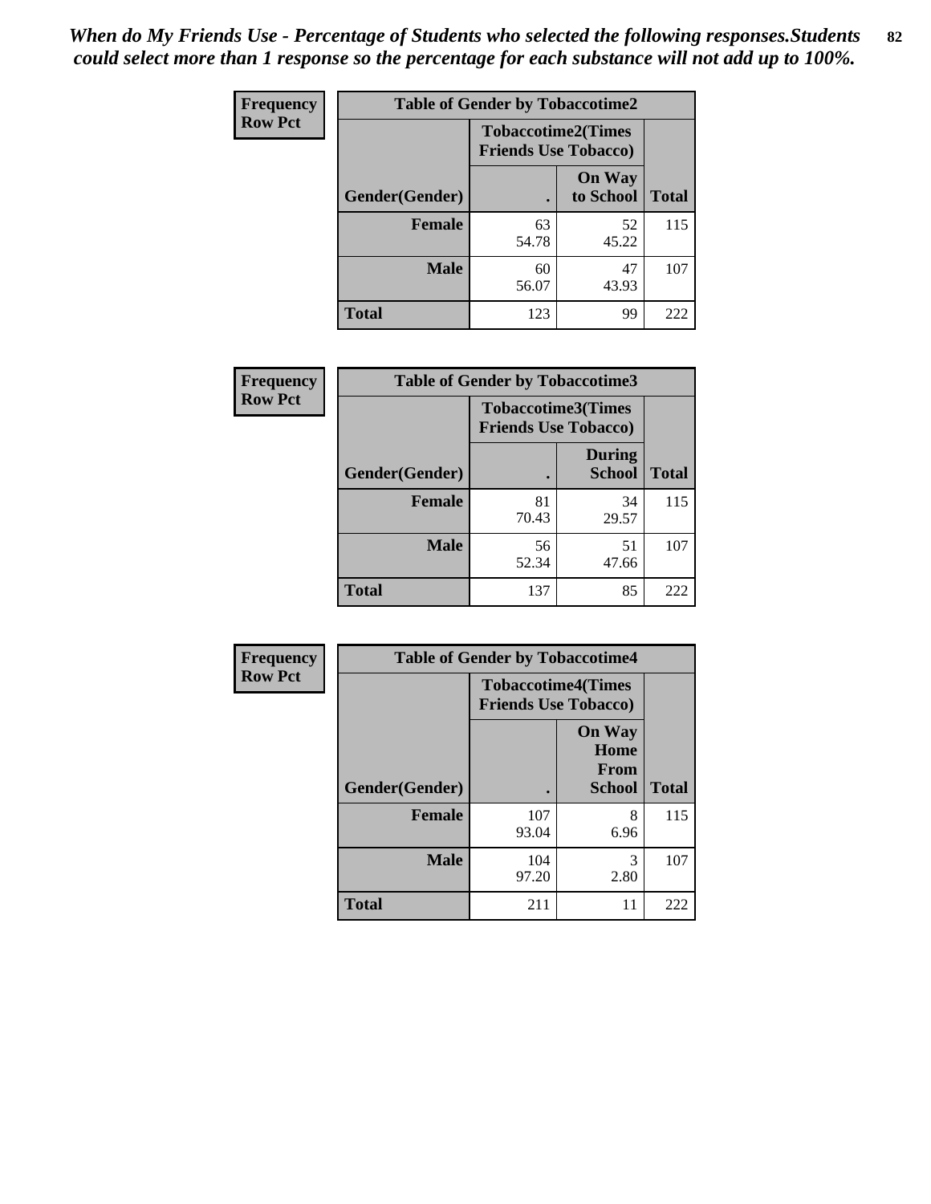*When do My Friends Use - Percentage of Students who selected the following responses.Students could select more than 1 response so the percentage for each substance will not add up to 100%.*

**Frequency**
**Row Pct**

| Table of Gender by Tobaccotime2 | | | |
|---|---|---|---|
| | Tobaccotime2(Times Friends Use Tobacco) | | |
| Gender(Gender) | . | On Way to School | Total |
| **Female** | 63<br>54.78 | 52<br>45.22 | 115 |
| **Male** | 60<br>56.07 | 47<br>43.93 | 107 |
| **Total** | 123 | 99 | 222 |

**Frequency**
**Row Pct**

| Table of Gender by Tobaccotime3 | | | |
|---|---|---|---|
| | Tobaccotime3(Times Friends Use Tobacco) | | |
| Gender(Gender) | . | During School | Total |
| **Female** | 81<br>70.43 | 34<br>29.57 | 115 |
| **Male** | 56<br>52.34 | 51<br>47.66 | 107 |
| **Total** | 137 | 85 | 222 |

**Frequency**
**Row Pct**

| Table of Gender by Tobaccotime4 | | | |
|---|---|---|---|
| | Tobaccotime4(Times Friends Use Tobacco) | | |
| Gender(Gender) | . | On Way Home From School | Total |
| **Female** | 107<br>93.04 | 8<br>6.96 | 115 |
| **Male** | 104<br>97.20 | 3<br>2.80 | 107 |
| **Total** | 211 | 11 | 222 |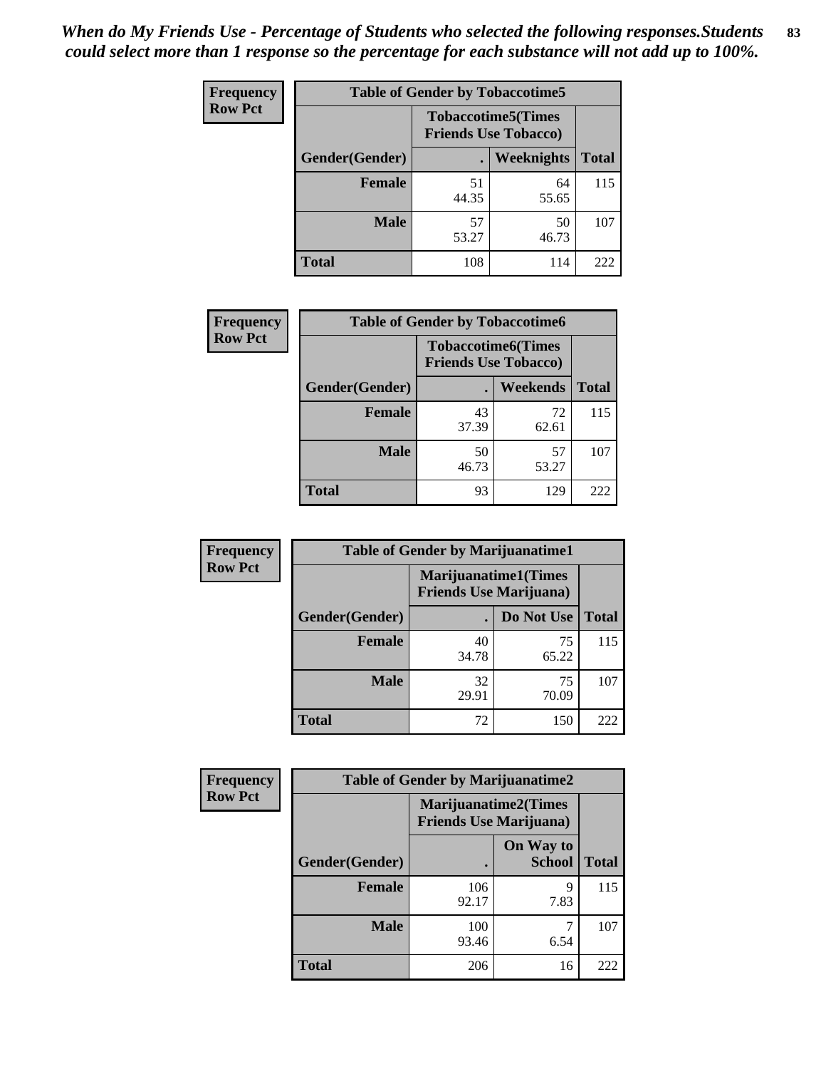*When do My Friends Use - Percentage of Students who selected the following responses.Students could select more than 1 response so the percentage for each substance will not add up to 100%.*

**Frequency**
**Row Pct**

| Table of Gender by Tobaccotime5 | | | |
|---|---|---|---|
| | Tobaccotime5(Times Friends Use Tobacco) | | |
| Gender(Gender) | . | Weeknights | Total |
| **Female** | 51<br>44.35 | 64<br>55.65 | 115 |
| **Male** | 57<br>53.27 | 50<br>46.73 | 107 |
| **Total** | 108 | 114 | 222 |

**Frequency**
**Row Pct**

| Table of Gender by Tobaccotime6 | | | |
|---|---|---|---|
| | Tobaccotime6(Times Friends Use Tobacco) | | |
| Gender(Gender) | . | Weekends | Total |
| **Female** | 43<br>37.39 | 72<br>62.61 | 115 |
| **Male** | 50<br>46.73 | 57<br>53.27 | 107 |
| **Total** | 93 | 129 | 222 |

**Frequency**
**Row Pct**

| Table of Gender by Marijuanatime1 | | | |
|---|---|---|---|
| | Marijuanatime1(Times Friends Use Marijuana) | | |
| Gender(Gender) | . | Do Not Use | Total |
| **Female** | 40<br>34.78 | 75<br>65.22 | 115 |
| **Male** | 32<br>29.91 | 75<br>70.09 | 107 |
| **Total** | 72 | 150 | 222 |

**Frequency**
**Row Pct**

| Table of Gender by Marijuanatime2 | | | |
|---|---|---|---|
| | Marijuanatime2(Times Friends Use Marijuana) | | |
| Gender(Gender) | . | On Way to School | Total |
| **Female** | 106<br>92.17 | 9<br>7.83 | 115 |
| **Male** | 100<br>93.46 | 7<br>6.54 | 107 |
| **Total** | 206 | 16 | 222 |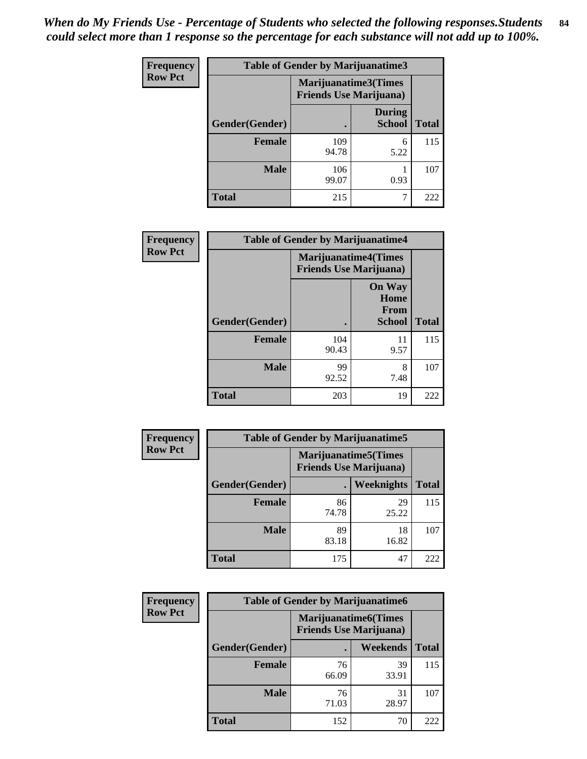*When do My Friends Use - Percentage of Students who selected the following responses.Students could select more than 1 response so the percentage for each substance will not add up to 100%.*

**Frequency**
**Row Pct**

| Table of Gender by Marijuanatime3 | | | |
|---|---|---|---|
| | Marijuanatime3(Times Friends Use Marijuana) | | |
| Gender(Gender) | . | During School | Total |
| Female | 109<br>94.78 | 6<br>5.22 | 115 |
| Male | 106<br>99.07 | 1<br>0.93 | 107 |
| Total | 215 | 7 | 222 |

**Frequency**
**Row Pct**

| Table of Gender by Marijuanatime4 | | | |
|---|---|---|---|
| | Marijuanatime4(Times Friends Use Marijuana) | | |
| Gender(Gender) | . | On Way Home From School | Total |
| Female | 104<br>90.43 | 11<br>9.57 | 115 |
| Male | 99<br>92.52 | 8<br>7.48 | 107 |
| Total | 203 | 19 | 222 |

**Frequency**
**Row Pct**

| Table of Gender by Marijuanatime5 | | | |
|---|---|---|---|
| | Marijuanatime5(Times Friends Use Marijuana) | | |
| Gender(Gender) | . | Weeknights | Total |
| Female | 86<br>74.78 | 29<br>25.22 | 115 |
| Male | 89<br>83.18 | 18<br>16.82 | 107 |
| Total | 175 | 47 | 222 |

**Frequency**
**Row Pct**

| Table of Gender by Marijuanatime6 | | | |
|---|---|---|---|
| | Marijuanatime6(Times Friends Use Marijuana) | | |
| Gender(Gender) | . | Weekends | Total |
| Female | 76<br>66.09 | 39<br>33.91 | 115 |
| Male | 76<br>71.03 | 31<br>28.97 | 107 |
| Total | 152 | 70 | 222 |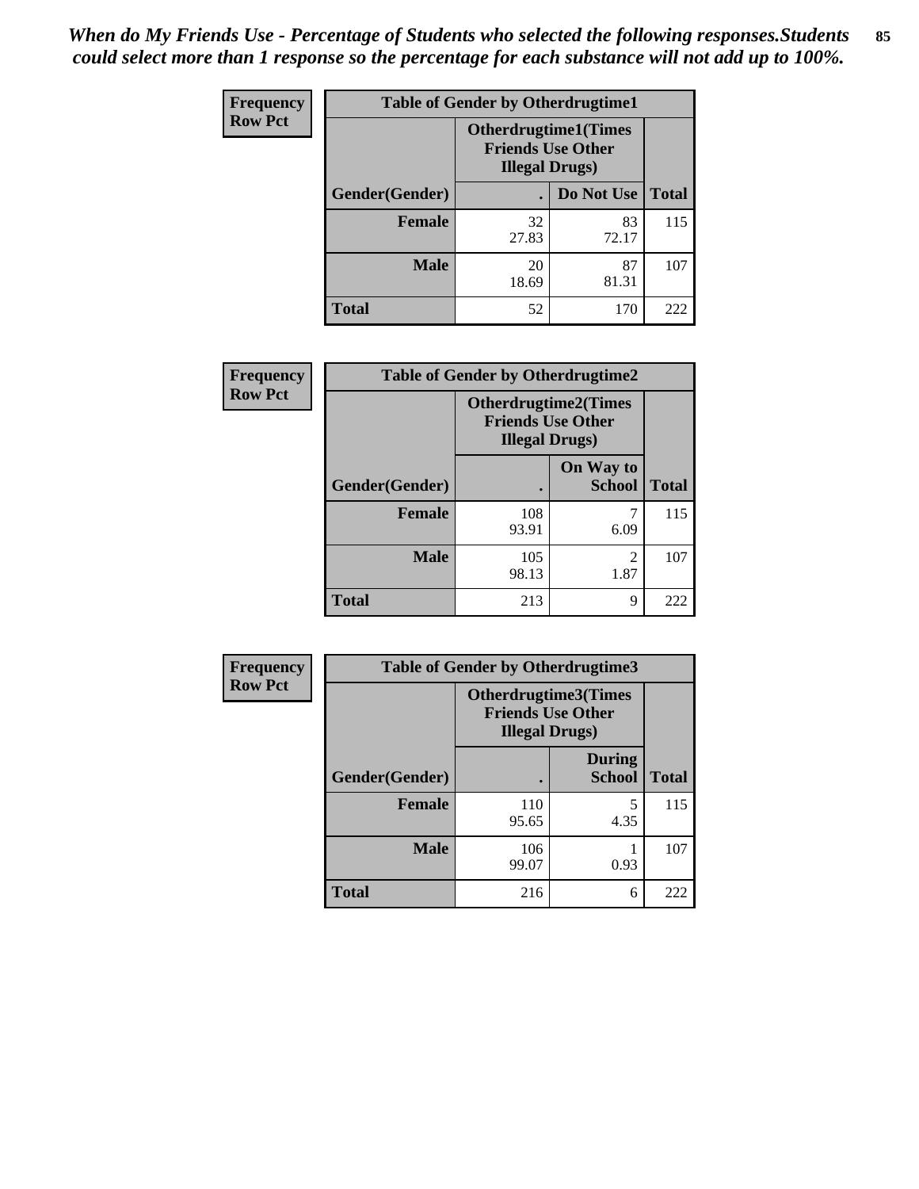*When do My Friends Use - Percentage of Students who selected the following responses.Students could select more than 1 response so the percentage for each substance will not add up to 100%.*

**Frequency**
**Row Pct**

| Table of Gender by Otherdrugtime1 | | | |
|---|---|---|---|
| | Otherdrugtime1(Times Friends Use Other Illegal Drugs) | | |
| Gender(Gender) | . | Do Not Use | Total |
| Female | 32<br>27.83 | 83<br>72.17 | 115 |
| Male | 20<br>18.69 | 87<br>81.31 | 107 |
| Total | 52 | 170 | 222 |

**Frequency**
**Row Pct**

| Table of Gender by Otherdrugtime2 | | | |
|---|---|---|---|
| | Otherdrugtime2(Times Friends Use Other Illegal Drugs) | | |
| Gender(Gender) | . | On Way to School | Total |
| Female | 108<br>93.91 | 7<br>6.09 | 115 |
| Male | 105<br>98.13 | 2<br>1.87 | 107 |
| Total | 213 | 9 | 222 |

**Frequency**
**Row Pct**

| Table of Gender by Otherdrugtime3 | | | |
|---|---|---|---|
| | Otherdrugtime3(Times Friends Use Other Illegal Drugs) | | |
| Gender(Gender) | . | During School | Total |
| Female | 110<br>95.65 | 5<br>4.35 | 115 |
| Male | 106<br>99.07 | 1<br>0.93 | 107 |
| Total | 216 | 6 | 222 |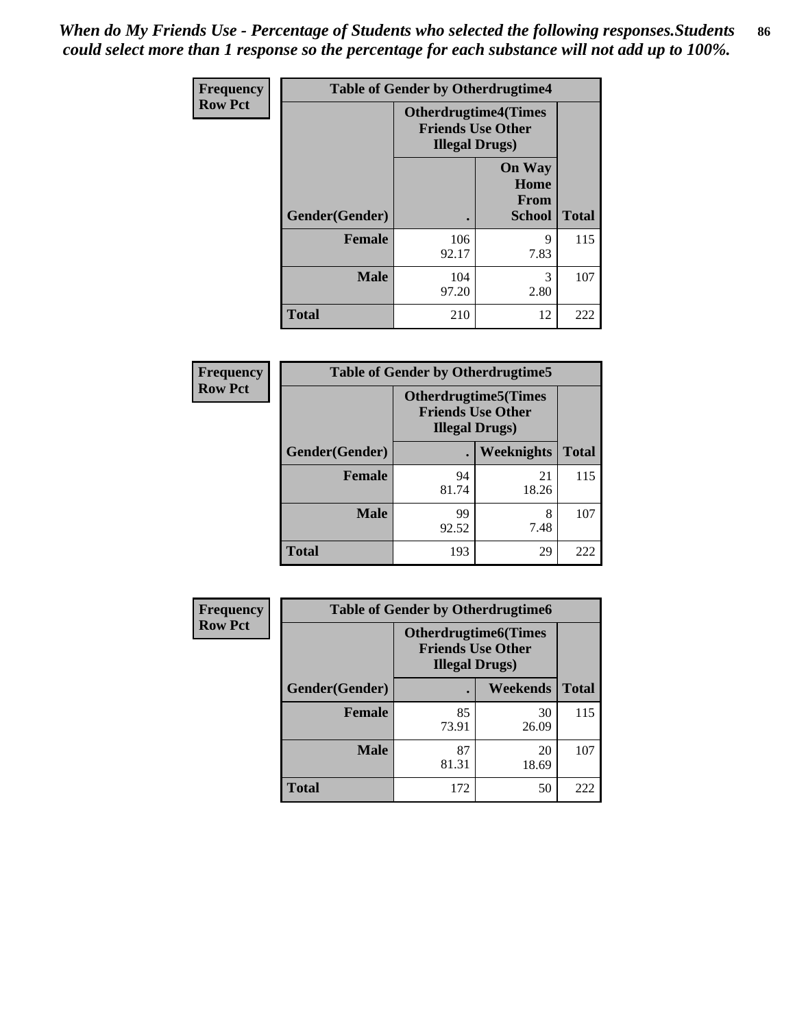*When do My Friends Use - Percentage of Students who selected the following responses.Students could select more than 1 response so the percentage for each substance will not add up to 100%.*

**Frequency**
**Row Pct**

| Table of Gender by Otherdrugtime4 | | | |
|---|---|---|---|
| | Otherdrugtime4(Times Friends Use Other Illegal Drugs) | | |
| Gender(Gender) | . | On Way Home From School | Total |
| Female | 106<br>92.17 | 9<br>7.83 | 115 |
| Male | 104<br>97.20 | 3<br>2.80 | 107 |
| Total | 210 | 12 | 222 |

**Frequency**
**Row Pct**

| Table of Gender by Otherdrugtime5 | | | |
|---|---|---|---|
| | Otherdrugtime5(Times Friends Use Other Illegal Drugs) | | |
| Gender(Gender) | . | Weeknights | Total |
| Female | 94<br>81.74 | 21<br>18.26 | 115 |
| Male | 99<br>92.52 | 8<br>7.48 | 107 |
| Total | 193 | 29 | 222 |

**Frequency**
**Row Pct**

| Table of Gender by Otherdrugtime6 | | | |
|---|---|---|---|
| | Otherdrugtime6(Times Friends Use Other Illegal Drugs) | | |
| Gender(Gender) | . | Weekends | Total |
| Female | 85<br>73.91 | 30<br>26.09 | 115 |
| Male | 87<br>81.31 | 20<br>18.69 | 107 |
| Total | 172 | 50 | 222 |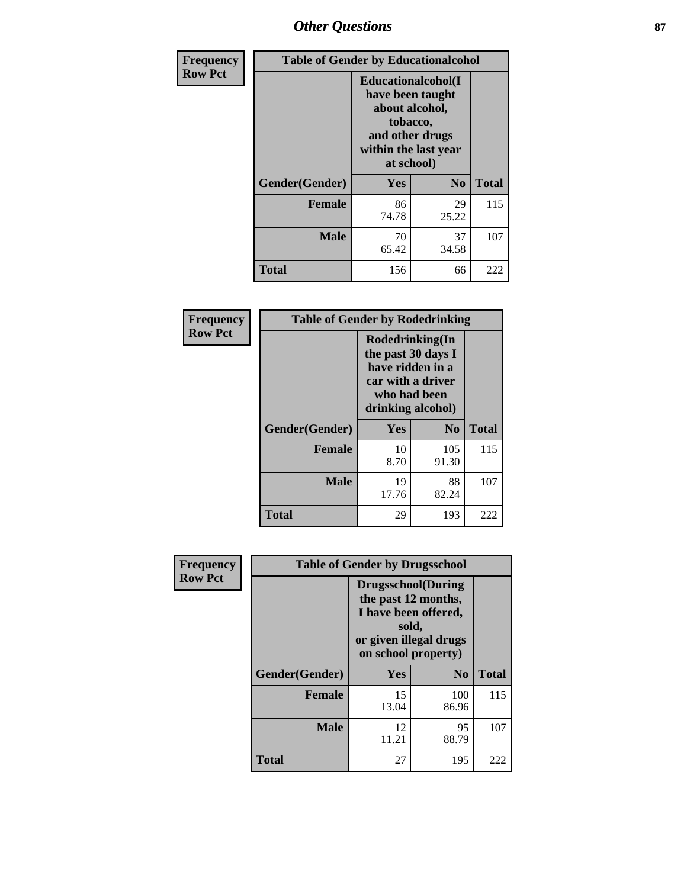## Other Questions

**Frequency**
**Row Pct**

| Table of Gender by Educationalcohol | | | |
|---|---|---|---|
| | Educationalcohol(I have been taught about alcohol, tobacco, and other drugs within the last year at school) | | |
| Gender(Gender) | Yes | No | Total |
| Female | 86<br>74.78 | 29<br>25.22 | 115 |
| Male | 70<br>65.42 | 37<br>34.58 | 107 |
| Total | 156 | 66 | 222 |

**Frequency**
**Row Pct**

| Table of Gender by Rodedrinking | | | |
|---|---|---|---|
| | Rodedrinking(In the past 30 days I have ridden in a car with a driver who had been drinking alcohol) | | |
| Gender(Gender) | Yes | No | Total |
| Female | 10<br>8.70 | 105<br>91.30 | 115 |
| Male | 19<br>17.76 | 88<br>82.24 | 107 |
| Total | 29 | 193 | 222 |

**Frequency**
**Row Pct**

| Table of Gender by Drugsschool | | | |
|---|---|---|---|
| | Drugsschool(During the past 12 months, I have been offered, sold, or given illegal drugs on school property) | | |
| Gender(Gender) | Yes | No | Total |
| Female | 15<br>13.04 | 100<br>86.96 | 115 |
| Male | 12<br>11.21 | 95<br>88.79 | 107 |
| Total | 27 | 195 | 222 |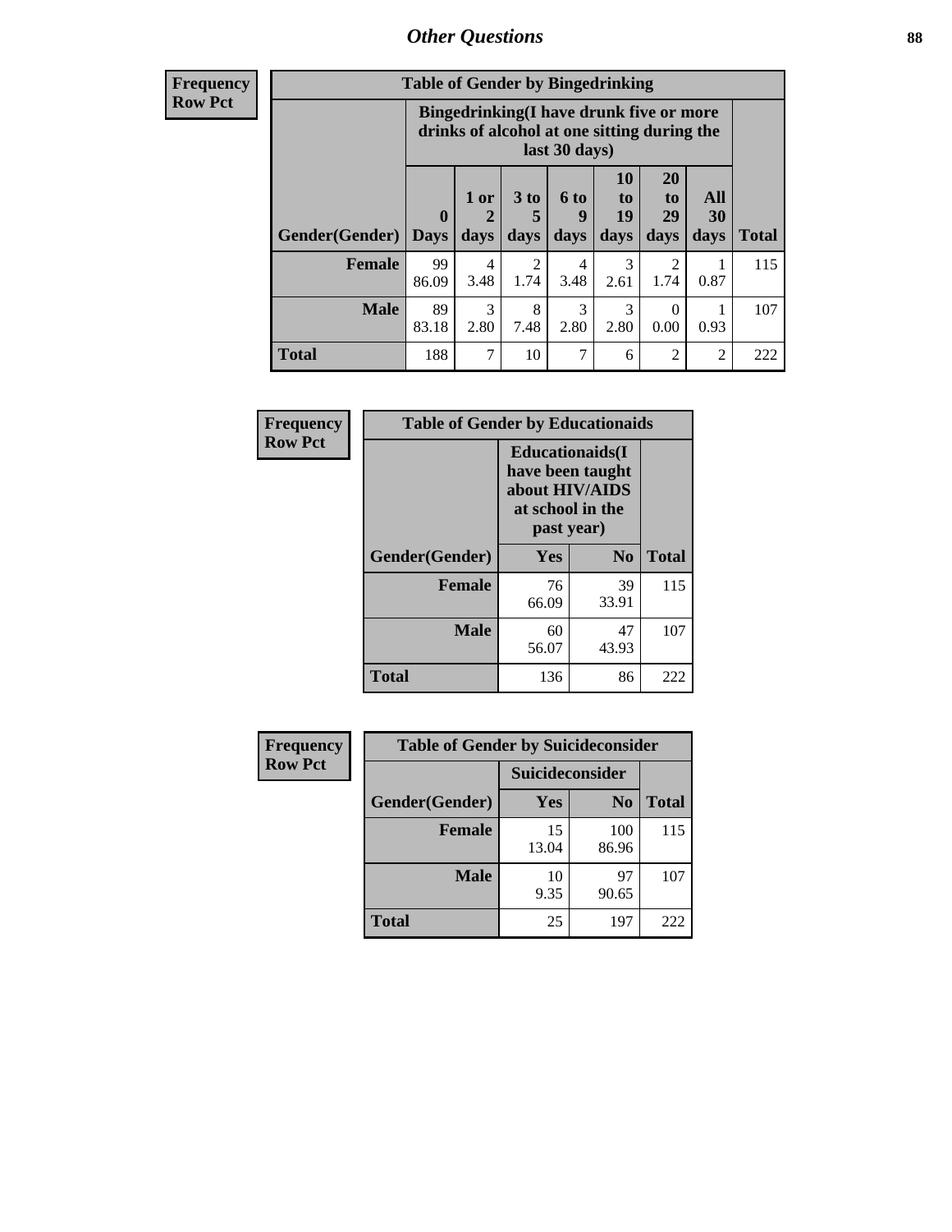## Other Questions

**Frequency**
**Row Pct**

**Table of Gender by Bingedrinking**

| Gender(Gender) | Bingedrinking(I have drunk five or more drinks of alcohol at one sitting during the last 30 days) | | | | | | | Total |
|---|---|---|---|---|---|---|---|---|
| | 0 Days | 1 or 2 days | 3 to 5 days | 6 to 9 days | 10 to 19 days | 20 to 29 days | All 30 days | |
| **Female** | 99<br>86.09 | 4<br>3.48 | 2<br>1.74 | 4<br>3.48 | 3<br>2.61 | 2<br>1.74 | 1<br>0.87 | 115 |
| **Male** | 89<br>83.18 | 3<br>2.80 | 8<br>7.48 | 3<br>2.80 | 3<br>2.80 | 0<br>0.00 | 1<br>0.93 | 107 |
| **Total** | 188 | 7 | 10 | 7 | 6 | 2 | 2 | 222 |

**Frequency**
**Row Pct**

**Table of Gender by Educationaids**

| Gender(Gender) | Educationaids(I have been taught about HIV/AIDS at school in the past year) | | Total |
|---|---|---|---|
| | Yes | No | |
| **Female** | 76<br>66.09 | 39<br>33.91 | 115 |
| **Male** | 60<br>56.07 | 47<br>43.93 | 107 |
| **Total** | 136 | 86 | 222 |

**Frequency**
**Row Pct**

**Table of Gender by Suicideconsider**

| Gender(Gender) | Suicideconsider | | Total |
|---|---|---|---|
| | Yes | No | |
| **Female** | 15<br>13.04 | 100<br>86.96 | 115 |
| **Male** | 10<br>9.35 | 97<br>90.65 | 107 |
| **Total** | 25 | 197 | 222 |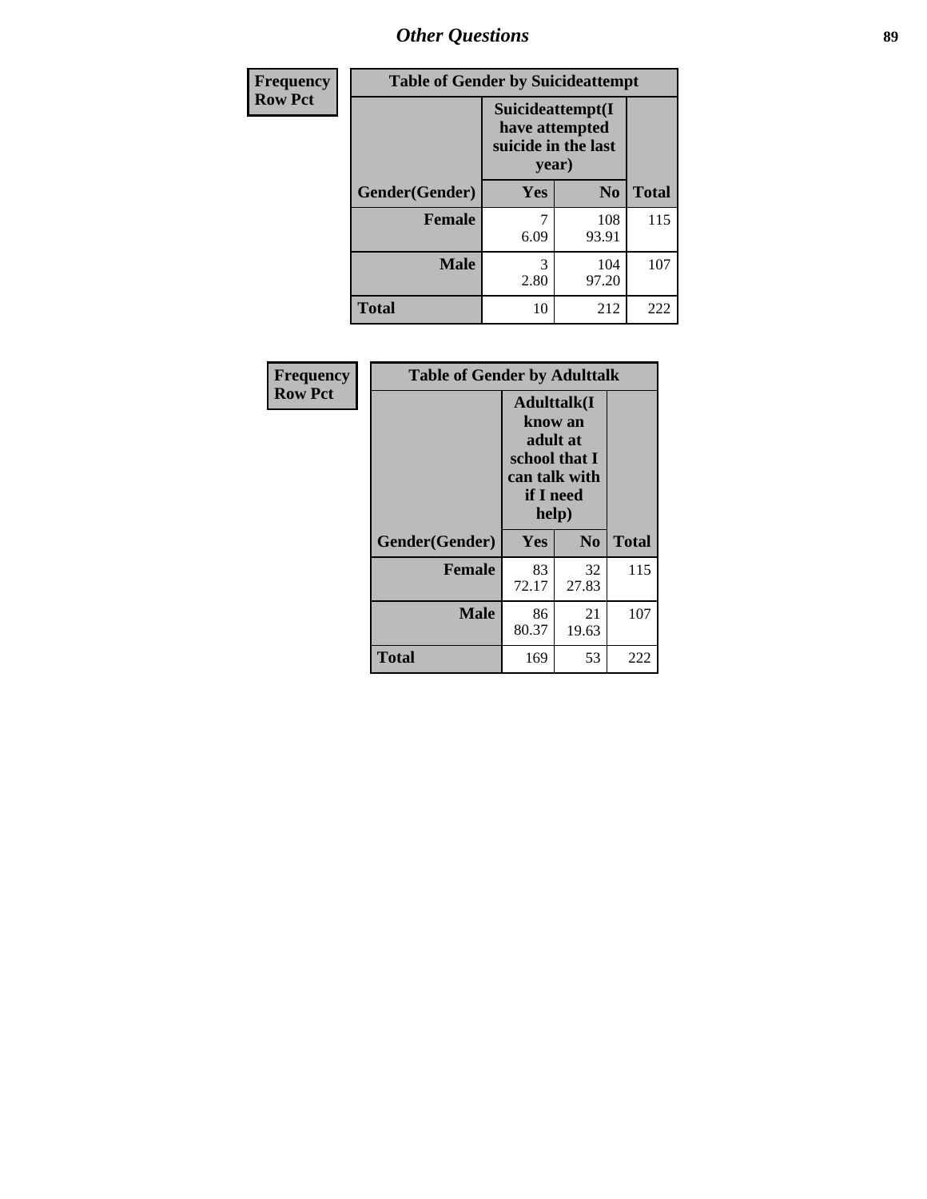# Other Questions

| Frequency Row Pct | Table of Gender by Suicideattempt | | |
|---|---|---|---|
| | Suicideattempt(I have attempted suicide in the last year) | | |
| Gender(Gender) | Yes | No | Total |
| Female | 7<br>6.09 | 108<br>93.91 | 115 |
| Male | 3<br>2.80 | 104<br>97.20 | 107 |
| Total | 10 | 212 | 222 |

| Frequency Row Pct | Table of Gender by Adulttalk | | |
|---|---|---|---|
| | Adulttalk(I know an adult at school that I can talk with if I need help) | | |
| Gender(Gender) | Yes | No | Total |
| Female | 83<br>72.17 | 32<br>27.83 | 115 |
| Male | 86<br>80.37 | 21<br>19.63 | 107 |
| Total | 169 | 53 | 222 |